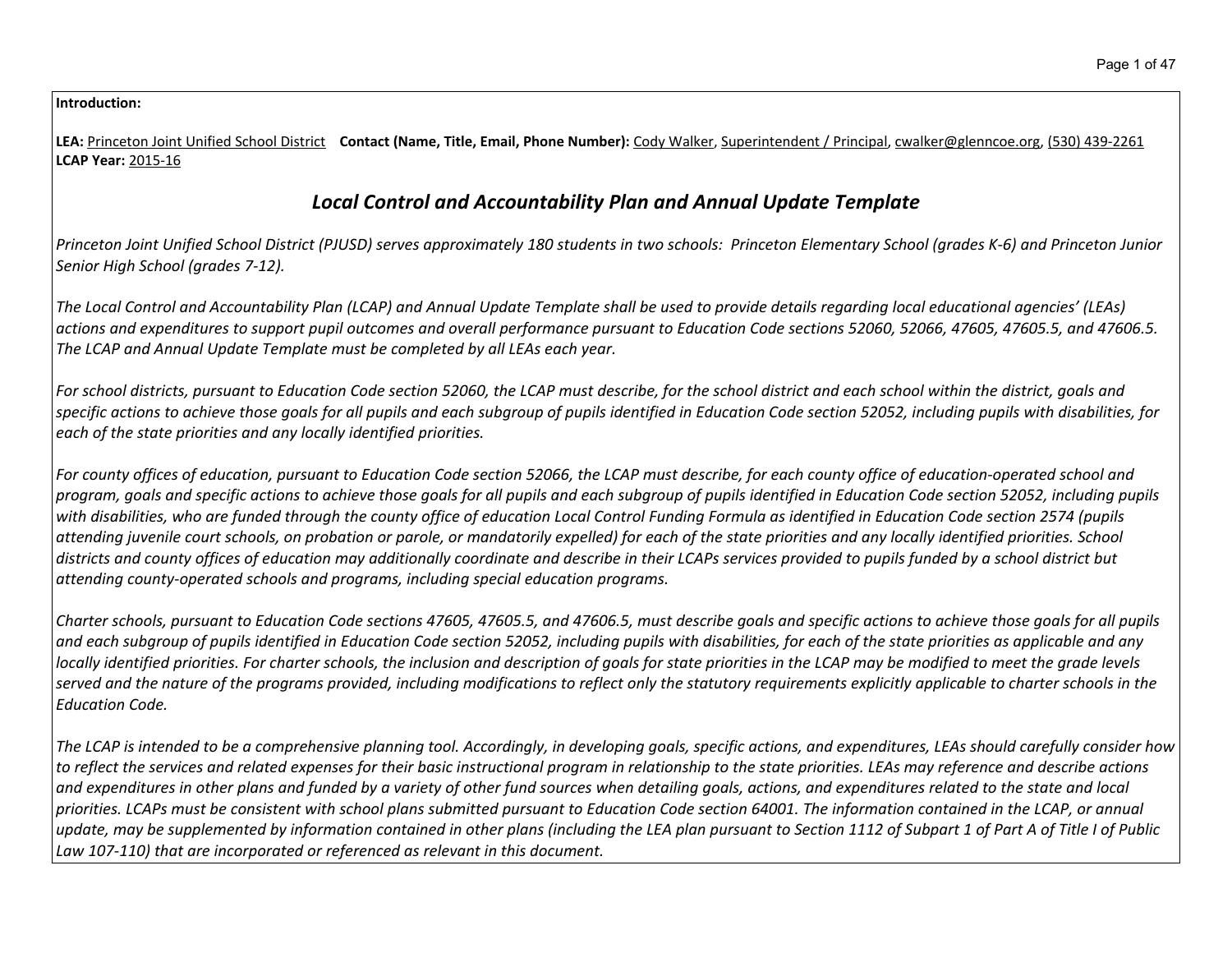**Introduction:**

**LEA:** Princeton Joint Unified School District **Contact (Name, Title, Email, Phone Number):** Cody Walker, Superintendent / Principal, cwalker@glenncoe.org, (530) 439-2261
**LCAP Year:** 2015-16

## *Local Control and Accountability Plan and Annual Update Template*

*Princeton Joint Unified School District (PJUSD) serves approximately 180 students in two schools: Princeton Elementary School (grades K-6) and Princeton Junior Senior High School (grades 7-12).*

*The Local Control and Accountability Plan (LCAP) and Annual Update Template shall be used to provide details regarding local educational agencies' (LEAs) actions and expenditures to support pupil outcomes and overall performance pursuant to Education Code sections 52060, 52066, 47605, 47605.5, and 47606.5. The LCAP and Annual Update Template must be completed by all LEAs each year.*

*For school districts, pursuant to Education Code section 52060, the LCAP must describe, for the school district and each school within the district, goals and specific actions to achieve those goals for all pupils and each subgroup of pupils identified in Education Code section 52052, including pupils with disabilities, for each of the state priorities and any locally identified priorities.*

*For county offices of education, pursuant to Education Code section 52066, the LCAP must describe, for each county office of education-operated school and program, goals and specific actions to achieve those goals for all pupils and each subgroup of pupils identified in Education Code section 52052, including pupils with disabilities, who are funded through the county office of education Local Control Funding Formula as identified in Education Code section 2574 (pupils attending juvenile court schools, on probation or parole, or mandatorily expelled) for each of the state priorities and any locally identified priorities. School districts and county offices of education may additionally coordinate and describe in their LCAPs services provided to pupils funded by a school district but attending county-operated schools and programs, including special education programs.*

*Charter schools, pursuant to Education Code sections 47605, 47605.5, and 47606.5, must describe goals and specific actions to achieve those goals for all pupils and each subgroup of pupils identified in Education Code section 52052, including pupils with disabilities, for each of the state priorities as applicable and any locally identified priorities. For charter schools, the inclusion and description of goals for state priorities in the LCAP may be modified to meet the grade levels served and the nature of the programs provided, including modifications to reflect only the statutory requirements explicitly applicable to charter schools in the Education Code.*

*The LCAP is intended to be a comprehensive planning tool. Accordingly, in developing goals, specific actions, and expenditures, LEAs should carefully consider how to reflect the services and related expenses for their basic instructional program in relationship to the state priorities. LEAs may reference and describe actions and expenditures in other plans and funded by a variety of other fund sources when detailing goals, actions, and expenditures related to the state and local priorities. LCAPs must be consistent with school plans submitted pursuant to Education Code section 64001. The information contained in the LCAP, or annual update, may be supplemented by information contained in other plans (including the LEA plan pursuant to Section 1112 of Subpart 1 of Part A of Title I of Public Law 107-110) that are incorporated or referenced as relevant in this document.*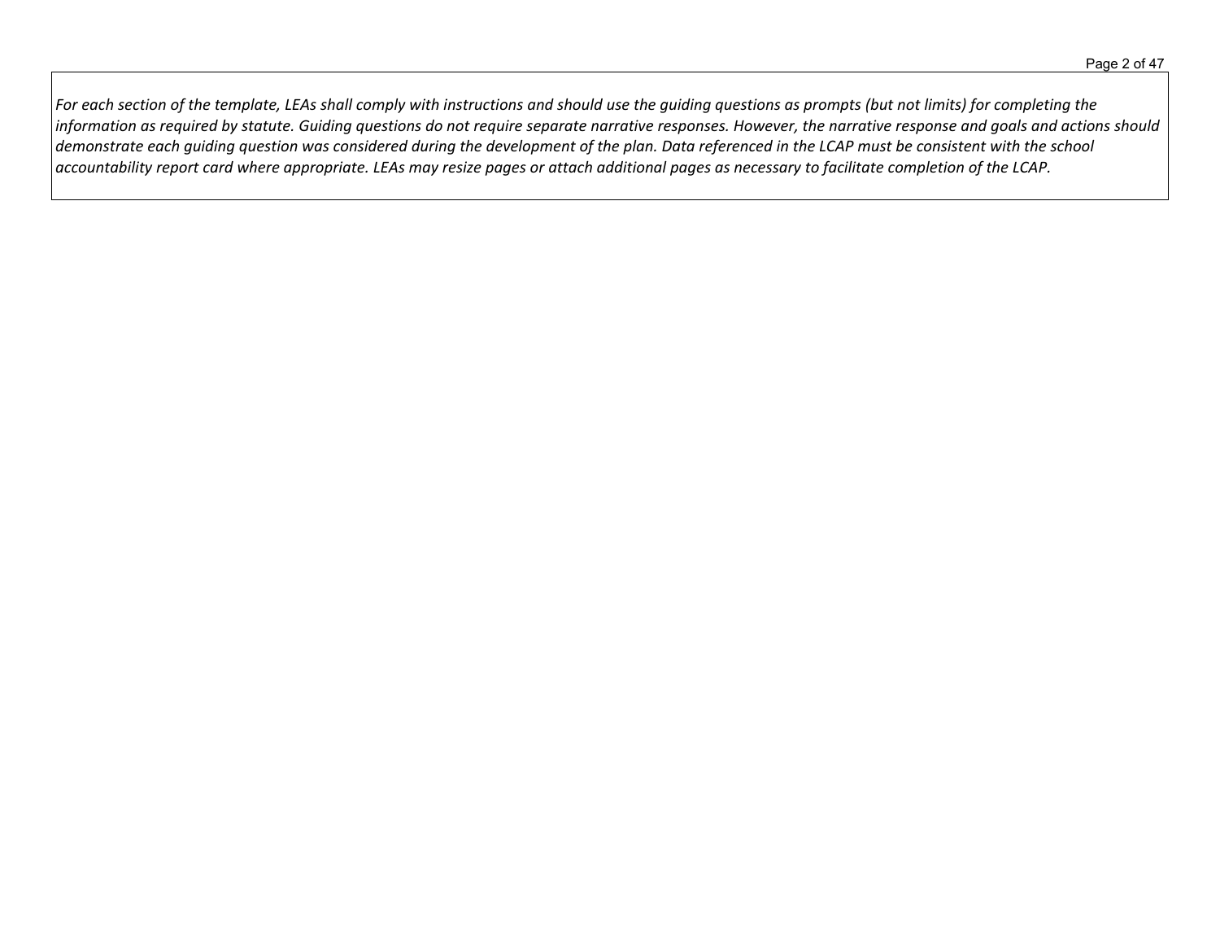*For each section of the template, LEAs shall comply with instructions and should use the guiding questions as prompts (but not limits) for completing the information as required by statute. Guiding questions do not require separate narrative responses. However, the narrative response and goals and actions should demonstrate each guiding question was considered during the development of the plan. Data referenced in the LCAP must be consistent with the school accountability report card where appropriate. LEAs may resize pages or attach additional pages as necessary to facilitate completion of the LCAP.*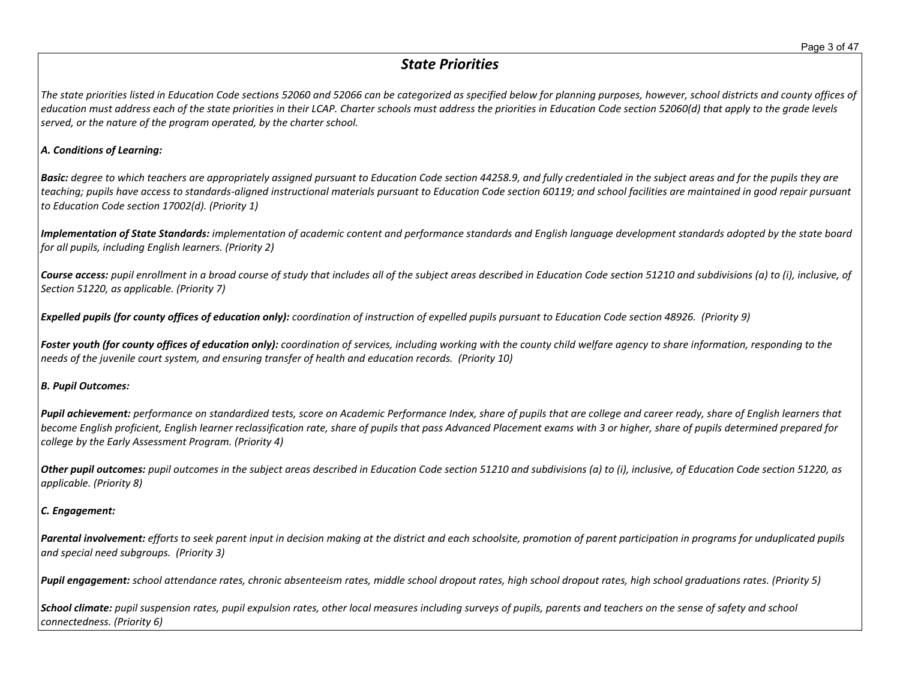## *State Priorities*

*The state priorities listed in Education Code sections 52060 and 52066 can be categorized as specified below for planning purposes, however, school districts and county offices of education must address each of the state priorities in their LCAP. Charter schools must address the priorities in Education Code section 52060(d) that apply to the grade levels served, or the nature of the program operated, by the charter school.*

***A. Conditions of Learning:***

***Basic:** degree to which teachers are appropriately assigned pursuant to Education Code section 44258.9, and fully credentialed in the subject areas and for the pupils they are teaching; pupils have access to standards-aligned instructional materials pursuant to Education Code section 60119; and school facilities are maintained in good repair pursuant to Education Code section 17002(d). (Priority 1)*

***Implementation of State Standards:** implementation of academic content and performance standards and English language development standards adopted by the state board for all pupils, including English learners. (Priority 2)*

***Course access:** pupil enrollment in a broad course of study that includes all of the subject areas described in Education Code section 51210 and subdivisions (a) to (i), inclusive, of Section 51220, as applicable. (Priority 7)*

***Expelled pupils (for county offices of education only):** coordination of instruction of expelled pupils pursuant to Education Code section 48926. (Priority 9)*

***Foster youth (for county offices of education only):** coordination of services, including working with the county child welfare agency to share information, responding to the needs of the juvenile court system, and ensuring transfer of health and education records. (Priority 10)*

***B. Pupil Outcomes:***

***Pupil achievement:** performance on standardized tests, score on Academic Performance Index, share of pupils that are college and career ready, share of English learners that become English proficient, English learner reclassification rate, share of pupils that pass Advanced Placement exams with 3 or higher, share of pupils determined prepared for college by the Early Assessment Program. (Priority 4)*

***Other pupil outcomes:** pupil outcomes in the subject areas described in Education Code section 51210 and subdivisions (a) to (i), inclusive, of Education Code section 51220, as applicable. (Priority 8)*

***C. Engagement:***

***Parental involvement:** efforts to seek parent input in decision making at the district and each schoolsite, promotion of parent participation in programs for unduplicated pupils and special need subgroups. (Priority 3)*

***Pupil engagement:** school attendance rates, chronic absenteeism rates, middle school dropout rates, high school dropout rates, high school graduations rates. (Priority 5)*

***School climate:** pupil suspension rates, pupil expulsion rates, other local measures including surveys of pupils, parents and teachers on the sense of safety and school connectedness. (Priority 6)*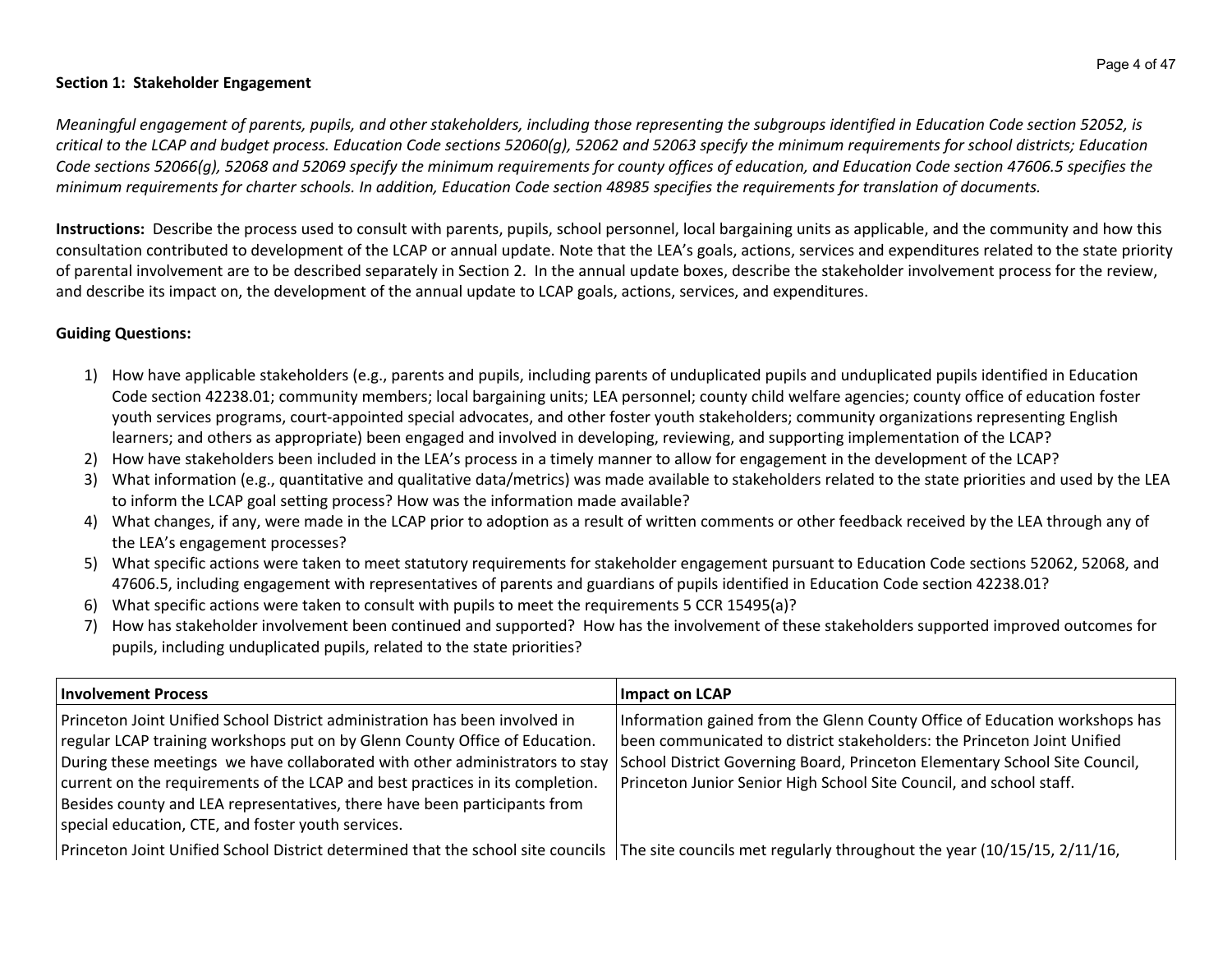**Section 1: Stakeholder Engagement**

*Meaningful engagement of parents, pupils, and other stakeholders, including those representing the subgroups identified in Education Code section 52052, is critical to the LCAP and budget process. Education Code sections 52060(g), 52062 and 52063 specify the minimum requirements for school districts; Education Code sections 52066(g), 52068 and 52069 specify the minimum requirements for county offices of education, and Education Code section 47606.5 specifies the minimum requirements for charter schools. In addition, Education Code section 48985 specifies the requirements for translation of documents.*

**Instructions:** Describe the process used to consult with parents, pupils, school personnel, local bargaining units as applicable, and the community and how this consultation contributed to development of the LCAP or annual update. Note that the LEA's goals, actions, services and expenditures related to the state priority of parental involvement are to be described separately in Section 2. In the annual update boxes, describe the stakeholder involvement process for the review, and describe its impact on, the development of the annual update to LCAP goals, actions, services, and expenditures.

**Guiding Questions:**

1) How have applicable stakeholders (e.g., parents and pupils, including parents of unduplicated pupils and unduplicated pupils identified in Education Code section 42238.01; community members; local bargaining units; LEA personnel; county child welfare agencies; county office of education foster youth services programs, court-appointed special advocates, and other foster youth stakeholders; community organizations representing English learners; and others as appropriate) been engaged and involved in developing, reviewing, and supporting implementation of the LCAP?
2) How have stakeholders been included in the LEA's process in a timely manner to allow for engagement in the development of the LCAP?
3) What information (e.g., quantitative and qualitative data/metrics) was made available to stakeholders related to the state priorities and used by the LEA to inform the LCAP goal setting process? How was the information made available?
4) What changes, if any, were made in the LCAP prior to adoption as a result of written comments or other feedback received by the LEA through any of the LEA's engagement processes?
5) What specific actions were taken to meet statutory requirements for stakeholder engagement pursuant to Education Code sections 52062, 52068, and 47606.5, including engagement with representatives of parents and guardians of pupils identified in Education Code section 42238.01?
6) What specific actions were taken to consult with pupils to meet the requirements 5 CCR 15495(a)?
7) How has stakeholder involvement been continued and supported? How has the involvement of these stakeholders supported improved outcomes for pupils, including unduplicated pupils, related to the state priorities?

| Involvement Process | Impact on LCAP |
|---|---|
| Princeton Joint Unified School District administration has been involved in regular LCAP training workshops put on by Glenn County Office of Education. During these meetings we have collaborated with other administrators to stay current on the requirements of the LCAP and best practices in its completion. Besides county and LEA representatives, there have been participants from special education, CTE, and foster youth services. | Information gained from the Glenn County Office of Education workshops has been communicated to district stakeholders: the Princeton Joint Unified School District Governing Board, Princeton Elementary School Site Council, Princeton Junior Senior High School Site Council, and school staff. |
| Princeton Joint Unified School District determined that the school site councils | The site councils met regularly throughout the year (10/15/15, 2/11/16, |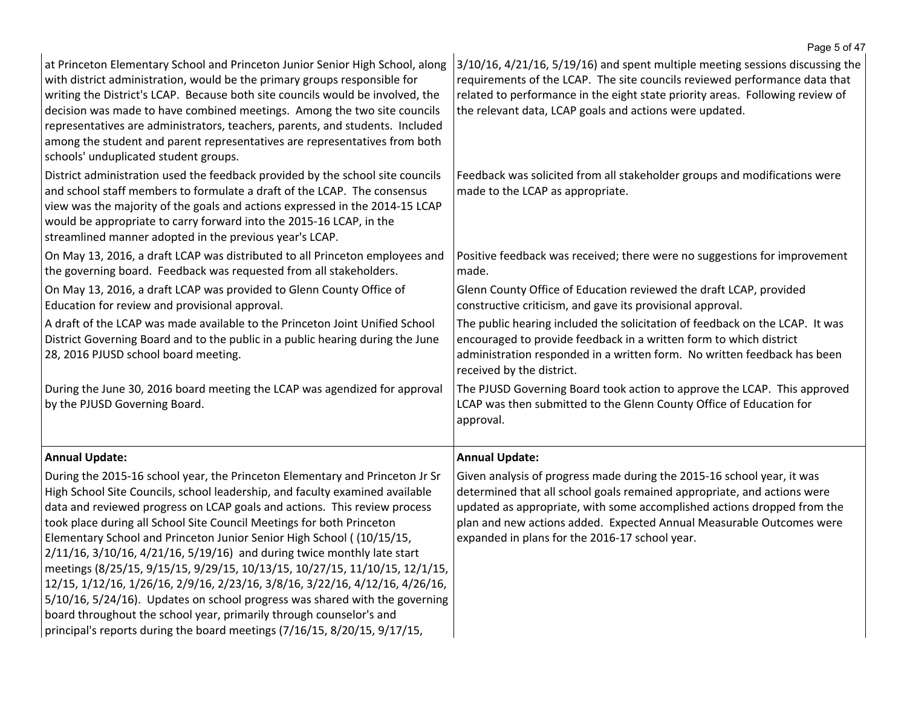| | |
|---|---|
| at Princeton Elementary School and Princeton Junior Senior High School, along with district administration, would be the primary groups responsible for writing the District's LCAP. Because both site councils would be involved, the decision was made to have combined meetings. Among the two site councils representatives are administrators, teachers, parents, and students. Included among the student and parent representatives are representatives from both schools' unduplicated student groups. | 3/10/16, 4/21/16, 5/19/16) and spent multiple meeting sessions discussing the requirements of the LCAP. The site councils reviewed performance data that related to performance in the eight state priority areas. Following review of the relevant data, LCAP goals and actions were updated. |
| District administration used the feedback provided by the school site councils and school staff members to formulate a draft of the LCAP. The consensus view was the majority of the goals and actions expressed in the 2014-15 LCAP would be appropriate to carry forward into the 2015-16 LCAP, in the streamlined manner adopted in the previous year's LCAP. | Feedback was solicited from all stakeholder groups and modifications were made to the LCAP as appropriate. |
| On May 13, 2016, a draft LCAP was distributed to all Princeton employees and the governing board. Feedback was requested from all stakeholders. | Positive feedback was received; there were no suggestions for improvement made. |
| On May 13, 2016, a draft LCAP was provided to Glenn County Office of Education for review and provisional approval. | Glenn County Office of Education reviewed the draft LCAP, provided constructive criticism, and gave its provisional approval. |
| A draft of the LCAP was made available to the Princeton Joint Unified School District Governing Board and to the public in a public hearing during the June 28, 2016 PJUSD school board meeting. | The public hearing included the solicitation of feedback on the LCAP. It was encouraged to provide feedback in a written form to which district administration responded in a written form. No written feedback has been received by the district. |
| During the June 30, 2016 board meeting the LCAP was agendized for approval by the PJUSD Governing Board. | The PJUSD Governing Board took action to approve the LCAP. This approved LCAP was then submitted to the Glenn County Office of Education for approval. |
| **Annual Update:**<br>During the 2015-16 school year, the Princeton Elementary and Princeton Jr Sr High School Site Councils, school leadership, and faculty examined available data and reviewed progress on LCAP goals and actions. This review process took place during all School Site Council Meetings for both Princeton Elementary School and Princeton Junior Senior High School ( (10/15/15, 2/11/16, 3/10/16, 4/21/16, 5/19/16) and during twice monthly late start meetings (8/25/15, 9/15/15, 9/29/15, 10/13/15, 10/27/15, 11/10/15, 12/1/15, 12/15, 1/12/16, 1/26/16, 2/9/16, 2/23/16, 3/8/16, 3/22/16, 4/12/16, 4/26/16, 5/10/16, 5/24/16). Updates on school progress was shared with the governing board throughout the school year, primarily through counselor's and principal's reports during the board meetings (7/16/15, 8/20/15, 9/17/15, | **Annual Update:**<br>Given analysis of progress made during the 2015-16 school year, it was determined that all school goals remained appropriate, and actions were updated as appropriate, with some accomplished actions dropped from the plan and new actions added. Expected Annual Measurable Outcomes were expanded in plans for the 2016-17 school year. |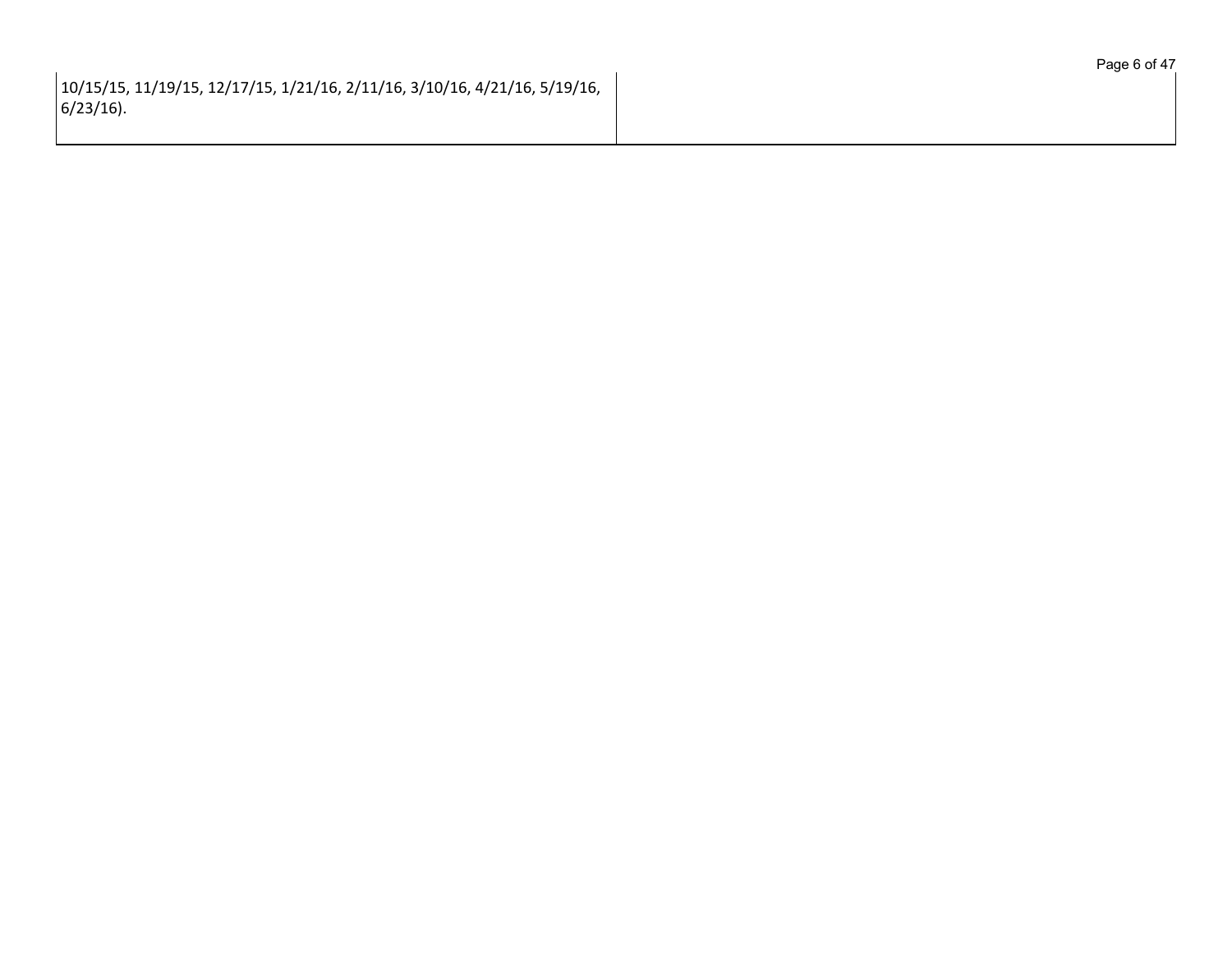| | |
|---|---|
| 10/15/15, 11/19/15, 12/17/15, 1/21/16, 2/11/16, 3/10/16, 4/21/16, 5/19/16, 6/23/16). | |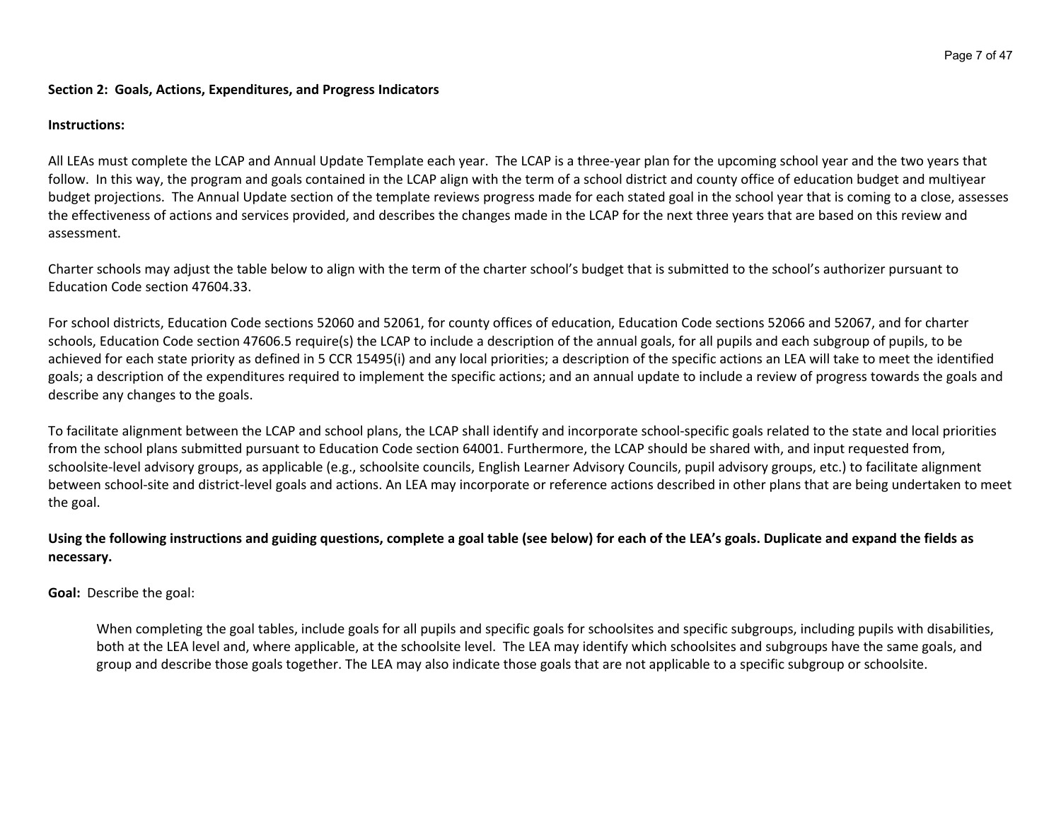**Section 2: Goals, Actions, Expenditures, and Progress Indicators**

**Instructions:**

All LEAs must complete the LCAP and Annual Update Template each year. The LCAP is a three-year plan for the upcoming school year and the two years that follow. In this way, the program and goals contained in the LCAP align with the term of a school district and county office of education budget and multiyear budget projections. The Annual Update section of the template reviews progress made for each stated goal in the school year that is coming to a close, assesses the effectiveness of actions and services provided, and describes the changes made in the LCAP for the next three years that are based on this review and assessment.

Charter schools may adjust the table below to align with the term of the charter school's budget that is submitted to the school's authorizer pursuant to Education Code section 47604.33.

For school districts, Education Code sections 52060 and 52061, for county offices of education, Education Code sections 52066 and 52067, and for charter schools, Education Code section 47606.5 require(s) the LCAP to include a description of the annual goals, for all pupils and each subgroup of pupils, to be achieved for each state priority as defined in 5 CCR 15495(i) and any local priorities; a description of the specific actions an LEA will take to meet the identified goals; a description of the expenditures required to implement the specific actions; and an annual update to include a review of progress towards the goals and describe any changes to the goals.

To facilitate alignment between the LCAP and school plans, the LCAP shall identify and incorporate school-specific goals related to the state and local priorities from the school plans submitted pursuant to Education Code section 64001. Furthermore, the LCAP should be shared with, and input requested from, schoolsite-level advisory groups, as applicable (e.g., schoolsite councils, English Learner Advisory Councils, pupil advisory groups, etc.) to facilitate alignment between school-site and district-level goals and actions. An LEA may incorporate or reference actions described in other plans that are being undertaken to meet the goal.

**Using the following instructions and guiding questions, complete a goal table (see below) for each of the LEA's goals. Duplicate and expand the fields as necessary.**

**Goal:** Describe the goal:

> When completing the goal tables, include goals for all pupils and specific goals for schoolsites and specific subgroups, including pupils with disabilities, both at the LEA level and, where applicable, at the schoolsite level. The LEA may identify which schoolsites and subgroups have the same goals, and group and describe those goals together. The LEA may also indicate those goals that are not applicable to a specific subgroup or schoolsite.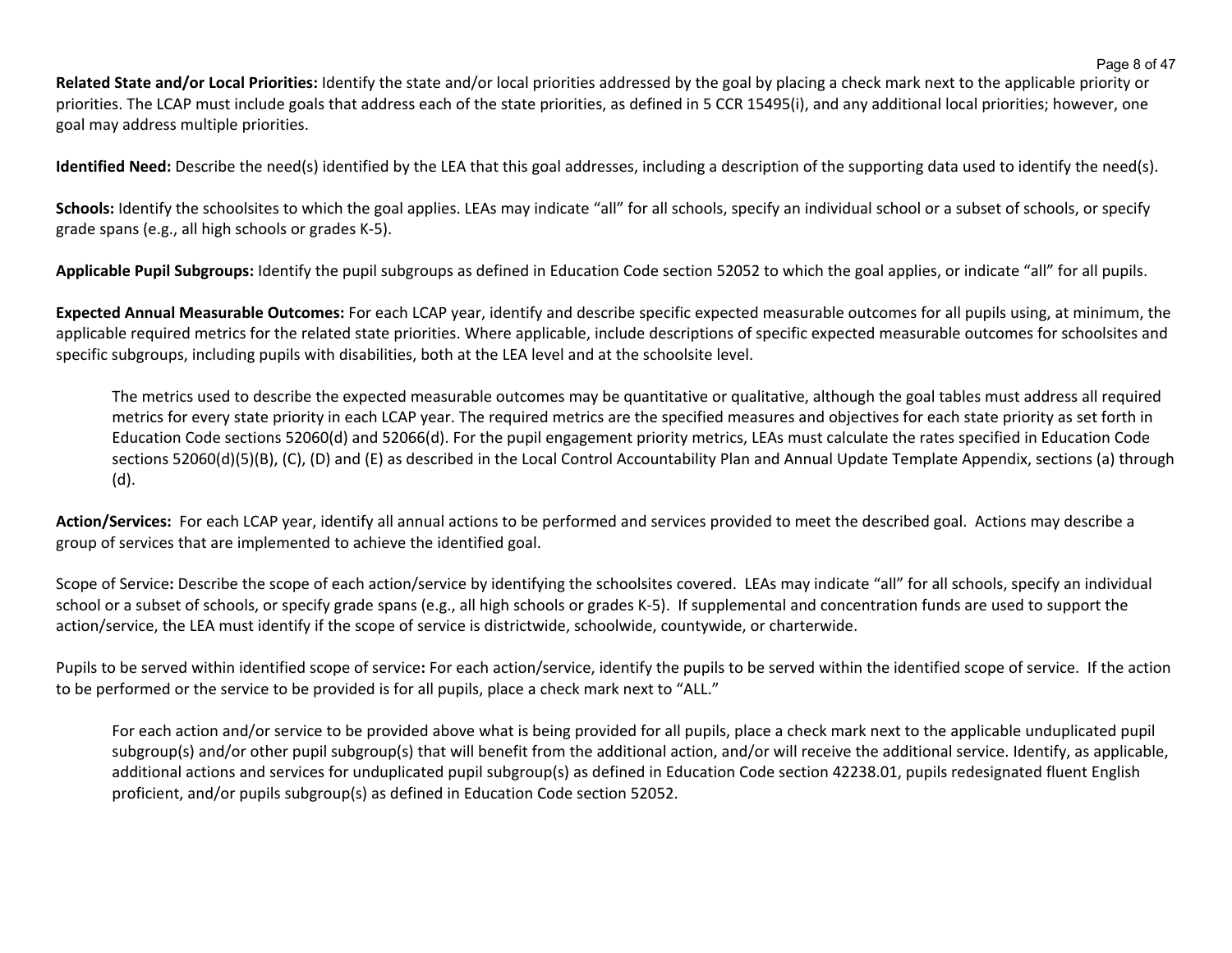**Related State and/or Local Priorities:** Identify the state and/or local priorities addressed by the goal by placing a check mark next to the applicable priority or priorities. The LCAP must include goals that address each of the state priorities, as defined in 5 CCR 15495(i), and any additional local priorities; however, one goal may address multiple priorities.

**Identified Need:** Describe the need(s) identified by the LEA that this goal addresses, including a description of the supporting data used to identify the need(s).

**Schools:** Identify the schoolsites to which the goal applies. LEAs may indicate "all" for all schools, specify an individual school or a subset of schools, or specify grade spans (e.g., all high schools or grades K-5).

**Applicable Pupil Subgroups:** Identify the pupil subgroups as defined in Education Code section 52052 to which the goal applies, or indicate "all" for all pupils.

**Expected Annual Measurable Outcomes:** For each LCAP year, identify and describe specific expected measurable outcomes for all pupils using, at minimum, the applicable required metrics for the related state priorities. Where applicable, include descriptions of specific expected measurable outcomes for schoolsites and specific subgroups, including pupils with disabilities, both at the LEA level and at the schoolsite level.

> The metrics used to describe the expected measurable outcomes may be quantitative or qualitative, although the goal tables must address all required metrics for every state priority in each LCAP year. The required metrics are the specified measures and objectives for each state priority as set forth in Education Code sections 52060(d) and 52066(d). For the pupil engagement priority metrics, LEAs must calculate the rates specified in Education Code sections 52060(d)(5)(B), (C), (D) and (E) as described in the Local Control Accountability Plan and Annual Update Template Appendix, sections (a) through (d).

**Action/Services:** For each LCAP year, identify all annual actions to be performed and services provided to meet the described goal. Actions may describe a group of services that are implemented to achieve the identified goal.

Scope of Service**:** Describe the scope of each action/service by identifying the schoolsites covered. LEAs may indicate "all" for all schools, specify an individual school or a subset of schools, or specify grade spans (e.g., all high schools or grades K-5). If supplemental and concentration funds are used to support the action/service, the LEA must identify if the scope of service is districtwide, schoolwide, countywide, or charterwide.

Pupils to be served within identified scope of service**:** For each action/service, identify the pupils to be served within the identified scope of service. If the action to be performed or the service to be provided is for all pupils, place a check mark next to "ALL."

> For each action and/or service to be provided above what is being provided for all pupils, place a check mark next to the applicable unduplicated pupil subgroup(s) and/or other pupil subgroup(s) that will benefit from the additional action, and/or will receive the additional service. Identify, as applicable, additional actions and services for unduplicated pupil subgroup(s) as defined in Education Code section 42238.01, pupils redesignated fluent English proficient, and/or pupils subgroup(s) as defined in Education Code section 52052.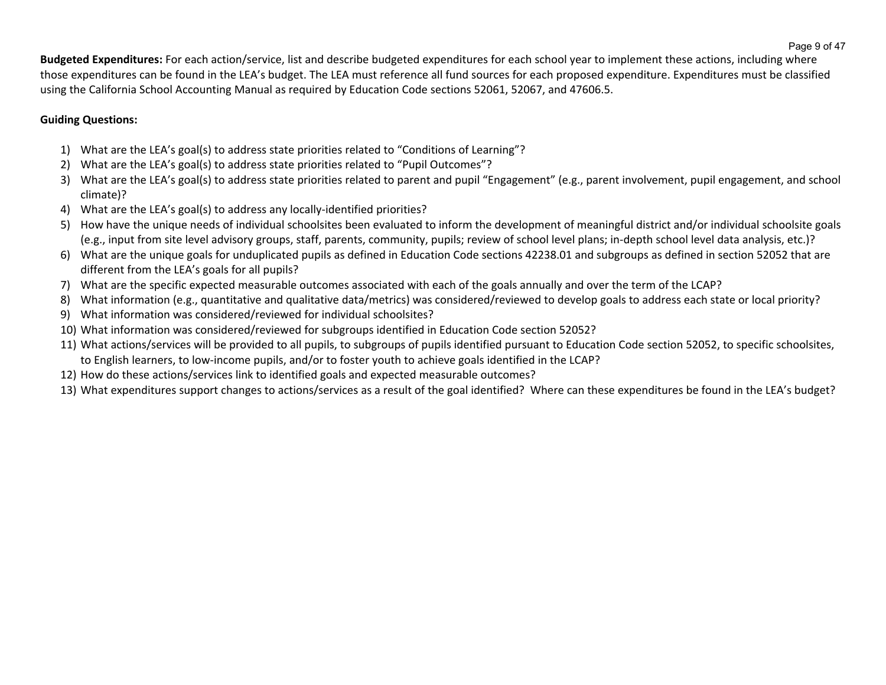**Budgeted Expenditures:** For each action/service, list and describe budgeted expenditures for each school year to implement these actions, including where those expenditures can be found in the LEA's budget. The LEA must reference all fund sources for each proposed expenditure. Expenditures must be classified using the California School Accounting Manual as required by Education Code sections 52061, 52067, and 47606.5.

**Guiding Questions:**

1) What are the LEA's goal(s) to address state priorities related to "Conditions of Learning"?
2) What are the LEA's goal(s) to address state priorities related to "Pupil Outcomes"?
3) What are the LEA's goal(s) to address state priorities related to parent and pupil "Engagement" (e.g., parent involvement, pupil engagement, and school climate)?
4) What are the LEA's goal(s) to address any locally-identified priorities?
5) How have the unique needs of individual schoolsites been evaluated to inform the development of meaningful district and/or individual schoolsite goals (e.g., input from site level advisory groups, staff, parents, community, pupils; review of school level plans; in-depth school level data analysis, etc.)?
6) What are the unique goals for unduplicated pupils as defined in Education Code sections 42238.01 and subgroups as defined in section 52052 that are different from the LEA's goals for all pupils?
7) What are the specific expected measurable outcomes associated with each of the goals annually and over the term of the LCAP?
8) What information (e.g., quantitative and qualitative data/metrics) was considered/reviewed to develop goals to address each state or local priority?
9) What information was considered/reviewed for individual schoolsites?
10) What information was considered/reviewed for subgroups identified in Education Code section 52052?
11) What actions/services will be provided to all pupils, to subgroups of pupils identified pursuant to Education Code section 52052, to specific schoolsites, to English learners, to low-income pupils, and/or to foster youth to achieve goals identified in the LCAP?
12) How do these actions/services link to identified goals and expected measurable outcomes?
13) What expenditures support changes to actions/services as a result of the goal identified? Where can these expenditures be found in the LEA's budget?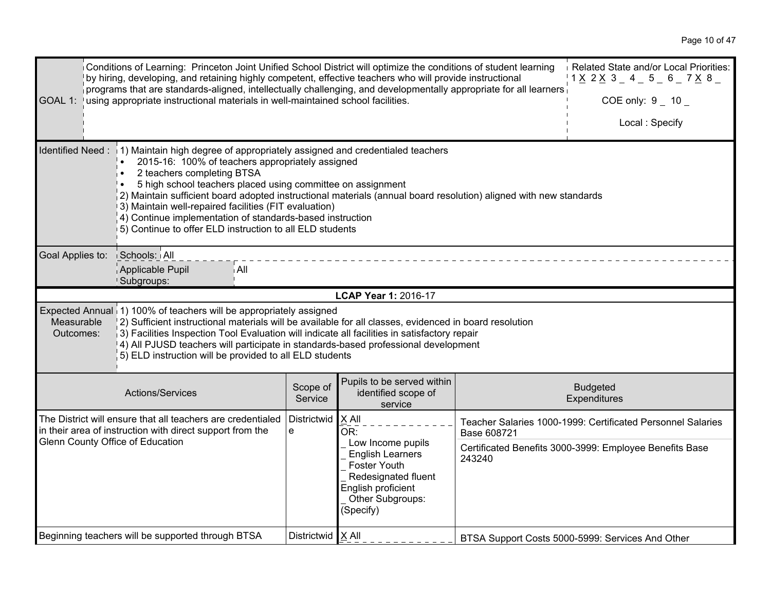| GOAL 1: | Conditions of Learning: Princeton Joint Unified School District will optimize the conditions of student learning by hiring, developing, and retaining highly competent, effective teachers who will provide instructional programs that are standards-aligned, intellectually challenging, and developmentally appropriate for all learners using appropriate instructional materials in well-maintained school facilities. | Related State and/or Local Priorities: 1 X 2 X 3 _ 4 _ 5 _ 6 _ 7 X 8 _ <br> COE only: 9 _ 10 _ <br> Local : Specify |
|---|---|---|

| Identified Need : | 1) Maintain high degree of appropriately assigned and credentialed teachers<br>• 2015-16: 100% of teachers appropriately assigned<br>• 2 teachers completing BTSA<br>• 5 high school teachers placed using committee on assignment<br>2) Maintain sufficient board adopted instructional materials (annual board resolution) aligned with new standards<br>3) Maintain well-repaired facilities (FIT evaluation)<br>4) Continue implementation of standards-based instruction<br>5) Continue to offer ELD instruction to all ELD students |
|---|---|
| Goal Applies to: | Schools: All<br>Applicable Pupil Subgroups: All |

**LCAP Year 1:** 2016-17

| Expected Annual Measurable Outcomes: | 1) 100% of teachers will be appropriately assigned<br>2) Sufficient instructional materials will be available for all classes, evidenced in board resolution<br>3) Facilities Inspection Tool Evaluation will indicate all facilities in satisfactory repair<br>4) All PJUSD teachers will participate in standards-based professional development<br>5) ELD instruction will be provided to all ELD students |
|---|---|

| Actions/Services | Scope of Service | Pupils to be served within identified scope of service | Budgeted Expenditures |
|---|---|---|---|
| The District will ensure that all teachers are credentialed in their area of instruction with direct support from the Glenn County Office of Education | Districtwide | X All<br>OR:<br>_ Low Income pupils<br>_ English Learners<br>_ Foster Youth<br>_ Redesignated fluent English proficient<br>_ Other Subgroups: (Specify) | Teacher Salaries 1000-1999: Certificated Personnel Salaries Base 608721<br><br>Certificated Benefits 3000-3999: Employee Benefits Base 243240 |
| Beginning teachers will be supported through BTSA | Districtwid | X All | BTSA Support Costs 5000-5999: Services And Other |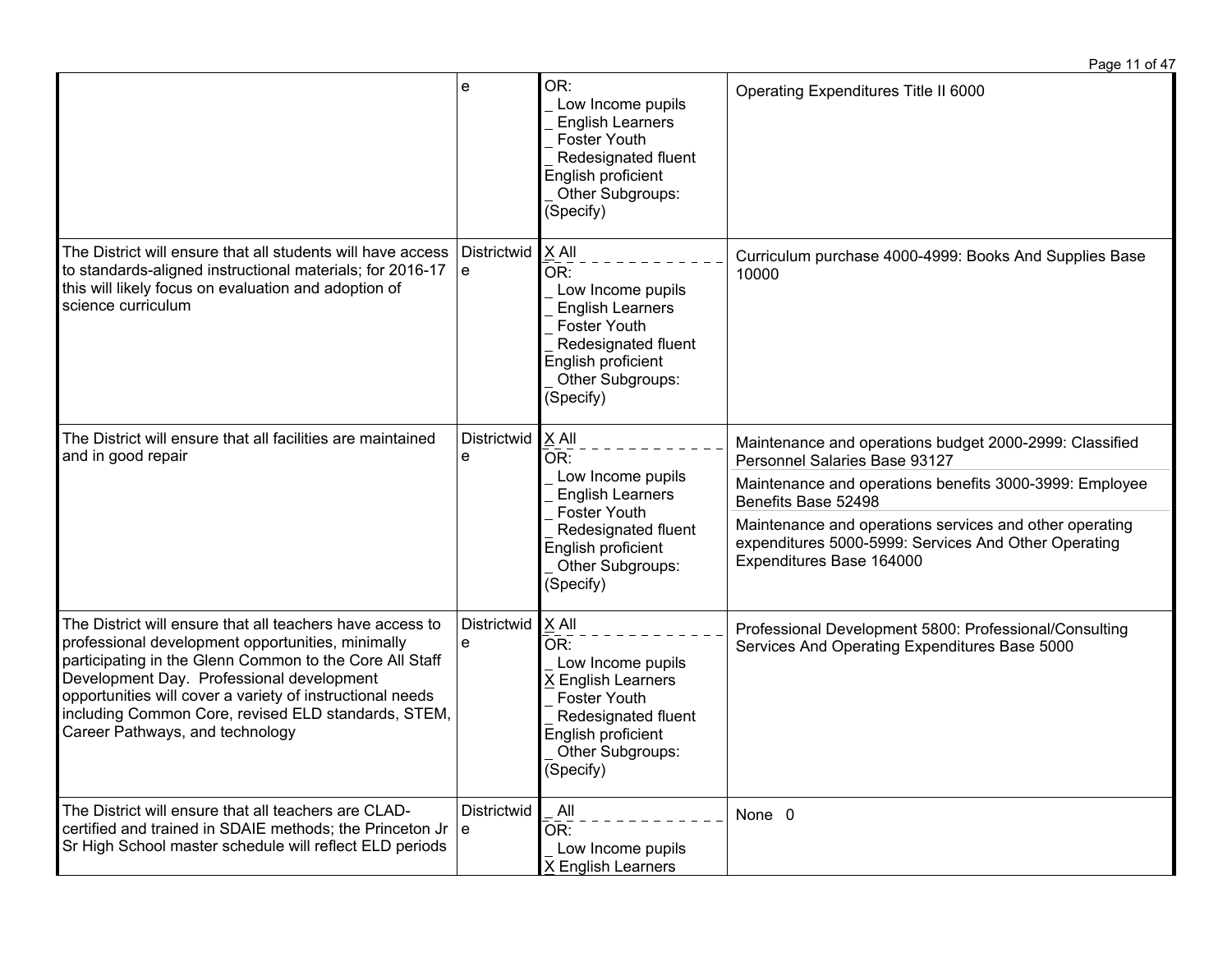| | | | |
|---|---|---|---|
| | Districtwide | OR:<br>_ Low Income pupils<br>_ English Learners<br>_ Foster Youth<br>_ Redesignated fluent English proficient<br>_ Other Subgroups: (Specify) | Operating Expenditures Title II 6000 |
| The District will ensure that all students will have access to standards-aligned instructional materials; for 2016-17 this will likely focus on evaluation and adoption of science curriculum | Districtwide | X All<br>OR:<br>_ Low Income pupils<br>_ English Learners<br>_ Foster Youth<br>_ Redesignated fluent English proficient<br>_ Other Subgroups: (Specify) | Curriculum purchase 4000-4999: Books And Supplies Base 10000 |
| The District will ensure that all facilities are maintained and in good repair | Districtwide | X All<br>OR:<br>_ Low Income pupils<br>_ English Learners<br>_ Foster Youth<br>_ Redesignated fluent English proficient<br>_ Other Subgroups: (Specify) | Maintenance and operations budget 2000-2999: Classified Personnel Salaries Base 93127<br>Maintenance and operations benefits 3000-3999: Employee Benefits Base 52498<br>Maintenance and operations services and other operating expenditures 5000-5999: Services And Other Operating Expenditures Base 164000 |
| The District will ensure that all teachers have access to professional development opportunities, minimally participating in the Glenn Common to the Core All Staff Development Day. Professional development opportunities will cover a variety of instructional needs including Common Core, revised ELD standards, STEM, Career Pathways, and technology | Districtwide | X All<br>OR:<br>_ Low Income pupils<br>X English Learners<br>_ Foster Youth<br>_ Redesignated fluent English proficient<br>_ Other Subgroups: (Specify) | Professional Development 5800: Professional/Consulting Services And Operating Expenditures Base 5000 |
| The District will ensure that all teachers are CLAD-certified and trained in SDAIE methods; the Princeton Jr Sr High School master schedule will reflect ELD periods | Districtwide | _ All<br>OR:<br>_ Low Income pupils<br>X English Learners | None 0 |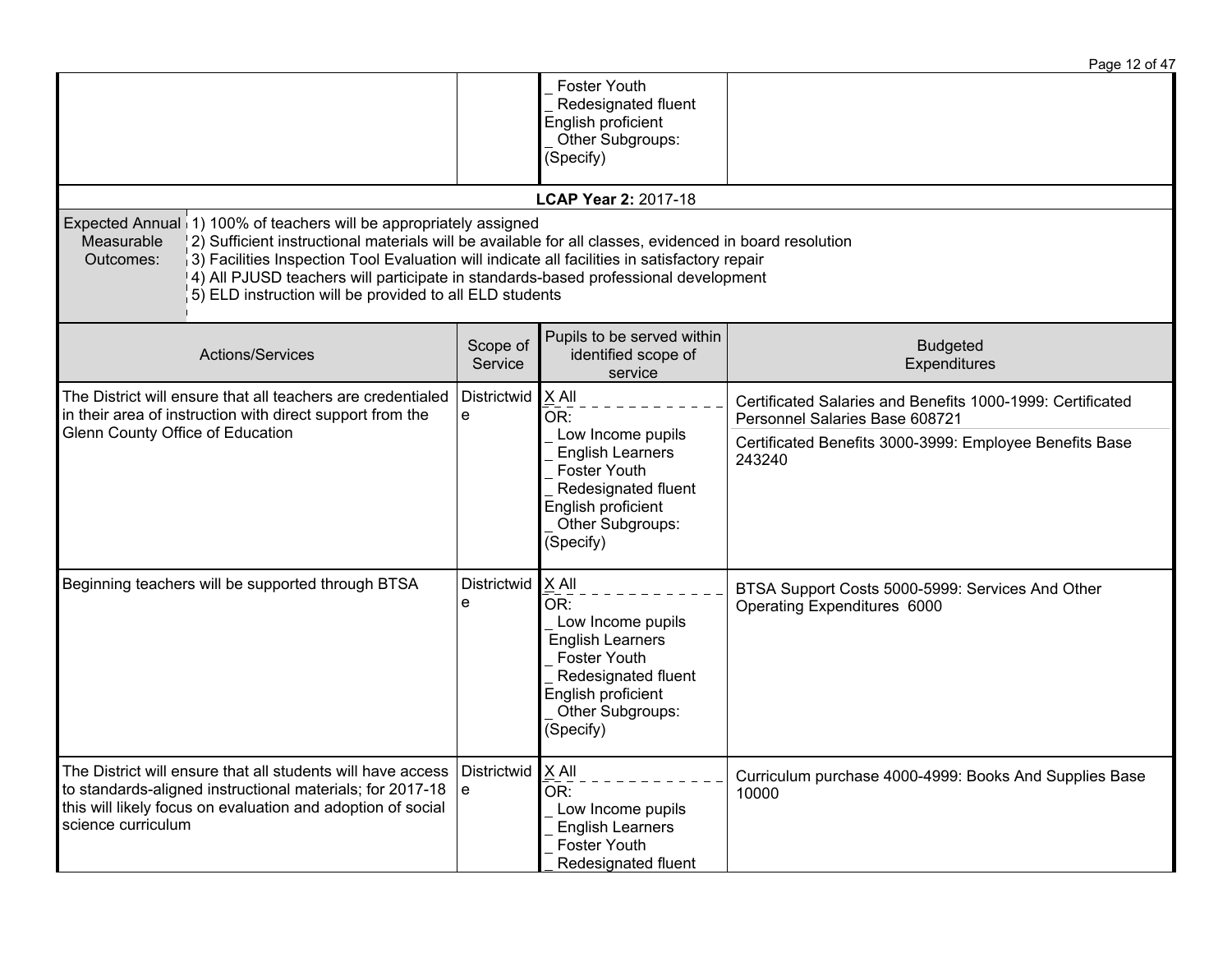| | | | |
|---|---|---|---|
| | | _ Foster Youth<br>_ Redesignated fluent English proficient<br>_ Other Subgroups: (Specify) | |

**LCAP Year 2:** 2017-18

| Expected Annual Measurable Outcomes: | 1) 100% of teachers will be appropriately assigned<br>2) Sufficient instructional materials will be available for all classes, evidenced in board resolution<br>3) Facilities Inspection Tool Evaluation will indicate all facilities in satisfactory repair<br>4) All PJUSD teachers will participate in standards-based professional development<br>5) ELD instruction will be provided to all ELD students |
|---|---|

| Actions/Services | Scope of Service | Pupils to be served within identified scope of service | Budgeted Expenditures |
|---|---|---|---|
| The District will ensure that all teachers are credentialed in their area of instruction with direct support from the Glenn County Office of Education | Districtwide | X All<br>OR:<br>_ Low Income pupils<br>_ English Learners<br>_ Foster Youth<br>_ Redesignated fluent English proficient<br>_ Other Subgroups: (Specify) | Certificated Salaries and Benefits 1000-1999: Certificated Personnel Salaries Base 608721<br>Certificated Benefits 3000-3999: Employee Benefits Base 243240 |
| Beginning teachers will be supported through BTSA | Districtwide | X All<br>OR:<br>_ Low Income pupils<br>English Learners<br>_ Foster Youth<br>_ Redesignated fluent English proficient<br>_ Other Subgroups: (Specify) | BTSA Support Costs 5000-5999: Services And Other Operating Expenditures 6000 |
| The District will ensure that all students will have access to standards-aligned instructional materials; for 2017-18 this will likely focus on evaluation and adoption of social science curriculum | Districtwide | X All<br>OR:<br>_ Low Income pupils<br>_ English Learners<br>_ Foster Youth<br>_ Redesignated fluent | Curriculum purchase 4000-4999: Books And Supplies Base 10000 |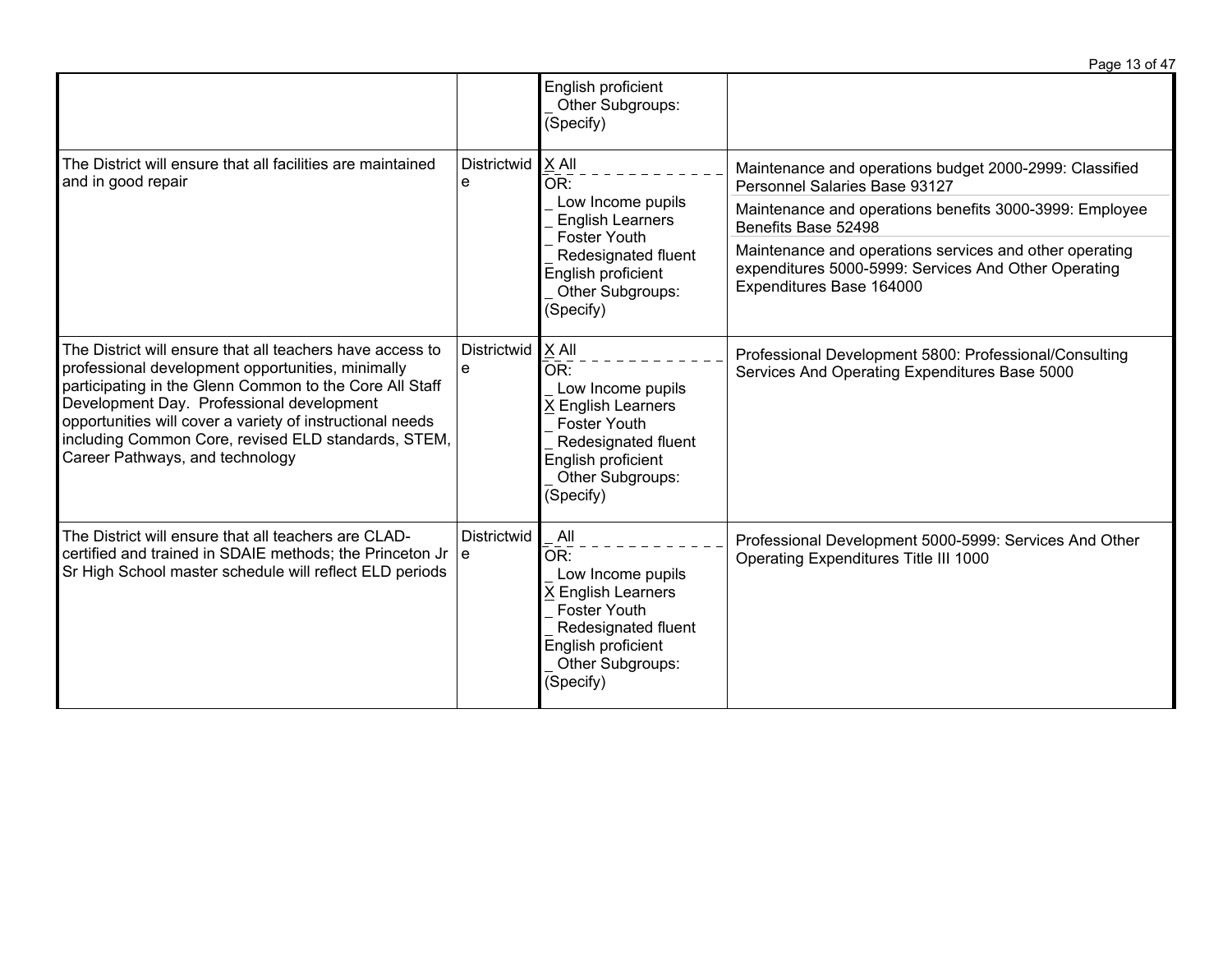| | | | |
|---|---|---|---|
| | | English proficient<br>_ Other Subgroups: (Specify) | |
| The District will ensure that all facilities are maintained and in good repair | Districtwide | X All<br>OR:<br>_ Low Income pupils<br>_ English Learners<br>_ Foster Youth<br>_ Redesignated fluent English proficient<br>_ Other Subgroups: (Specify) | Maintenance and operations budget 2000-2999: Classified Personnel Salaries Base 93127<br>Maintenance and operations benefits 3000-3999: Employee Benefits Base 52498<br>Maintenance and operations services and other operating expenditures 5000-5999: Services And Other Operating Expenditures Base 164000 |
| The District will ensure that all teachers have access to professional development opportunities, minimally participating in the Glenn Common to the Core All Staff Development Day. Professional development opportunities will cover a variety of instructional needs including Common Core, revised ELD standards, STEM, Career Pathways, and technology | Districtwide | X All<br>OR:<br>_ Low Income pupils<br>X English Learners<br>_ Foster Youth<br>_ Redesignated fluent English proficient<br>_ Other Subgroups: (Specify) | Professional Development 5800: Professional/Consulting Services And Operating Expenditures Base 5000 |
| The District will ensure that all teachers are CLAD-certified and trained in SDAIE methods; the Princeton Jr Sr High School master schedule will reflect ELD periods | Districtwide | _ All<br>OR:<br>_ Low Income pupils<br>X English Learners<br>_ Foster Youth<br>_ Redesignated fluent English proficient<br>_ Other Subgroups: (Specify) | Professional Development 5000-5999: Services And Other Operating Expenditures Title III 1000 |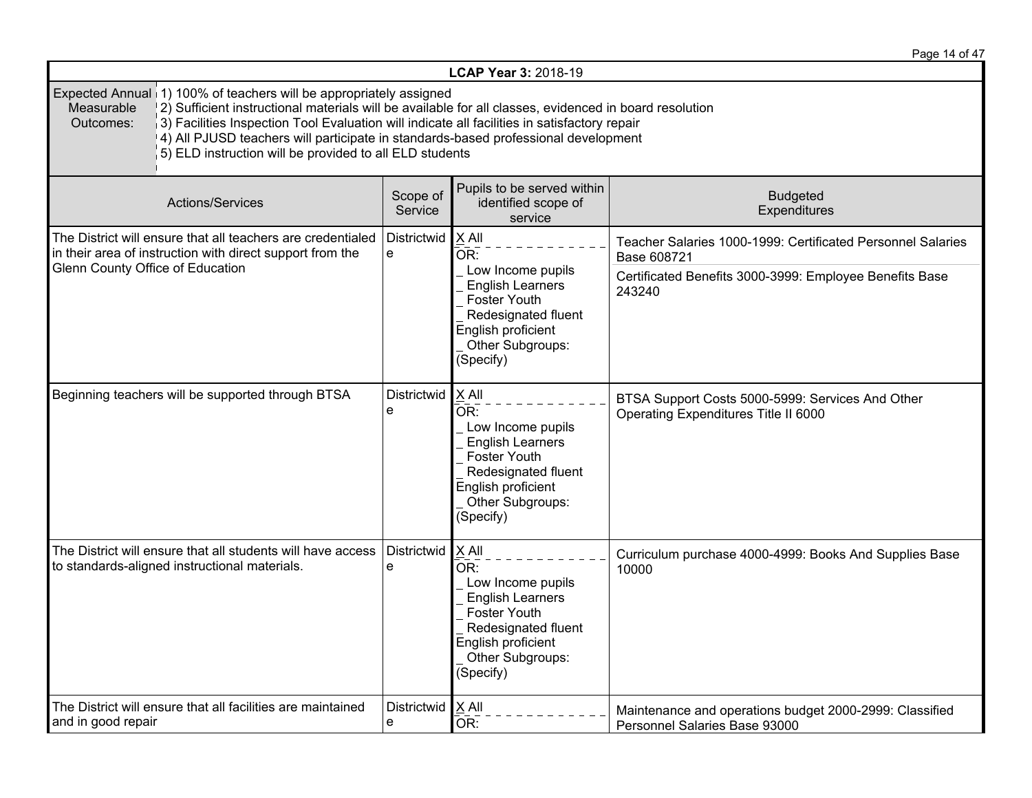**LCAP Year 3:** 2018-19

| Expected Annual Measurable Outcomes: | 1) 100% of teachers will be appropriately assigned<br>2) Sufficient instructional materials will be available for all classes, evidenced in board resolution<br>3) Facilities Inspection Tool Evaluation will indicate all facilities in satisfactory repair<br>4) All PJUSD teachers will participate in standards-based professional development<br>5) ELD instruction will be provided to all ELD students |
|---|---|

| Actions/Services | Scope of Service | Pupils to be served within identified scope of service | Budgeted Expenditures |
|---|---|---|---|
| The District will ensure that all teachers are credentialed in their area of instruction with direct support from the Glenn County Office of Education | Districtwide | X All<br>OR:<br>_ Low Income pupils<br>_ English Learners<br>_ Foster Youth<br>_ Redesignated fluent English proficient<br>_ Other Subgroups: (Specify) | Teacher Salaries 1000-1999: Certificated Personnel Salaries Base 608721<br>Certificated Benefits 3000-3999: Employee Benefits Base 243240 |
| Beginning teachers will be supported through BTSA | Districtwide | X All<br>OR:<br>_ Low Income pupils<br>_ English Learners<br>_ Foster Youth<br>_ Redesignated fluent English proficient<br>_ Other Subgroups: (Specify) | BTSA Support Costs 5000-5999: Services And Other Operating Expenditures Title II 6000 |
| The District will ensure that all students will have access to standards-aligned instructional materials. | Districtwide | X All<br>OR:<br>_ Low Income pupils<br>_ English Learners<br>_ Foster Youth<br>_ Redesignated fluent English proficient<br>_ Other Subgroups: (Specify) | Curriculum purchase 4000-4999: Books And Supplies Base 10000 |
| The District will ensure that all facilities are maintained and in good repair | Districtwide | X All<br>OR: | Maintenance and operations budget 2000-2999: Classified Personnel Salaries Base 93000 |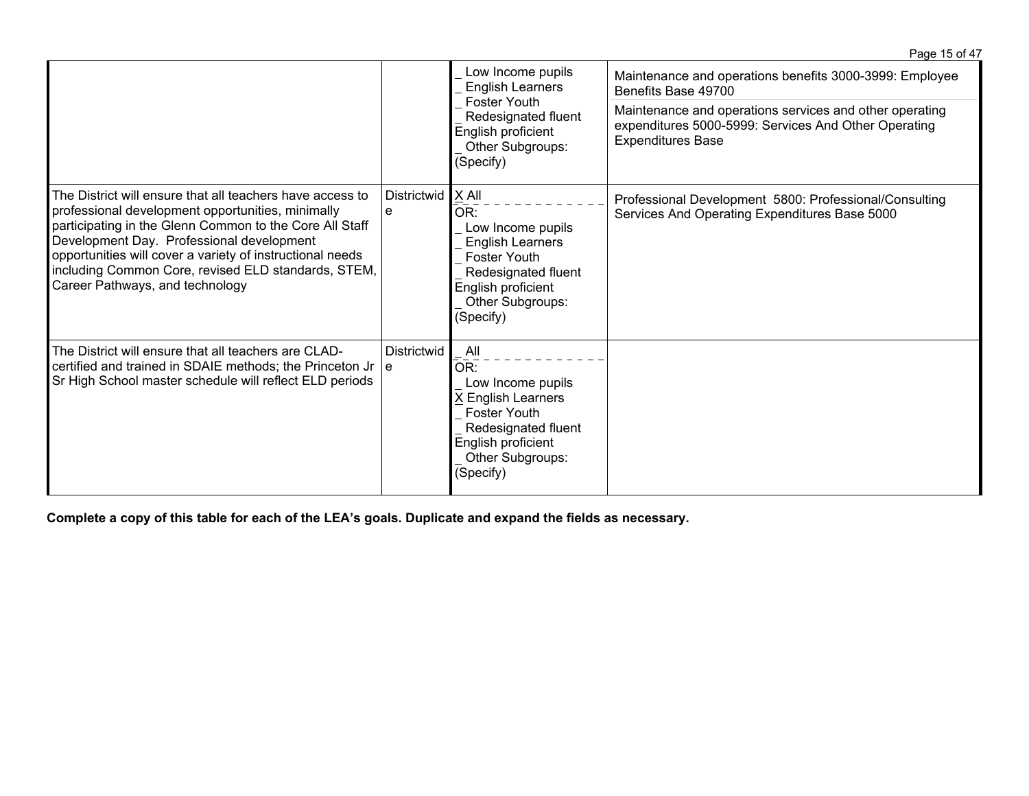| | | | |
|---|---|---|---|
| | | _ Low Income pupils<br>_ English Learners<br>_ Foster Youth<br>_ Redesignated fluent English proficient<br>_ Other Subgroups: (Specify) | Maintenance and operations benefits 3000-3999: Employee Benefits Base 49700<br>Maintenance and operations services and other operating expenditures 5000-5999: Services And Other Operating Expenditures Base |
| The District will ensure that all teachers have access to professional development opportunities, minimally participating in the Glenn Common to the Core All Staff Development Day. Professional development opportunities will cover a variety of instructional needs including Common Core, revised ELD standards, STEM, Career Pathways, and technology | Districtwide | X All<br>OR:<br>_ Low Income pupils<br>_ English Learners<br>_ Foster Youth<br>_ Redesignated fluent English proficient<br>_ Other Subgroups: (Specify) | Professional Development 5800: Professional/Consulting Services And Operating Expenditures Base 5000 |
| The District will ensure that all teachers are CLAD-certified and trained in SDAIE methods; the Princeton Jr Sr High School master schedule will reflect ELD periods | Districtwide | _ All<br>OR:<br>_ Low Income pupils<br>X English Learners<br>_ Foster Youth<br>_ Redesignated fluent English proficient<br>_ Other Subgroups: (Specify) | |

**Complete a copy of this table for each of the LEA's goals. Duplicate and expand the fields as necessary.**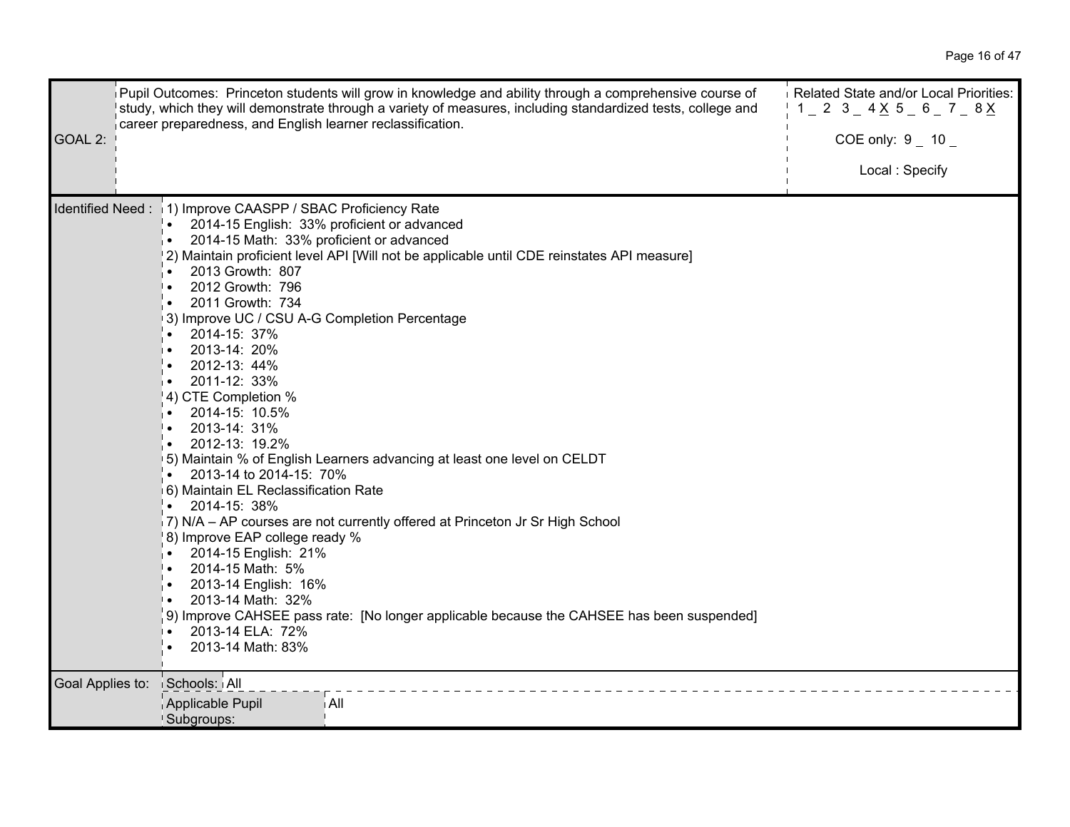| GOAL 2: | Pupil Outcomes: Princeton students will grow in knowledge and ability through a comprehensive course of study, which they will demonstrate through a variety of measures, including standardized tests, college and career preparedness, and English learner reclassification. | Related State and/or Local Priorities: 1 _ 2 3 _ 4 X 5 _ 6 _ 7 _ 8 X<br><br>COE only: 9 _ 10 _<br><br>Local : Specify |
|---|---|---|

**Identified Need :**

1) Improve CAASPP / SBAC Proficiency Rate
   - 2014-15 English: 33% proficient or advanced
   - 2014-15 Math: 33% proficient or advanced
2) Maintain proficient level API [Will not be applicable until CDE reinstates API measure]
   - 2013 Growth: 807
   - 2012 Growth: 796
   - 2011 Growth: 734
3) Improve UC / CSU A-G Completion Percentage
   - 2014-15: 37%
   - 2013-14: 20%
   - 2012-13: 44%
   - 2011-12: 33%
4) CTE Completion %
   - 2014-15: 10.5%
   - 2013-14: 31%
   - 2012-13: 19.2%
5) Maintain % of English Learners advancing at least one level on CELDT
   - 2013-14 to 2014-15: 70%
6) Maintain EL Reclassification Rate
   - 2014-15: 38%
7) N/A – AP courses are not currently offered at Princeton Jr Sr High School
8) Improve EAP college ready %
   - 2014-15 English: 21%
   - 2014-15 Math: 5%
   - 2013-14 English: 16%
   - 2013-14 Math: 32%
9) Improve CAHSEE pass rate: [No longer applicable because the CAHSEE has been suspended]
   - 2013-14 ELA: 72%
   - 2013-14 Math: 83%

| Goal Applies to: | Schools: | All |
|---|---|---|
| | Applicable Pupil Subgroups: | All |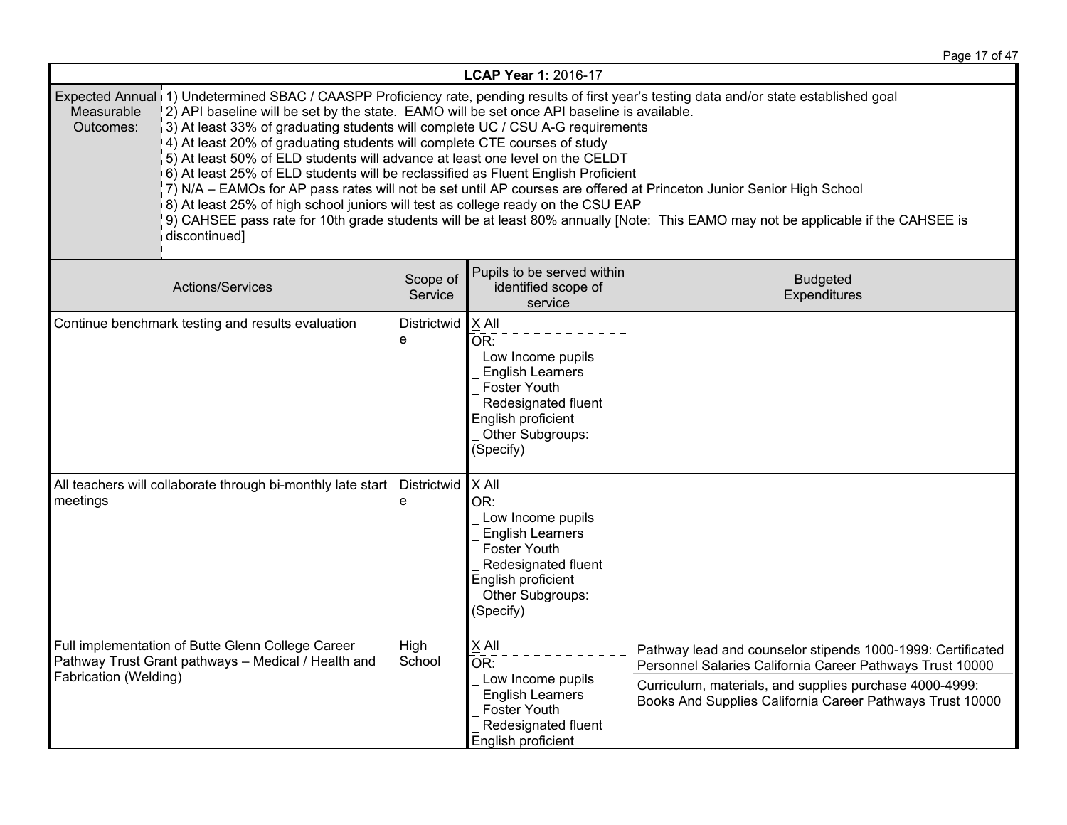**LCAP Year 1:** 2016-17

| Expected Annual Measurable Outcomes: | 1) Undetermined SBAC / CAASPP Proficiency rate, pending results of first year's testing data and/or state established goal<br>2) API baseline will be set by the state. EAMO will be set once API baseline is available.<br>3) At least 33% of graduating students will complete UC / CSU A-G requirements<br>4) At least 20% of graduating students will complete CTE courses of study<br>5) At least 50% of ELD students will advance at least one level on the CELDT<br>6) At least 25% of ELD students will be reclassified as Fluent English Proficient<br>7) N/A – EAMOs for AP pass rates will not be set until AP courses are offered at Princeton Junior Senior High School<br>8) At least 25% of high school juniors will test as college ready on the CSU EAP<br>9) CAHSEE pass rate for 10th grade students will be at least 80% annually [Note: This EAMO may not be applicable if the CAHSEE is discontinued] |
|---|---|

| Actions/Services | Scope of Service | Pupils to be served within identified scope of service | Budgeted Expenditures |
|---|---|---|---|
| Continue benchmark testing and results evaluation | Districtwide | X All<br>OR:<br>_ Low Income pupils<br>_ English Learners<br>_ Foster Youth<br>_ Redesignated fluent English proficient<br>_ Other Subgroups: (Specify) | |
| All teachers will collaborate through bi-monthly late start meetings | Districtwide | X All<br>OR:<br>_ Low Income pupils<br>_ English Learners<br>_ Foster Youth<br>_ Redesignated fluent English proficient<br>_ Other Subgroups: (Specify) | |
| Full implementation of Butte Glenn College Career Pathway Trust Grant pathways – Medical / Health and Fabrication (Welding) | High School | X All<br>OR:<br>_ Low Income pupils<br>_ English Learners<br>_ Foster Youth<br>_ Redesignated fluent English proficient | Pathway lead and counselor stipends 1000-1999: Certificated Personnel Salaries California Career Pathways Trust 10000<br>Curriculum, materials, and supplies purchase 4000-4999: Books And Supplies California Career Pathways Trust 10000 |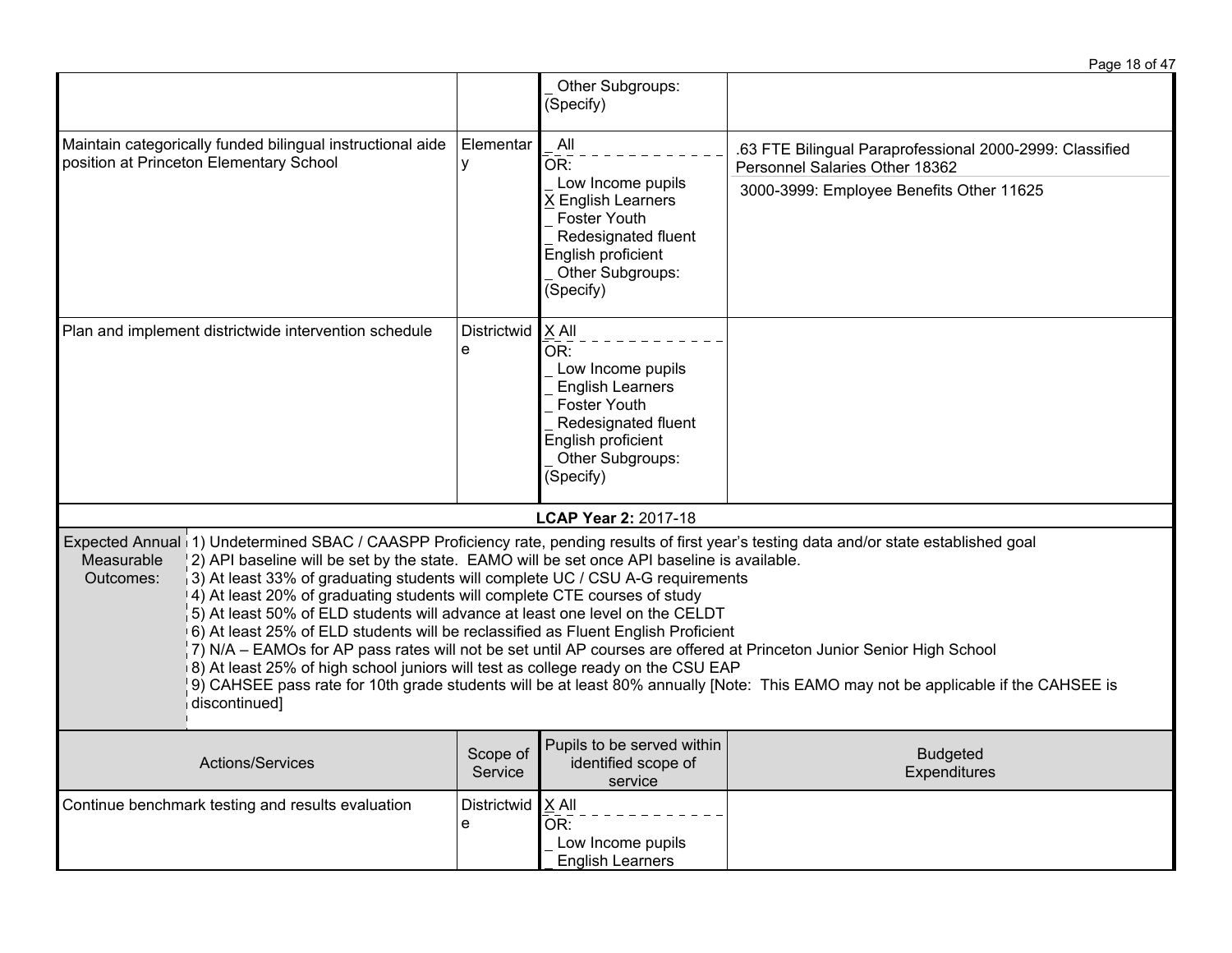| | | | |
|---|---|---|---|
| | | _ Other Subgroups: (Specify) | |
| Maintain categorically funded bilingual instructional aide position at Princeton Elementary School | Elementary | _ All<br>OR:<br>_ Low Income pupils<br>X English Learners<br>_ Foster Youth<br>_ Redesignated fluent English proficient<br>_ Other Subgroups: (Specify) | .63 FTE Bilingual Paraprofessional 2000-2999: Classified Personnel Salaries Other 18362<br>3000-3999: Employee Benefits Other 11625 |
| Plan and implement districtwide intervention schedule | Districtwide | X All<br>OR:<br>_ Low Income pupils<br>_ English Learners<br>_ Foster Youth<br>_ Redesignated fluent English proficient<br>_ Other Subgroups: (Specify) | |

**LCAP Year 2:** 2017-18

| | |
|---|---|
| Expected Annual Measurable Outcomes: | 1) Undetermined SBAC / CAASPP Proficiency rate, pending results of first year's testing data and/or state established goal<br>2) API baseline will be set by the state. EAMO will be set once API baseline is available.<br>3) At least 33% of graduating students will complete UC / CSU A-G requirements<br>4) At least 20% of graduating students will complete CTE courses of study<br>5) At least 50% of ELD students will advance at least one level on the CELDT<br>6) At least 25% of ELD students will be reclassified as Fluent English Proficient<br>7) N/A – EAMOs for AP pass rates will not be set until AP courses are offered at Princeton Junior Senior High School<br>8) At least 25% of high school juniors will test as college ready on the CSU EAP<br>9) CAHSEE pass rate for 10th grade students will be at least 80% annually [Note: This EAMO may not be applicable if the CAHSEE is discontinued] |

| Actions/Services | Scope of Service | Pupils to be served within identified scope of service | Budgeted Expenditures |
|---|---|---|---|
| Continue benchmark testing and results evaluation | Districtwide | X All<br>OR:<br>_ Low Income pupils<br>_ English Learners | |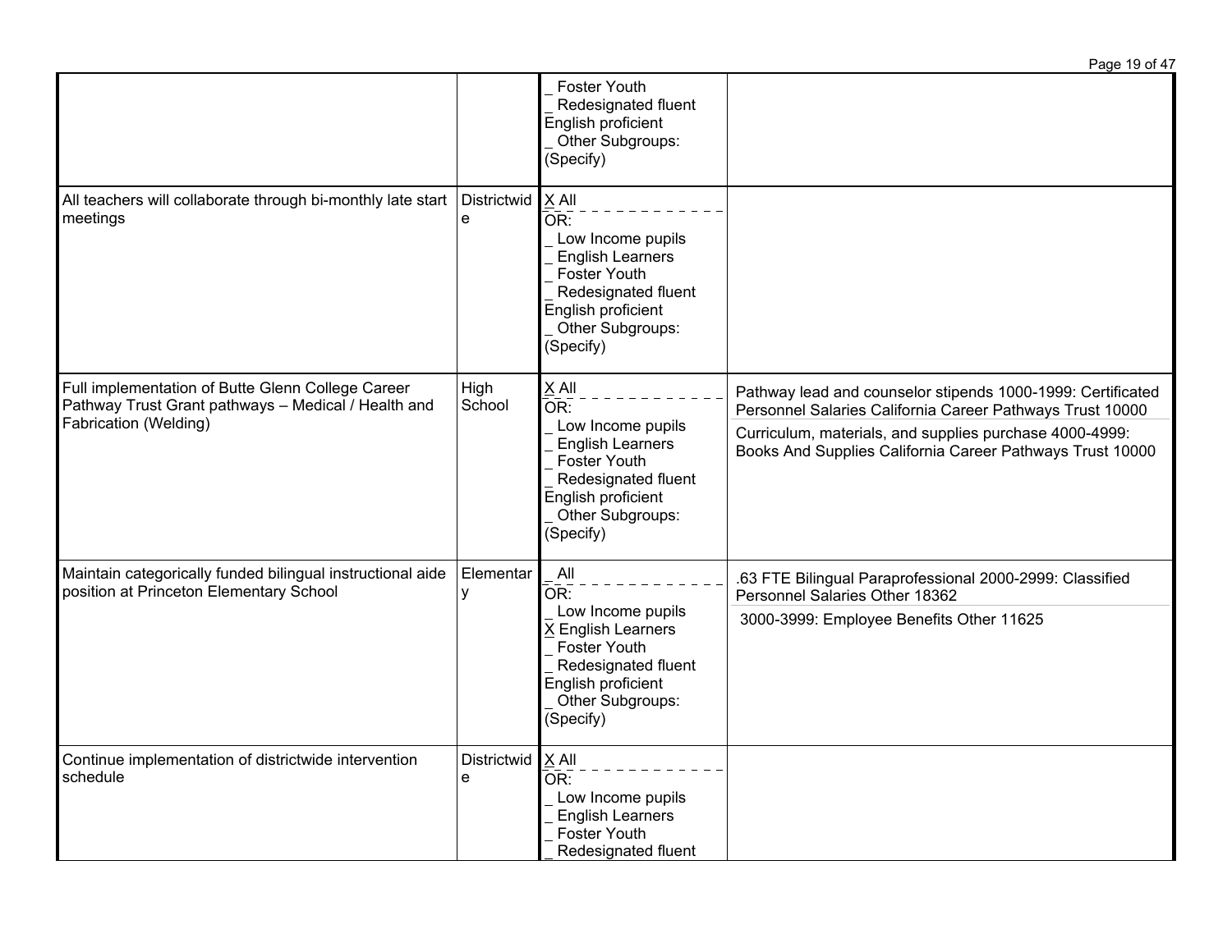| | | | |
|---|---|---|---|
| | | _ Foster Youth<br>_ Redesignated fluent English proficient<br>_ Other Subgroups: (Specify) | |
| All teachers will collaborate through bi-monthly late start meetings | Districtwide | X All<br>OR:<br>_ Low Income pupils<br>_ English Learners<br>_ Foster Youth<br>_ Redesignated fluent English proficient<br>_ Other Subgroups: (Specify) | |
| Full implementation of Butte Glenn College Career Pathway Trust Grant pathways – Medical / Health and Fabrication (Welding) | High School | X All<br>OR:<br>_ Low Income pupils<br>_ English Learners<br>_ Foster Youth<br>_ Redesignated fluent English proficient<br>_ Other Subgroups: (Specify) | Pathway lead and counselor stipends 1000-1999: Certificated Personnel Salaries California Career Pathways Trust 10000<br>Curriculum, materials, and supplies purchase 4000-4999: Books And Supplies California Career Pathways Trust 10000 |
| Maintain categorically funded bilingual instructional aide position at Princeton Elementary School | Elementary | _ All<br>OR:<br>_ Low Income pupils<br>X English Learners<br>_ Foster Youth<br>_ Redesignated fluent English proficient<br>_ Other Subgroups: (Specify) | .63 FTE Bilingual Paraprofessional 2000-2999: Classified Personnel Salaries Other 18362<br>3000-3999: Employee Benefits Other 11625 |
| Continue implementation of districtwide intervention schedule | Districtwide | X All<br>OR:<br>_ Low Income pupils<br>_ English Learners<br>_ Foster Youth<br>_ Redesignated fluent | |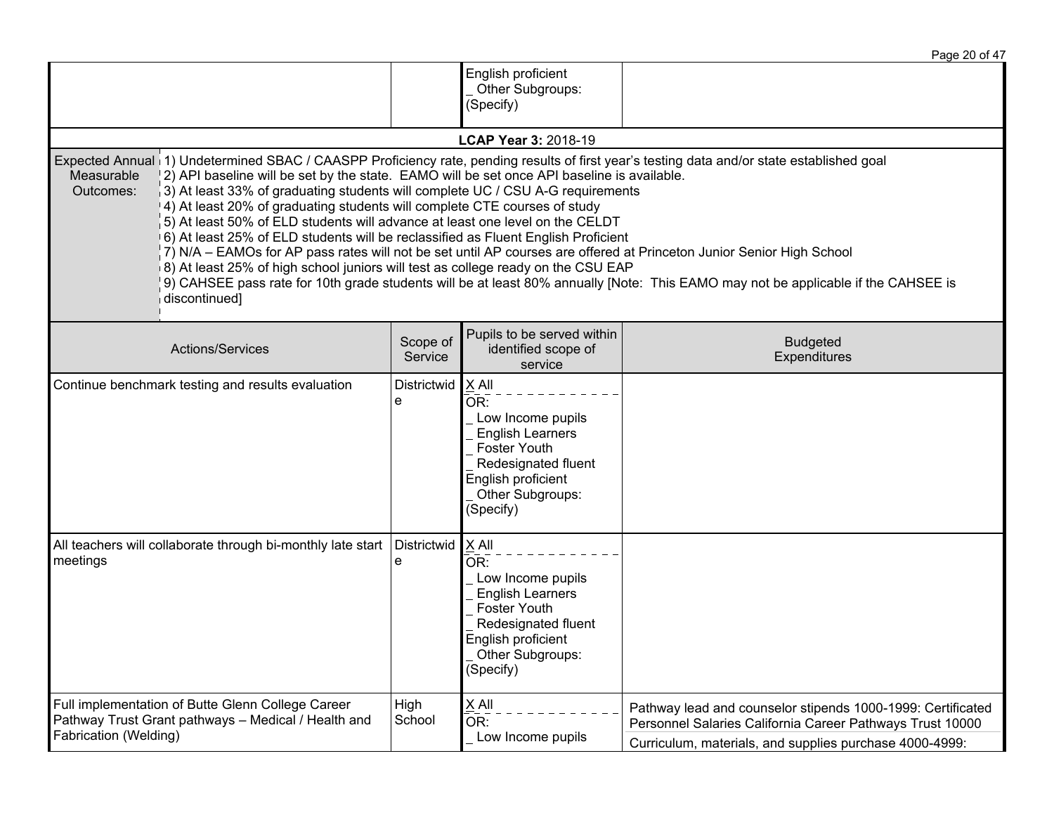| | | | |
|---|---|---|---|
| | | English proficient<br>_ Other Subgroups: (Specify) | |

**LCAP Year 3:** 2018-19

| Expected Annual Measurable Outcomes: | 1) Undetermined SBAC / CAASPP Proficiency rate, pending results of first year's testing data and/or state established goal<br>2) API baseline will be set by the state. EAMO will be set once API baseline is available.<br>3) At least 33% of graduating students will complete UC / CSU A-G requirements<br>4) At least 20% of graduating students will complete CTE courses of study<br>5) At least 50% of ELD students will advance at least one level on the CELDT<br>6) At least 25% of ELD students will be reclassified as Fluent English Proficient<br>7) N/A – EAMOs for AP pass rates will not be set until AP courses are offered at Princeton Junior Senior High School<br>8) At least 25% of high school juniors will test as college ready on the CSU EAP<br>9) CAHSEE pass rate for 10th grade students will be at least 80% annually [Note: This EAMO may not be applicable if the CAHSEE is discontinued] |
|---|---|

| Actions/Services | Scope of Service | Pupils to be served within identified scope of service | Budgeted Expenditures |
|---|---|---|---|
| Continue benchmark testing and results evaluation | Districtwide | X All<br>OR:<br>_ Low Income pupils<br>_ English Learners<br>_ Foster Youth<br>_ Redesignated fluent English proficient<br>_ Other Subgroups: (Specify) | |
| All teachers will collaborate through bi-monthly late start meetings | Districtwide | X All<br>OR:<br>_ Low Income pupils<br>_ English Learners<br>_ Foster Youth<br>_ Redesignated fluent English proficient<br>_ Other Subgroups: (Specify) | |
| Full implementation of Butte Glenn College Career Pathway Trust Grant pathways – Medical / Health and Fabrication (Welding) | High School | X All<br>OR:<br>_ Low Income pupils | Pathway lead and counselor stipends 1000-1999: Certificated Personnel Salaries California Career Pathways Trust 10000<br>Curriculum, materials, and supplies purchase 4000-4999: |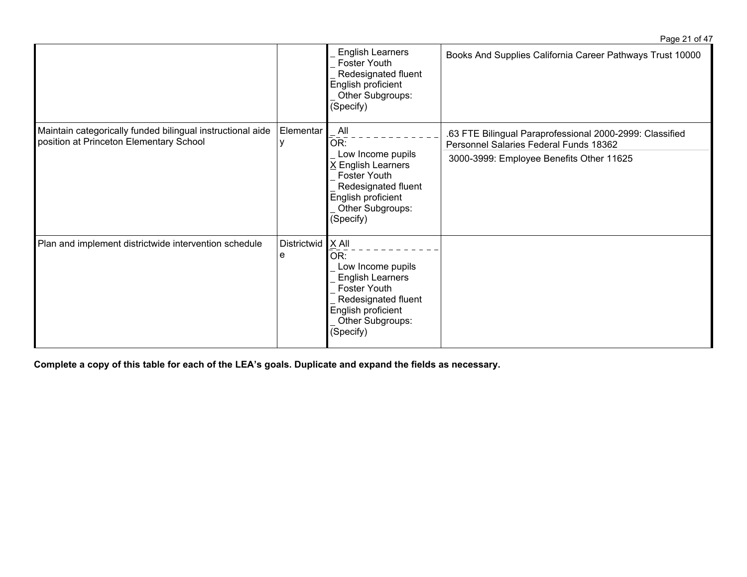| | | | |
|---|---|---|---|
| | | _ English Learners<br>_ Foster Youth<br>_ Redesignated fluent English proficient<br>_ Other Subgroups: (Specify) | Books And Supplies California Career Pathways Trust 10000 |
| Maintain categorically funded bilingual instructional aide position at Princeton Elementary School | Elementary | _ All<br>OR:<br>_ Low Income pupils<br>X English Learners<br>_ Foster Youth<br>_ Redesignated fluent English proficient<br>_ Other Subgroups: (Specify) | .63 FTE Bilingual Paraprofessional 2000-2999: Classified Personnel Salaries Federal Funds 18362<br>3000-3999: Employee Benefits Other 11625 |
| Plan and implement districtwide intervention schedule | Districtwide | X All<br>OR:<br>_ Low Income pupils<br>_ English Learners<br>_ Foster Youth<br>_ Redesignated fluent English proficient<br>_ Other Subgroups: (Specify) | |

**Complete a copy of this table for each of the LEA's goals. Duplicate and expand the fields as necessary.**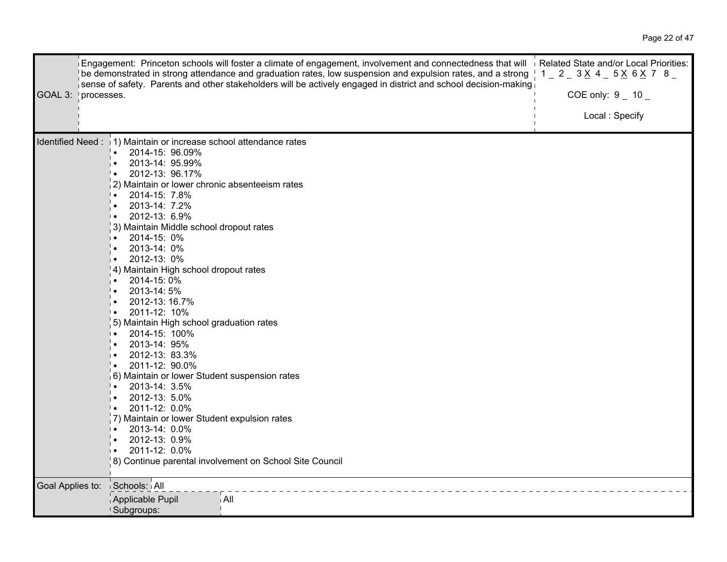| GOAL 3: | Engagement: Princeton schools will foster a climate of engagement, involvement and connectedness that will be demonstrated in strong attendance and graduation rates, low suspension and expulsion rates, and a strong sense of safety. Parents and other stakeholders will be actively engaged in district and school decision-making processes. | Related State and/or Local Priorities: 1 _ 2 _ 3 X 4 _ 5 X 6 X 7 8 _<br><br>COE only: 9 _ 10 _<br><br>Local : Specify |
|---|---|---|

**Identified Need :**

1) Maintain or increase school attendance rates
   - 2014-15: 96.09%
   - 2013-14: 95.99%
   - 2012-13: 96.17%
2) Maintain or lower chronic absenteeism rates
   - 2014-15: 7.8%
   - 2013-14: 7.2%
   - 2012-13: 6.9%
3) Maintain Middle school dropout rates
   - 2014-15: 0%
   - 2013-14: 0%
   - 2012-13: 0%
4) Maintain High school dropout rates
   - 2014-15: 0%
   - 2013-14: 5%
   - 2012-13: 16.7%
   - 2011-12: 10%
5) Maintain High school graduation rates
   - 2014-15: 100%
   - 2013-14: 95%
   - 2012-13: 83.3%
   - 2011-12: 90.0%
6) Maintain or lower Student suspension rates
   - 2013-14: 3.5%
   - 2012-13: 5.0%
   - 2011-12: 0.0%
7) Maintain or lower Student expulsion rates
   - 2013-14: 0.0%
   - 2012-13: 0.9%
   - 2011-12: 0.0%
8) Continue parental involvement on School Site Council

| Goal Applies to: | Schools: | All |
|---|---|---|
| | Applicable Pupil Subgroups: | All |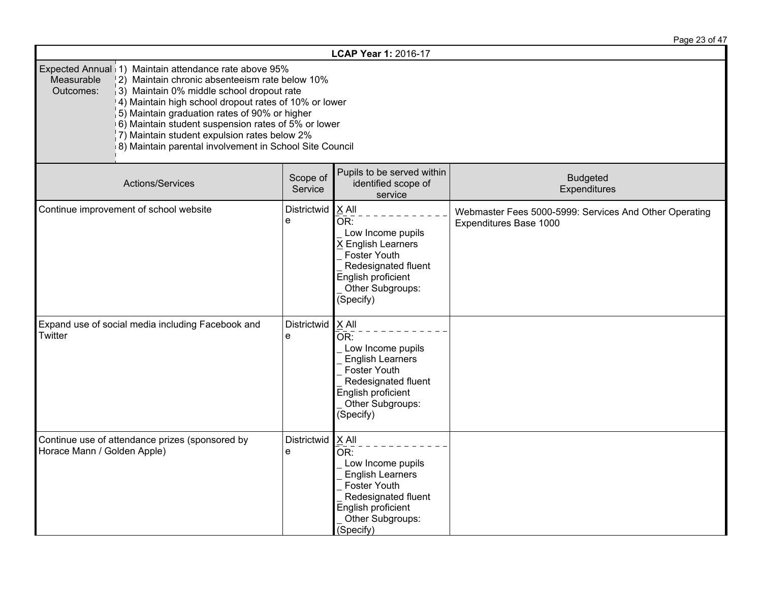**LCAP Year 1:** 2016-17

| Expected Annual Measurable Outcomes: | 1) Maintain attendance rate above 95%<br>2) Maintain chronic absenteeism rate below 10%<br>3) Maintain 0% middle school dropout rate<br>4) Maintain high school dropout rates of 10% or lower<br>5) Maintain graduation rates of 90% or higher<br>6) Maintain student suspension rates of 5% or lower<br>7) Maintain student expulsion rates below 2%<br>8) Maintain parental involvement in School Site Council |
|---|---|

| Actions/Services | Scope of Service | Pupils to be served within identified scope of service | Budgeted Expenditures |
|---|---|---|---|
| Continue improvement of school website | Districtwide | X All<br>OR:<br>_ Low Income pupils<br>X English Learners<br>_ Foster Youth<br>_ Redesignated fluent English proficient<br>_ Other Subgroups: (Specify) | Webmaster Fees 5000-5999: Services And Other Operating Expenditures Base 1000 |
| Expand use of social media including Facebook and Twitter | Districtwide | X All<br>OR:<br>_ Low Income pupils<br>_ English Learners<br>_ Foster Youth<br>_ Redesignated fluent English proficient<br>_ Other Subgroups: (Specify) | |
| Continue use of attendance prizes (sponsored by Horace Mann / Golden Apple) | Districtwide | X All<br>OR:<br>_ Low Income pupils<br>_ English Learners<br>_ Foster Youth<br>_ Redesignated fluent English proficient<br>_ Other Subgroups: (Specify) | |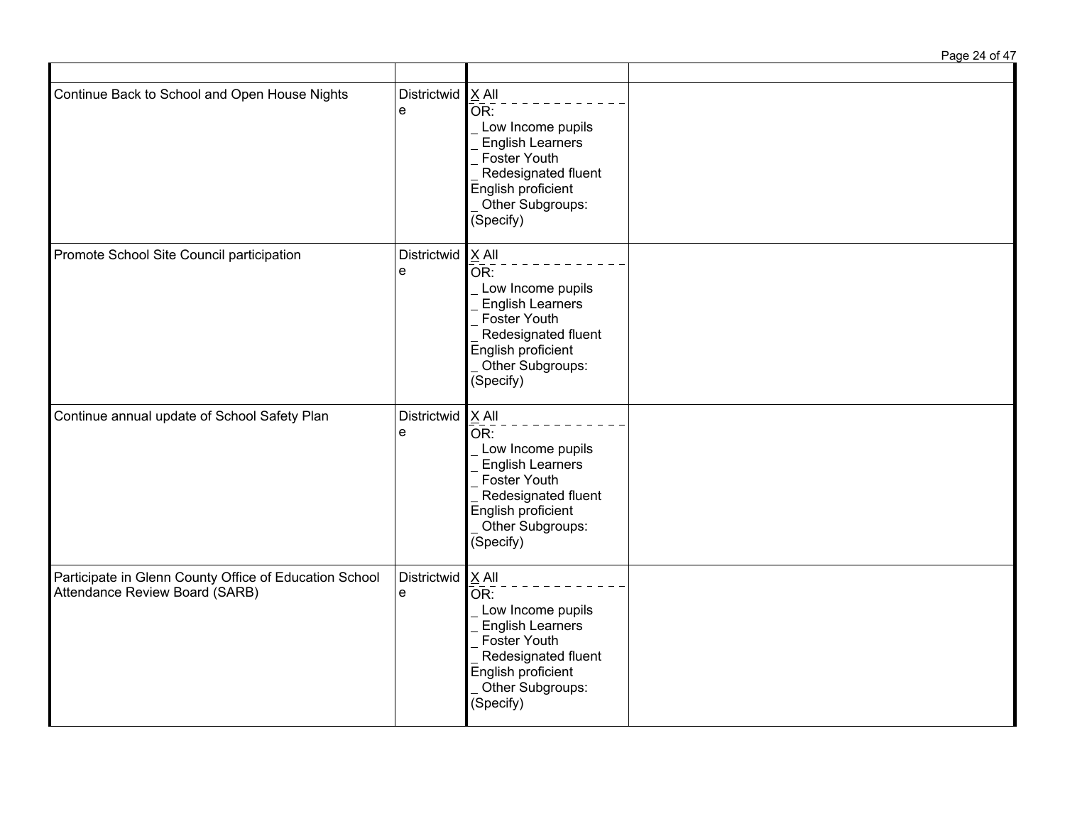| | | | |
|---|---|---|---|
| Continue Back to School and Open House Nights | Districtwide | X All<br>OR:<br>_ Low Income pupils<br>_ English Learners<br>_ Foster Youth<br>_ Redesignated fluent English proficient<br>_ Other Subgroups: (Specify) | |
| Promote School Site Council participation | Districtwide | X All<br>OR:<br>_ Low Income pupils<br>_ English Learners<br>_ Foster Youth<br>_ Redesignated fluent English proficient<br>_ Other Subgroups: (Specify) | |
| Continue annual update of School Safety Plan | Districtwide | X All<br>OR:<br>_ Low Income pupils<br>_ English Learners<br>_ Foster Youth<br>_ Redesignated fluent English proficient<br>_ Other Subgroups: (Specify) | |
| Participate in Glenn County Office of Education School Attendance Review Board (SARB) | Districtwide | X All<br>OR:<br>_ Low Income pupils<br>_ English Learners<br>_ Foster Youth<br>_ Redesignated fluent English proficient<br>_ Other Subgroups: (Specify) | |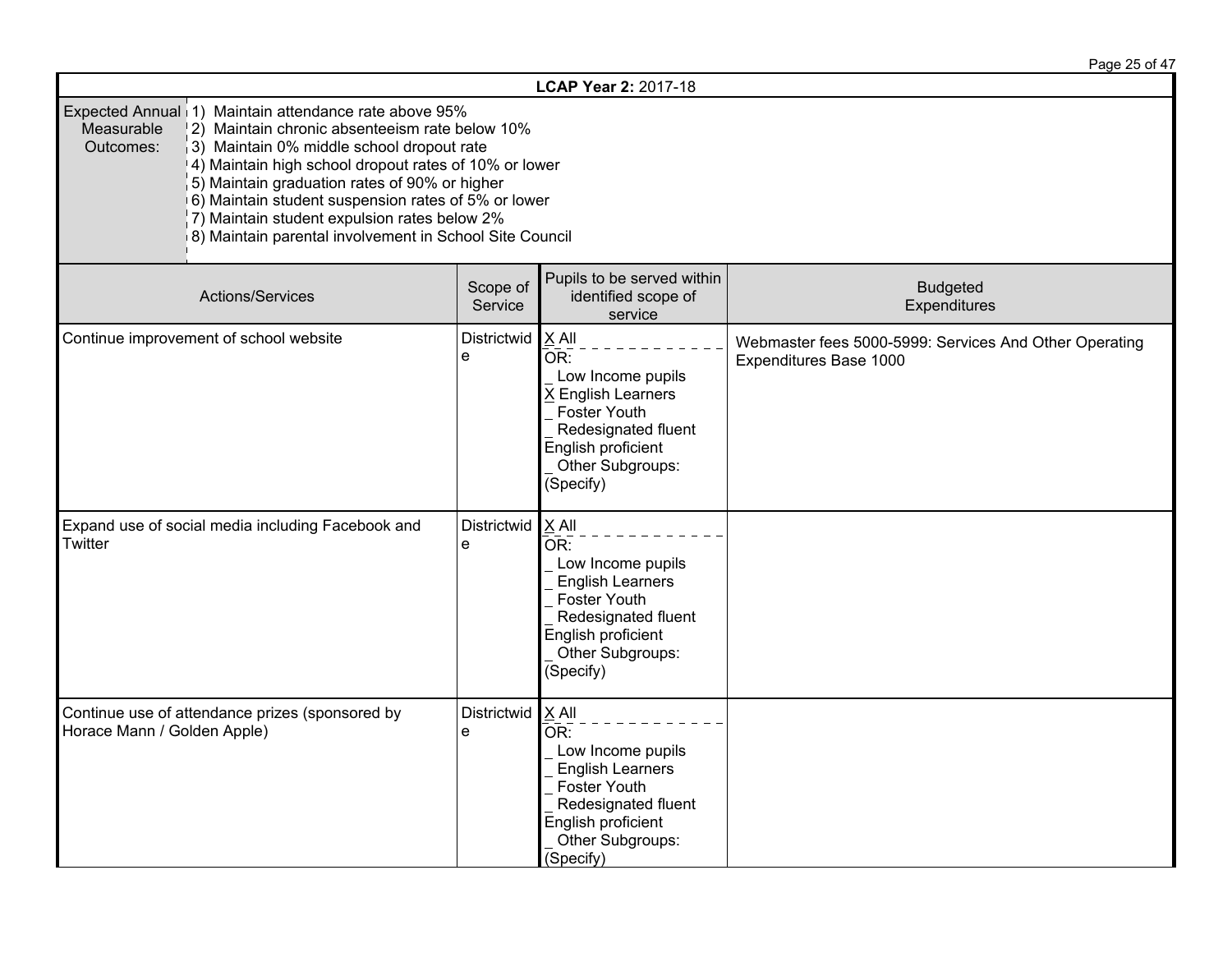**LCAP Year 2:** 2017-18

| Expected Annual Measurable Outcomes: | 1) Maintain attendance rate above 95%<br>2) Maintain chronic absenteeism rate below 10%<br>3) Maintain 0% middle school dropout rate<br>4) Maintain high school dropout rates of 10% or lower<br>5) Maintain graduation rates of 90% or higher<br>6) Maintain student suspension rates of 5% or lower<br>7) Maintain student expulsion rates below 2%<br>8) Maintain parental involvement in School Site Council |
|---|---|

| Actions/Services | Scope of Service | Pupils to be served within identified scope of service | Budgeted Expenditures |
|---|---|---|---|
| Continue improvement of school website | Districtwide | X All<br>OR:<br>_ Low Income pupils<br>X English Learners<br>_ Foster Youth<br>_ Redesignated fluent English proficient<br>_ Other Subgroups: (Specify) | Webmaster fees 5000-5999: Services And Other Operating Expenditures Base 1000 |
| Expand use of social media including Facebook and Twitter | Districtwide | X All<br>OR:<br>_ Low Income pupils<br>_ English Learners<br>_ Foster Youth<br>_ Redesignated fluent English proficient<br>_ Other Subgroups: (Specify) | |
| Continue use of attendance prizes (sponsored by Horace Mann / Golden Apple) | Districtwide | X All<br>OR:<br>_ Low Income pupils<br>_ English Learners<br>_ Foster Youth<br>_ Redesignated fluent English proficient<br>_ Other Subgroups: (Specify) | |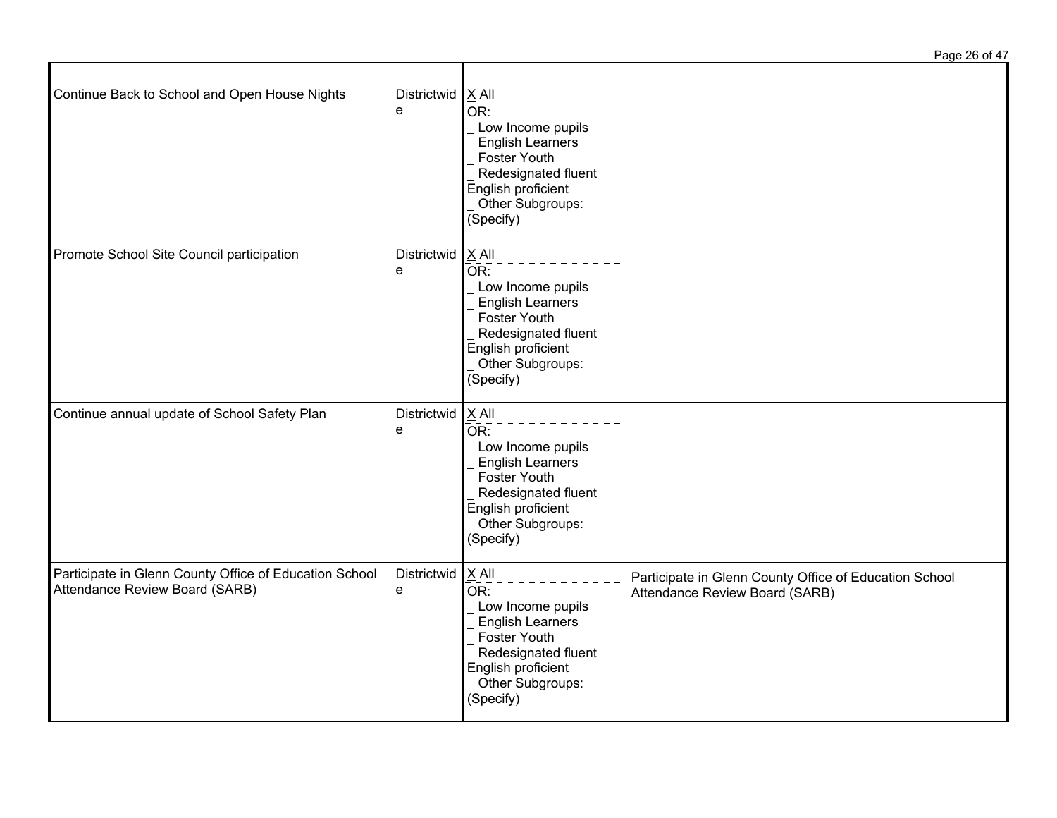| | | | |
|---|---|---|---|
| Continue Back to School and Open House Nights | Districtwide | X All<br>OR:<br>_ Low Income pupils<br>_ English Learners<br>_ Foster Youth<br>_ Redesignated fluent English proficient<br>_ Other Subgroups: (Specify) | |
| Promote School Site Council participation | Districtwide | X All<br>OR:<br>_ Low Income pupils<br>_ English Learners<br>_ Foster Youth<br>_ Redesignated fluent English proficient<br>_ Other Subgroups: (Specify) | |
| Continue annual update of School Safety Plan | Districtwide | X All<br>OR:<br>_ Low Income pupils<br>_ English Learners<br>_ Foster Youth<br>_ Redesignated fluent English proficient<br>_ Other Subgroups: (Specify) | |
| Participate in Glenn County Office of Education School Attendance Review Board (SARB) | Districtwide | X All<br>OR:<br>_ Low Income pupils<br>_ English Learners<br>_ Foster Youth<br>_ Redesignated fluent English proficient<br>_ Other Subgroups: (Specify) | Participate in Glenn County Office of Education School Attendance Review Board (SARB) |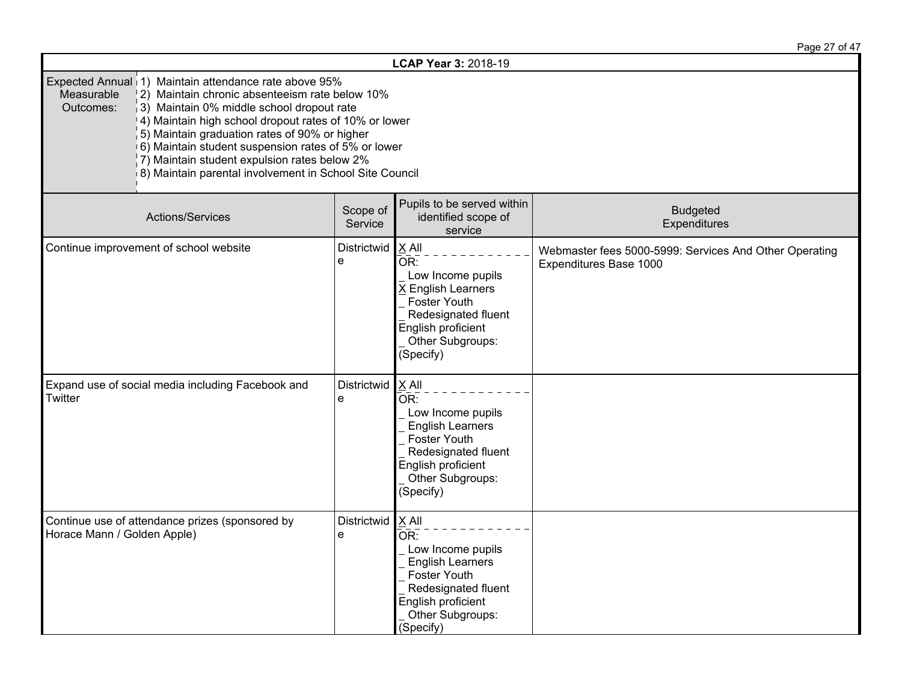| **LCAP Year 3:** 2018-19 | | | |
|---|---|---|---|
| Expected Annual Measurable Outcomes: | 1) Maintain attendance rate above 95%<br>2) Maintain chronic absenteeism rate below 10%<br>3) Maintain 0% middle school dropout rate<br>4) Maintain high school dropout rates of 10% or lower<br>5) Maintain graduation rates of 90% or higher<br>6) Maintain student suspension rates of 5% or lower<br>7) Maintain student expulsion rates below 2%<br>8) Maintain parental involvement in School Site Council | | |

| Actions/Services | Scope of Service | Pupils to be served within identified scope of service | Budgeted Expenditures |
|---|---|---|---|
| Continue improvement of school website | Districtwide | X All<br>OR:<br>_ Low Income pupils<br>X English Learners<br>_ Foster Youth<br>_ Redesignated fluent English proficient<br>_ Other Subgroups: (Specify) | Webmaster fees 5000-5999: Services And Other Operating Expenditures Base 1000 |
| Expand use of social media including Facebook and Twitter | Districtwide | X All<br>OR:<br>_ Low Income pupils<br>_ English Learners<br>_ Foster Youth<br>_ Redesignated fluent English proficient<br>_ Other Subgroups: (Specify) | |
| Continue use of attendance prizes (sponsored by Horace Mann / Golden Apple) | Districtwide | X All<br>OR:<br>_ Low Income pupils<br>_ English Learners<br>_ Foster Youth<br>_ Redesignated fluent English proficient<br>_ Other Subgroups: (Specify) | |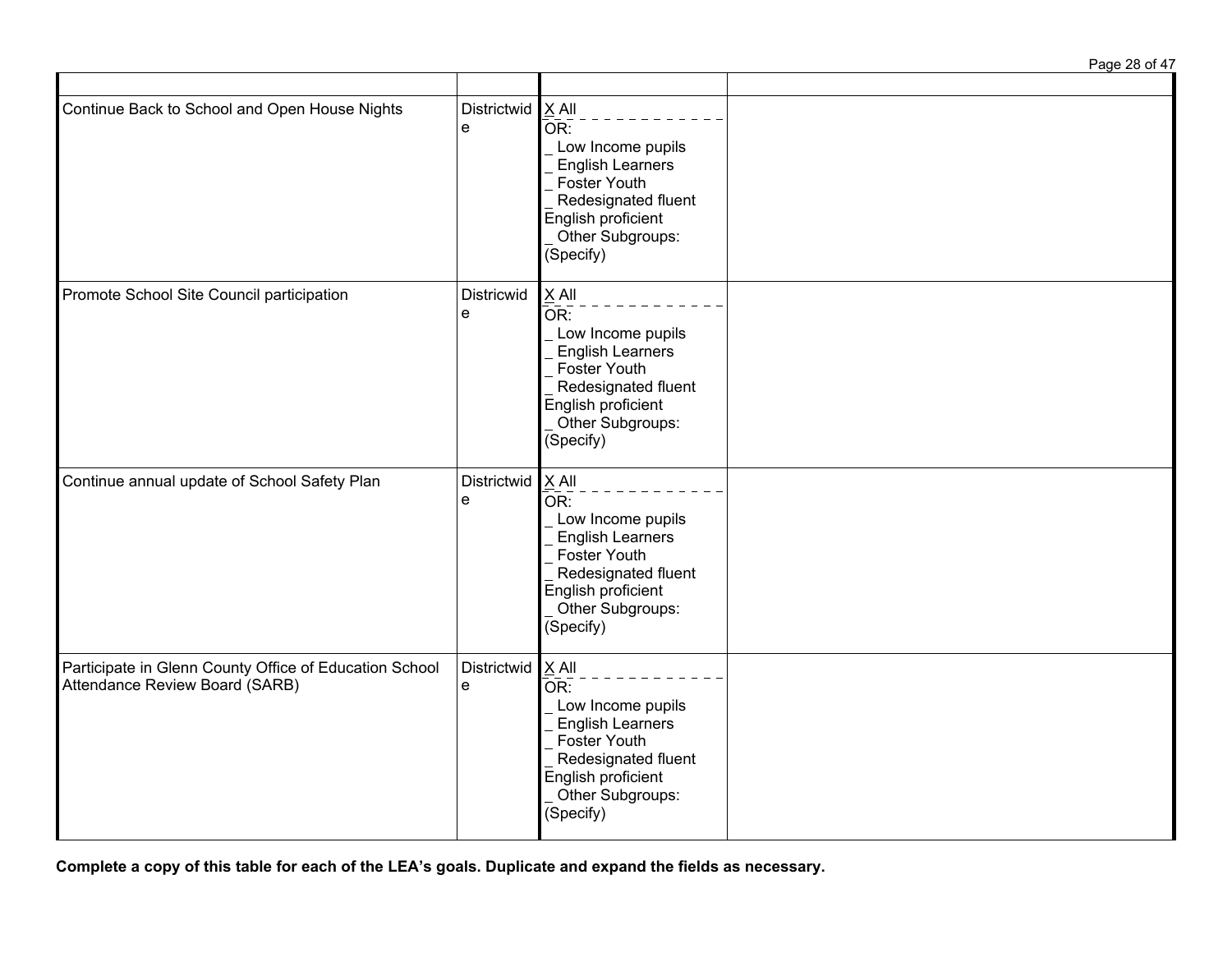| | | | |
|---|---|---|---|
| Continue Back to School and Open House Nights | Districtwide | X All<br>OR:<br>_ Low Income pupils<br>_ English Learners<br>_ Foster Youth<br>_ Redesignated fluent English proficient<br>_ Other Subgroups: (Specify) | |
| Promote School Site Council participation | Districwide | X All<br>OR:<br>_ Low Income pupils<br>_ English Learners<br>_ Foster Youth<br>_ Redesignated fluent English proficient<br>_ Other Subgroups: (Specify) | |
| Continue annual update of School Safety Plan | Districtwide | X All<br>OR:<br>_ Low Income pupils<br>_ English Learners<br>_ Foster Youth<br>_ Redesignated fluent English proficient<br>_ Other Subgroups: (Specify) | |
| Participate in Glenn County Office of Education School Attendance Review Board (SARB) | Districtwide | X All<br>OR:<br>_ Low Income pupils<br>_ English Learners<br>_ Foster Youth<br>_ Redesignated fluent English proficient<br>_ Other Subgroups: (Specify) | |

**Complete a copy of this table for each of the LEA's goals. Duplicate and expand the fields as necessary.**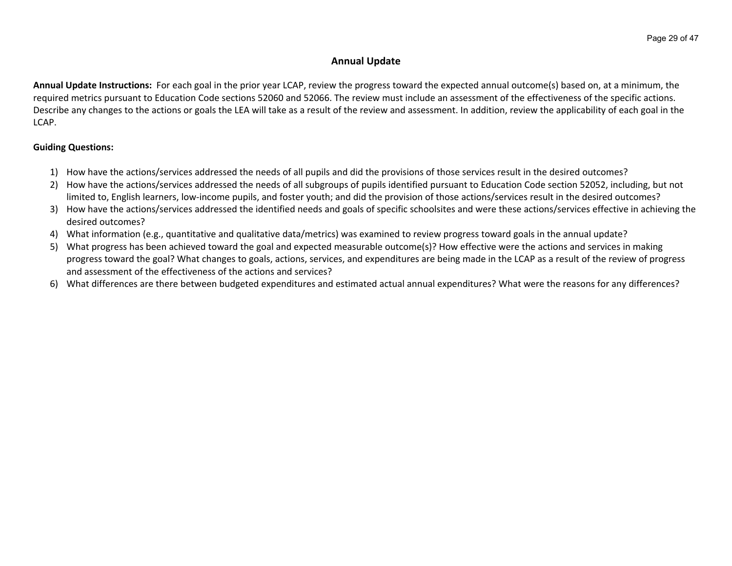# Annual Update

**Annual Update Instructions:** For each goal in the prior year LCAP, review the progress toward the expected annual outcome(s) based on, at a minimum, the required metrics pursuant to Education Code sections 52060 and 52066. The review must include an assessment of the effectiveness of the specific actions. Describe any changes to the actions or goals the LEA will take as a result of the review and assessment. In addition, review the applicability of each goal in the LCAP.

**Guiding Questions:**

1) How have the actions/services addressed the needs of all pupils and did the provisions of those services result in the desired outcomes?
2) How have the actions/services addressed the needs of all subgroups of pupils identified pursuant to Education Code section 52052, including, but not limited to, English learners, low-income pupils, and foster youth; and did the provision of those actions/services result in the desired outcomes?
3) How have the actions/services addressed the identified needs and goals of specific schoolsites and were these actions/services effective in achieving the desired outcomes?
4) What information (e.g., quantitative and qualitative data/metrics) was examined to review progress toward goals in the annual update?
5) What progress has been achieved toward the goal and expected measurable outcome(s)? How effective were the actions and services in making progress toward the goal? What changes to goals, actions, services, and expenditures are being made in the LCAP as a result of the review of progress and assessment of the effectiveness of the actions and services?
6) What differences are there between budgeted expenditures and estimated actual annual expenditures? What were the reasons for any differences?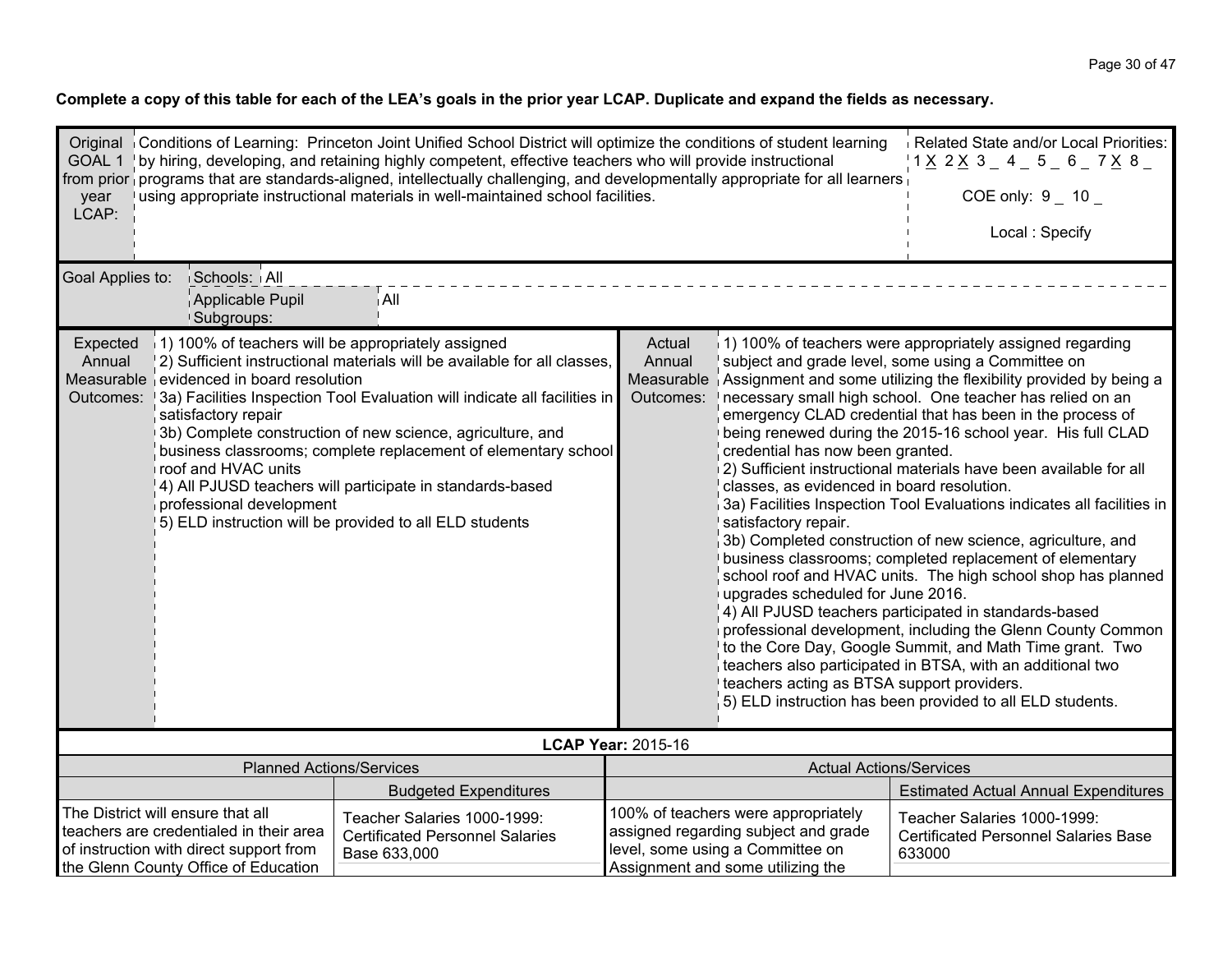**Complete a copy of this table for each of the LEA's goals in the prior year LCAP. Duplicate and expand the fields as necessary.**

| Original GOAL 1 from prior year LCAP: | Conditions of Learning: Princeton Joint Unified School District will optimize the conditions of student learning by hiring, developing, and retaining highly competent, effective teachers who will provide instructional programs that are standards-aligned, intellectually challenging, and developmentally appropriate for all learners using appropriate instructional materials in well-maintained school facilities. | Related State and/or Local Priorities: 1 X 2 X 3 _ 4 _ 5 _ 6 _ 7 X 8 _ <br>COE only: 9 _ 10 _ <br>Local : Specify |
|---|---|---|

| Goal Applies to: | Schools: | All |
|---|---|---|
| | Applicable Pupil Subgroups: | All |

| Expected Annual Measurable Outcomes: | | Actual Annual Measurable Outcomes: | |
|---|---|---|---|
| | 1) 100% of teachers will be appropriately assigned<br>2) Sufficient instructional materials will be available for all classes, evidenced in board resolution<br>3a) Facilities Inspection Tool Evaluation will indicate all facilities in satisfactory repair<br>3b) Complete construction of new science, agriculture, and business classrooms; complete replacement of elementary school roof and HVAC units<br>4) All PJUSD teachers will participate in standards-based professional development<br>5) ELD instruction will be provided to all ELD students | | 1) 100% of teachers were appropriately assigned regarding subject and grade level, some using a Committee on Assignment and some utilizing the flexibility provided by being a necessary small high school. One teacher has relied on an emergency CLAD credential that has been in the process of being renewed during the 2015-16 school year. His full CLAD credential has now been granted.<br>2) Sufficient instructional materials have been available for all classes, as evidenced in board resolution.<br>3a) Facilities Inspection Tool Evaluations indicates all facilities in satisfactory repair.<br>3b) Completed construction of new science, agriculture, and business classrooms; completed replacement of elementary school roof and HVAC units. The high school shop has planned upgrades scheduled for June 2016.<br>4) All PJUSD teachers participated in standards-based professional development, including the Glenn County Common to the Core Day, Google Summit, and Math Time grant. Two teachers also participated in BTSA, with an additional two teachers acting as BTSA support providers.<br>5) ELD instruction has been provided to all ELD students. |

**LCAP Year:** 2015-16

| Planned Actions/Services | | Actual Actions/Services | |
|---|---|---|---|
| | Budgeted Expenditures | | Estimated Actual Annual Expenditures |
| The District will ensure that all teachers are credentialed in their area of instruction with direct support from the Glenn County Office of Education | Teacher Salaries 1000-1999: Certificated Personnel Salaries Base 633,000 | 100% of teachers were appropriately assigned regarding subject and grade level, some using a Committee on Assignment and some utilizing the | Teacher Salaries 1000-1999: Certificated Personnel Salaries Base 633000 |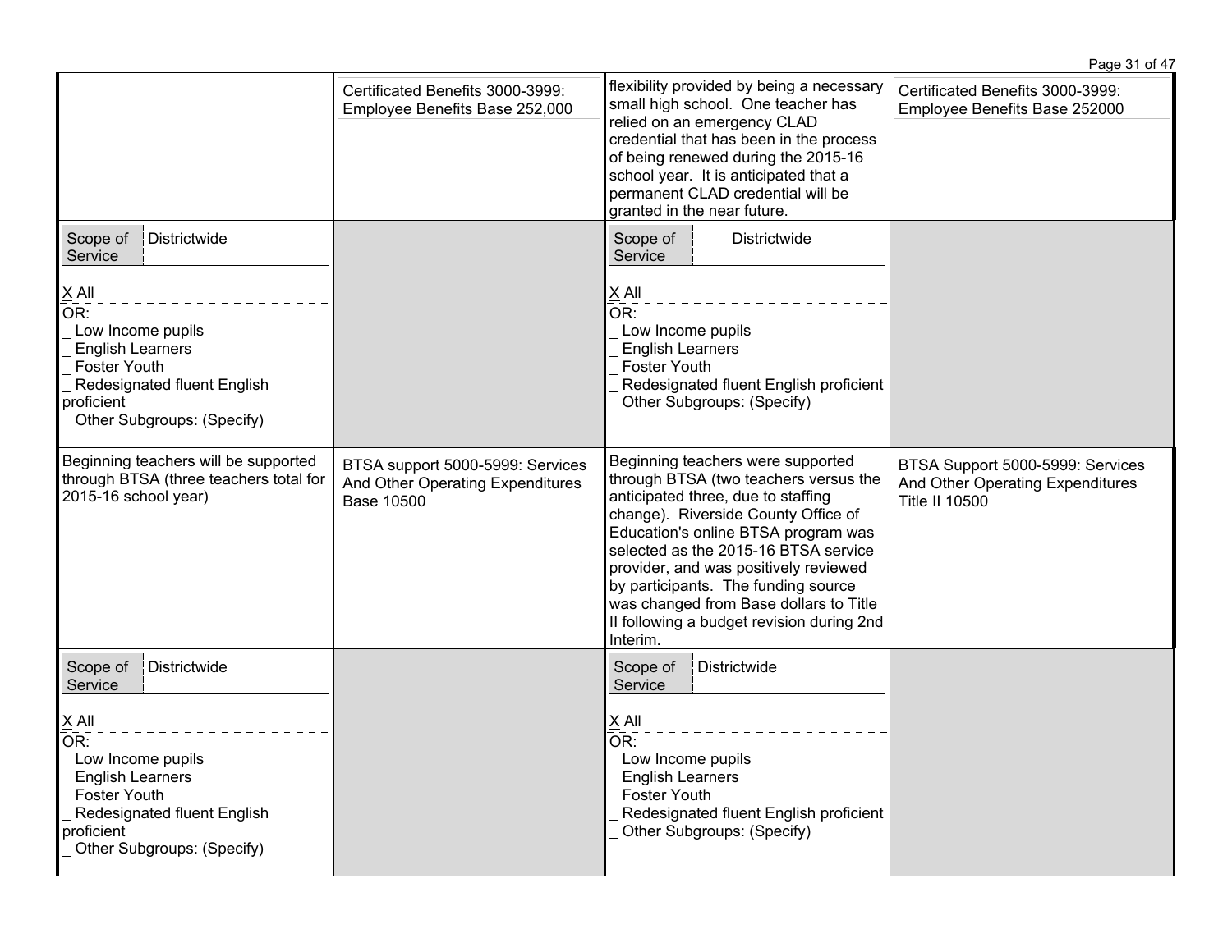| | | | |
|---|---|---|---|
| | Certificated Benefits 3000-3999: Employee Benefits Base 252,000 | flexibility provided by being a necessary small high school. One teacher has relied on an emergency CLAD credential that has been in the process of being renewed during the 2015-16 school year. It is anticipated that a permanent CLAD credential will be granted in the near future. | Certificated Benefits 3000-3999: Employee Benefits Base 252000 |
| Scope of Service: Districtwide<br><br>X All<br>OR:<br>_ Low Income pupils<br>_ English Learners<br>_ Foster Youth<br>_ Redesignated fluent English proficient<br>_ Other Subgroups: (Specify) | | Scope of Service: Districtwide<br><br>X All<br>OR:<br>_ Low Income pupils<br>_ English Learners<br>_ Foster Youth<br>_ Redesignated fluent English proficient<br>_ Other Subgroups: (Specify) | |
| Beginning teachers will be supported through BTSA (three teachers total for 2015-16 school year) | BTSA support 5000-5999: Services And Other Operating Expenditures Base 10500 | Beginning teachers were supported through BTSA (two teachers versus the anticipated three, due to staffing change). Riverside County Office of Education's online BTSA program was selected as the 2015-16 BTSA service provider, and was positively reviewed by participants. The funding source was changed from Base dollars to Title II following a budget revision during 2nd Interim. | BTSA Support 5000-5999: Services And Other Operating Expenditures Title II 10500 |
| Scope of Service: Districtwide<br><br>X All<br>OR:<br>_ Low Income pupils<br>_ English Learners<br>_ Foster Youth<br>_ Redesignated fluent English proficient<br>_ Other Subgroups: (Specify) | | Scope of Service: Districtwide<br><br>X All<br>OR:<br>_ Low Income pupils<br>_ English Learners<br>_ Foster Youth<br>_ Redesignated fluent English proficient<br>_ Other Subgroups: (Specify) | |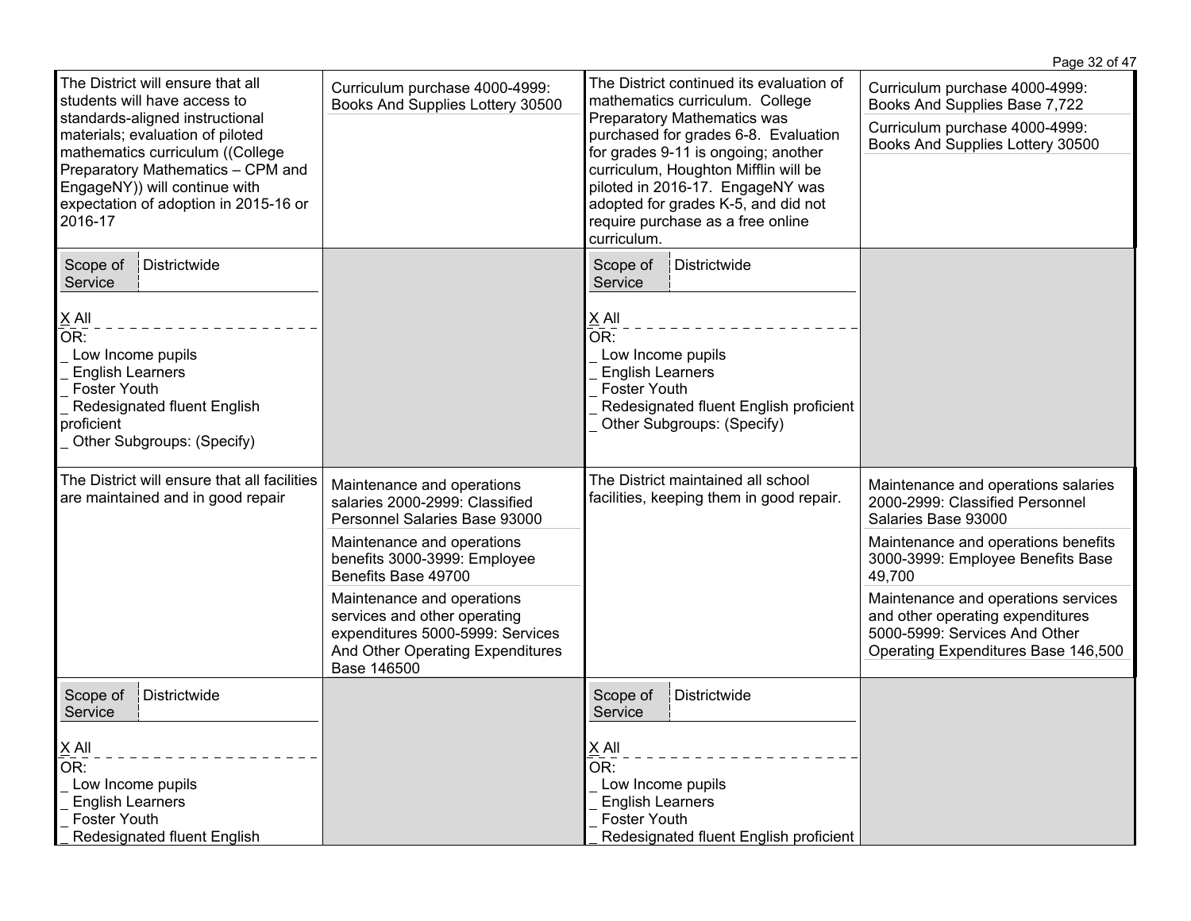| | | | |
|---|---|---|---|
| The District will ensure that all students will have access to standards-aligned instructional materials; evaluation of piloted mathematics curriculum ((College Preparatory Mathematics – CPM and EngageNY)) will continue with expectation of adoption in 2015-16 or 2016-17 | Curriculum purchase 4000-4999: Books And Supplies Lottery 30500 | The District continued its evaluation of mathematics curriculum. College Preparatory Mathematics was purchased for grades 6-8. Evaluation for grades 9-11 is ongoing; another curriculum, Houghton Mifflin will be piloted in 2016-17. EngageNY was adopted for grades K-5, and did not require purchase as a free online curriculum. | Curriculum purchase 4000-4999: Books And Supplies Base 7,722<br>Curriculum purchase 4000-4999: Books And Supplies Lottery 30500 |
| Scope of Service: Districtwide<br>X All<br>OR:<br>_ Low Income pupils<br>_ English Learners<br>_ Foster Youth<br>_ Redesignated fluent English proficient<br>_ Other Subgroups: (Specify) | | Scope of Service: Districtwide<br>X All<br>OR:<br>_ Low Income pupils<br>_ English Learners<br>_ Foster Youth<br>_ Redesignated fluent English proficient<br>_ Other Subgroups: (Specify) | |
| The District will ensure that all facilities are maintained and in good repair | Maintenance and operations salaries 2000-2999: Classified Personnel Salaries Base 93000<br>Maintenance and operations benefits 3000-3999: Employee Benefits Base 49700<br>Maintenance and operations services and other operating expenditures 5000-5999: Services And Other Operating Expenditures Base 146500 | The District maintained all school facilities, keeping them in good repair. | Maintenance and operations salaries 2000-2999: Classified Personnel Salaries Base 93000<br>Maintenance and operations benefits 3000-3999: Employee Benefits Base 49,700<br>Maintenance and operations services and other operating expenditures 5000-5999: Services And Other Operating Expenditures Base 146,500 |
| Scope of Service: Districtwide<br>X All<br>OR:<br>_ Low Income pupils<br>_ English Learners<br>_ Foster Youth<br>_ Redesignated fluent English | | Scope of Service: Districtwide<br>X All<br>OR:<br>_ Low Income pupils<br>_ English Learners<br>_ Foster Youth<br>_ Redesignated fluent English proficient | |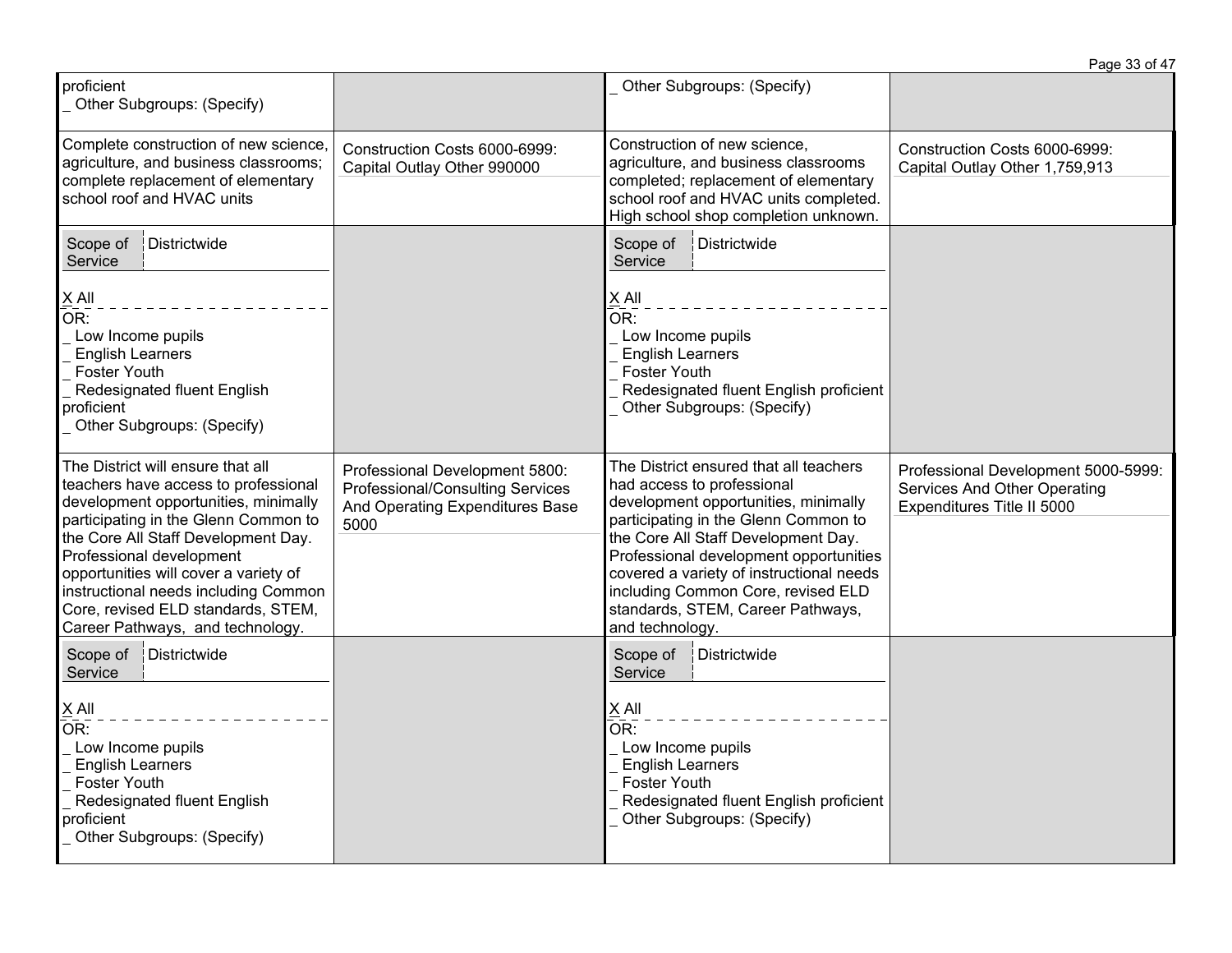| | | | |
|---|---|---|---|
| proficient<br>_ Other Subgroups: (Specify) | | _ Other Subgroups: (Specify) | |
| Complete construction of new science, agriculture, and business classrooms; complete replacement of elementary school roof and HVAC units | Construction Costs 6000-6999: Capital Outlay Other 990000 | Construction of new science, agriculture, and business classrooms completed; replacement of elementary school roof and HVAC units completed. High school shop completion unknown. | Construction Costs 6000-6999: Capital Outlay Other 1,759,913 |
| Scope of Service: Districtwide<br>X All<br>OR:<br>_ Low Income pupils<br>_ English Learners<br>_ Foster Youth<br>_ Redesignated fluent English proficient<br>_ Other Subgroups: (Specify) | | Scope of Service: Districtwide<br>X All<br>OR:<br>_ Low Income pupils<br>_ English Learners<br>_ Foster Youth<br>_ Redesignated fluent English proficient<br>_ Other Subgroups: (Specify) | |
| The District will ensure that all teachers have access to professional development opportunities, minimally participating in the Glenn Common to the Core All Staff Development Day. Professional development opportunities will cover a variety of instructional needs including Common Core, revised ELD standards, STEM, Career Pathways, and technology. | Professional Development 5800: Professional/Consulting Services And Operating Expenditures Base 5000 | The District ensured that all teachers had access to professional development opportunities, minimally participating in the Glenn Common to the Core All Staff Development Day. Professional development opportunities covered a variety of instructional needs including Common Core, revised ELD standards, STEM, Career Pathways, and technology. | Professional Development 5000-5999: Services And Other Operating Expenditures Title II 5000 |
| Scope of Service: Districtwide<br>X All<br>OR:<br>_ Low Income pupils<br>_ English Learners<br>_ Foster Youth<br>_ Redesignated fluent English proficient<br>_ Other Subgroups: (Specify) | | Scope of Service: Districtwide<br>X All<br>OR:<br>_ Low Income pupils<br>_ English Learners<br>_ Foster Youth<br>_ Redesignated fluent English proficient<br>_ Other Subgroups: (Specify) | |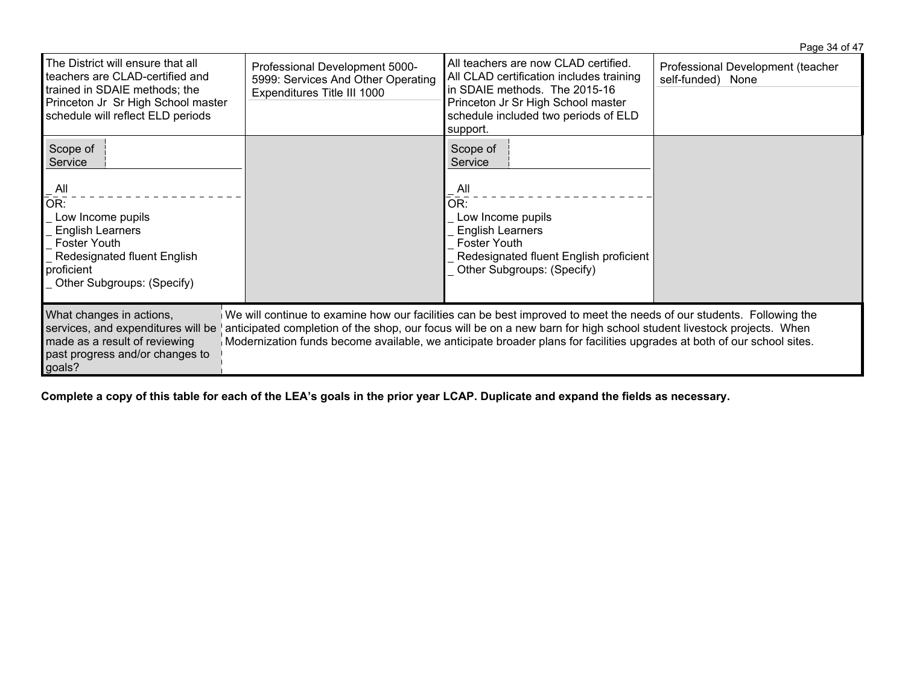| | | | |
|---|---|---|---|
| The District will ensure that all teachers are CLAD-certified and trained in SDAIE methods; the Princeton Jr Sr High School master schedule will reflect ELD periods | Professional Development 5000-5999: Services And Other Operating Expenditures Title III 1000 | All teachers are now CLAD certified. All CLAD certification includes training in SDAIE methods. The 2015-16 Princeton Jr Sr High School master schedule included two periods of ELD support. | Professional Development (teacher self-funded) None |
| Scope of Service<br><br>_ All<br>OR:<br>_ Low Income pupils<br>_ English Learners<br>_ Foster Youth<br>_ Redesignated fluent English proficient<br>_ Other Subgroups: (Specify) | | Scope of Service<br><br>_ All<br>OR:<br>_ Low Income pupils<br>_ English Learners<br>_ Foster Youth<br>_ Redesignated fluent English proficient<br>_ Other Subgroups: (Specify) | |

| | |
|---|---|
| What changes in actions, services, and expenditures will be made as a result of reviewing past progress and/or changes to goals? | We will continue to examine how our facilities can be best improved to meet the needs of our students. Following the anticipated completion of the shop, our focus will be on a new barn for high school student livestock projects. When Modernization funds become available, we anticipate broader plans for facilities upgrades at both of our school sites. |

**Complete a copy of this table for each of the LEA's goals in the prior year LCAP. Duplicate and expand the fields as necessary.**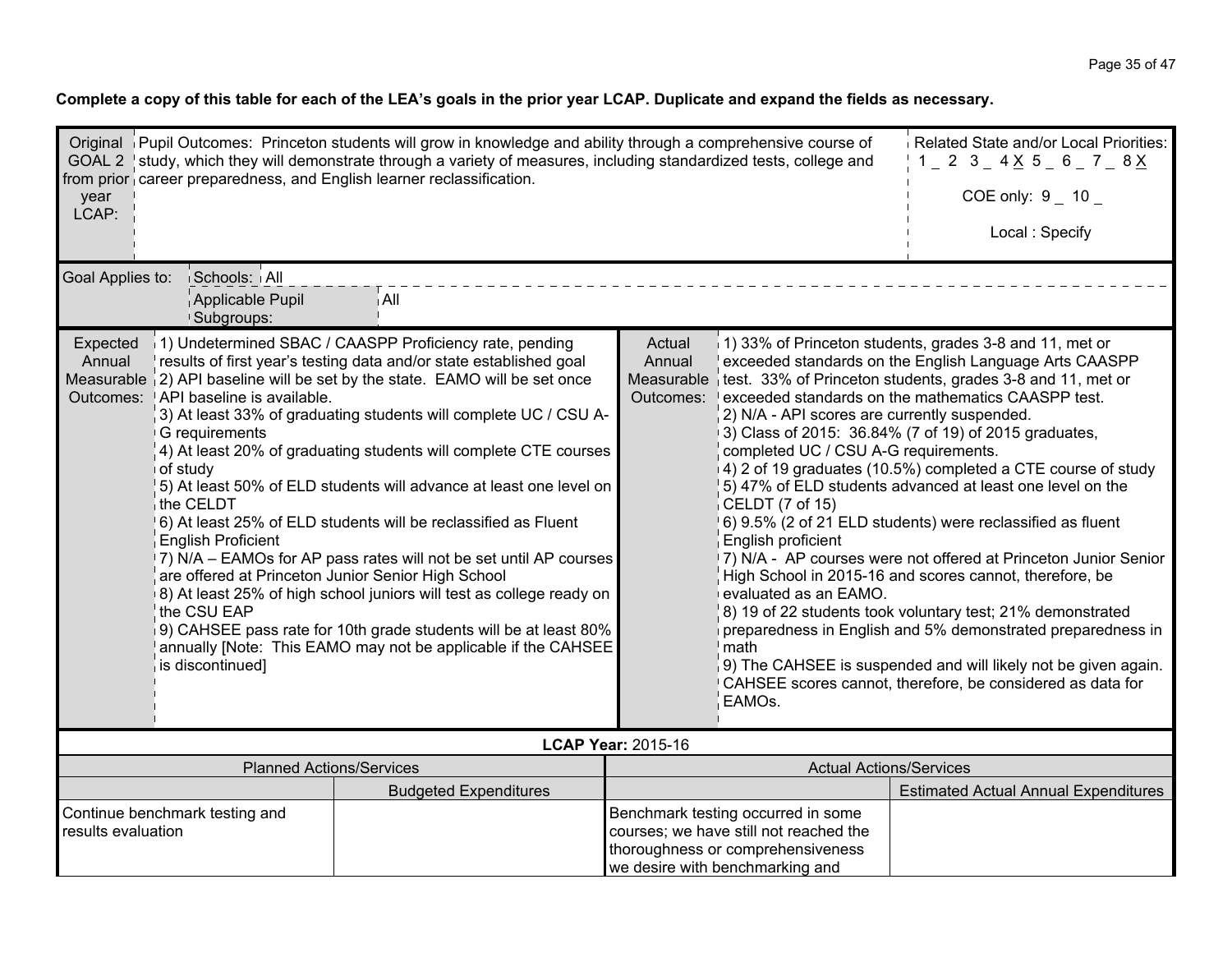**Complete a copy of this table for each of the LEA's goals in the prior year LCAP. Duplicate and expand the fields as necessary.**

| Original GOAL 2 from prior year LCAP: | Pupil Outcomes: Princeton students will grow in knowledge and ability through a comprehensive course of study, which they will demonstrate through a variety of measures, including standardized tests, college and career preparedness, and English learner reclassification. | Related State and/or Local Priorities: 1 _ 2 3 _ 4 X 5 _ 6 _ 7 _ 8 X<br>COE only: 9 _ 10 _<br>Local : Specify |
|---|---|---|

| Goal Applies to: | Schools: All | |
|---|---|---|
| | Applicable Pupil Subgroups: | All |

| Expected Annual Measurable Outcomes: | | Actual Annual Measurable Outcomes: | |
|---|---|---|---|
| | 1) Undetermined SBAC / CAASPP Proficiency rate, pending results of first year's testing data and/or state established goal<br>2) API baseline will be set by the state. EAMO will be set once API baseline is available.<br>3) At least 33% of graduating students will complete UC / CSU A-G requirements<br>4) At least 20% of graduating students will complete CTE courses of study<br>5) At least 50% of ELD students will advance at least one level on the CELDT<br>6) At least 25% of ELD students will be reclassified as Fluent English Proficient<br>7) N/A – EAMOs for AP pass rates will not be set until AP courses are offered at Princeton Junior Senior High School<br>8) At least 25% of high school juniors will test as college ready on the CSU EAP<br>9) CAHSEE pass rate for 10th grade students will be at least 80% annually [Note: This EAMO may not be applicable if the CAHSEE is discontinued] | | 1) 33% of Princeton students, grades 3-8 and 11, met or exceeded standards on the English Language Arts CAASPP test. 33% of Princeton students, grades 3-8 and 11, met or exceeded standards on the mathematics CAASPP test.<br>2) N/A - API scores are currently suspended.<br>3) Class of 2015: 36.84% (7 of 19) of 2015 graduates, completed UC / CSU A-G requirements.<br>4) 2 of 19 graduates (10.5%) completed a CTE course of study<br>5) 47% of ELD students advanced at least one level on the CELDT (7 of 15)<br>6) 9.5% (2 of 21 ELD students) were reclassified as fluent English proficient<br>7) N/A - AP courses were not offered at Princeton Junior Senior High School in 2015-16 and scores cannot, therefore, be evaluated as an EAMO.<br>8) 19 of 22 students took voluntary test; 21% demonstrated preparedness in English and 5% demonstrated preparedness in math<br>9) The CAHSEE is suspended and will likely not be given again. CAHSEE scores cannot, therefore, be considered as data for EAMOs. |

**LCAP Year:** 2015-16

| Planned Actions/Services | | Actual Actions/Services | |
|---|---|---|---|
| | Budgeted Expenditures | | Estimated Actual Annual Expenditures |
| Continue benchmark testing and results evaluation | | Benchmark testing occurred in some courses; we have still not reached the thoroughness or comprehensiveness we desire with benchmarking and | |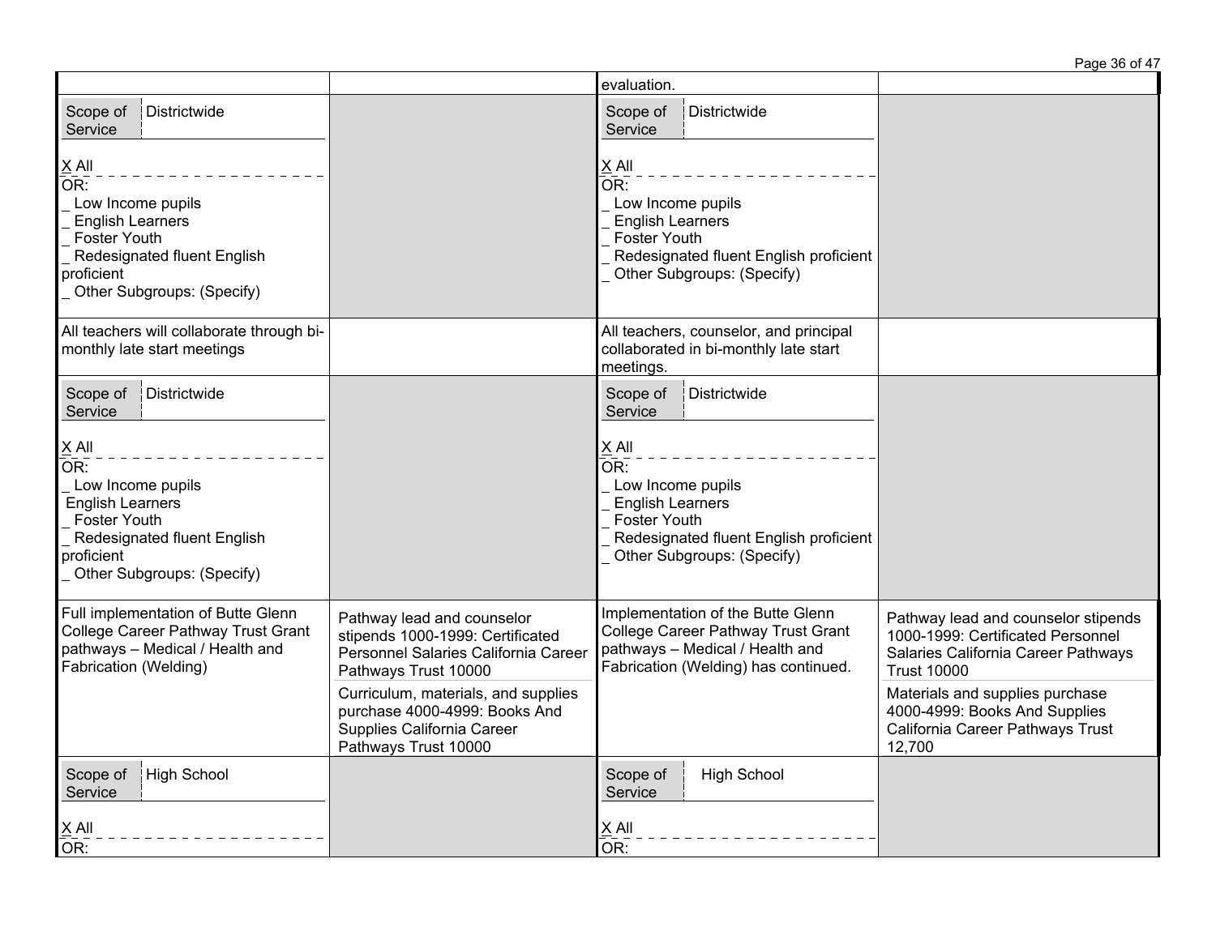| | | | |
|---|---|---|---|
| | | evaluation. | |
| Scope of Service: Districtwide<br><br>X All<br>OR:<br>_ Low Income pupils<br>_ English Learners<br>_ Foster Youth<br>_ Redesignated fluent English proficient<br>_ Other Subgroups: (Specify) | | Scope of Service: Districtwide<br><br>X All<br>OR:<br>_ Low Income pupils<br>_ English Learners<br>_ Foster Youth<br>_ Redesignated fluent English proficient<br>_ Other Subgroups: (Specify) | |
| All teachers will collaborate through bi-monthly late start meetings | | All teachers, counselor, and principal collaborated in bi-monthly late start meetings. | |
| Scope of Service: Districtwide<br><br>X All<br>OR:<br>_ Low Income pupils<br>English Learners<br>_ Foster Youth<br>_ Redesignated fluent English proficient<br>_ Other Subgroups: (Specify) | | Scope of Service: Districtwide<br><br>X All<br>OR:<br>_ Low Income pupils<br>_ English Learners<br>_ Foster Youth<br>_ Redesignated fluent English proficient<br>_ Other Subgroups: (Specify) | |
| Full implementation of Butte Glenn College Career Pathway Trust Grant pathways – Medical / Health and Fabrication (Welding) | Pathway lead and counselor stipends 1000-1999: Certificated Personnel Salaries California Career Pathways Trust 10000<br><br>Curriculum, materials, and supplies purchase 4000-4999: Books And Supplies California Career Pathways Trust 10000 | Implementation of the Butte Glenn College Career Pathway Trust Grant pathways – Medical / Health and Fabrication (Welding) has continued. | Pathway lead and counselor stipends 1000-1999: Certificated Personnel Salaries California Career Pathways Trust 10000<br><br>Materials and supplies purchase 4000-4999: Books And Supplies California Career Pathways Trust 12,700 |
| Scope of Service: High School<br><br>X All<br>OR: | | Scope of Service: High School<br><br>X All<br>OR: | |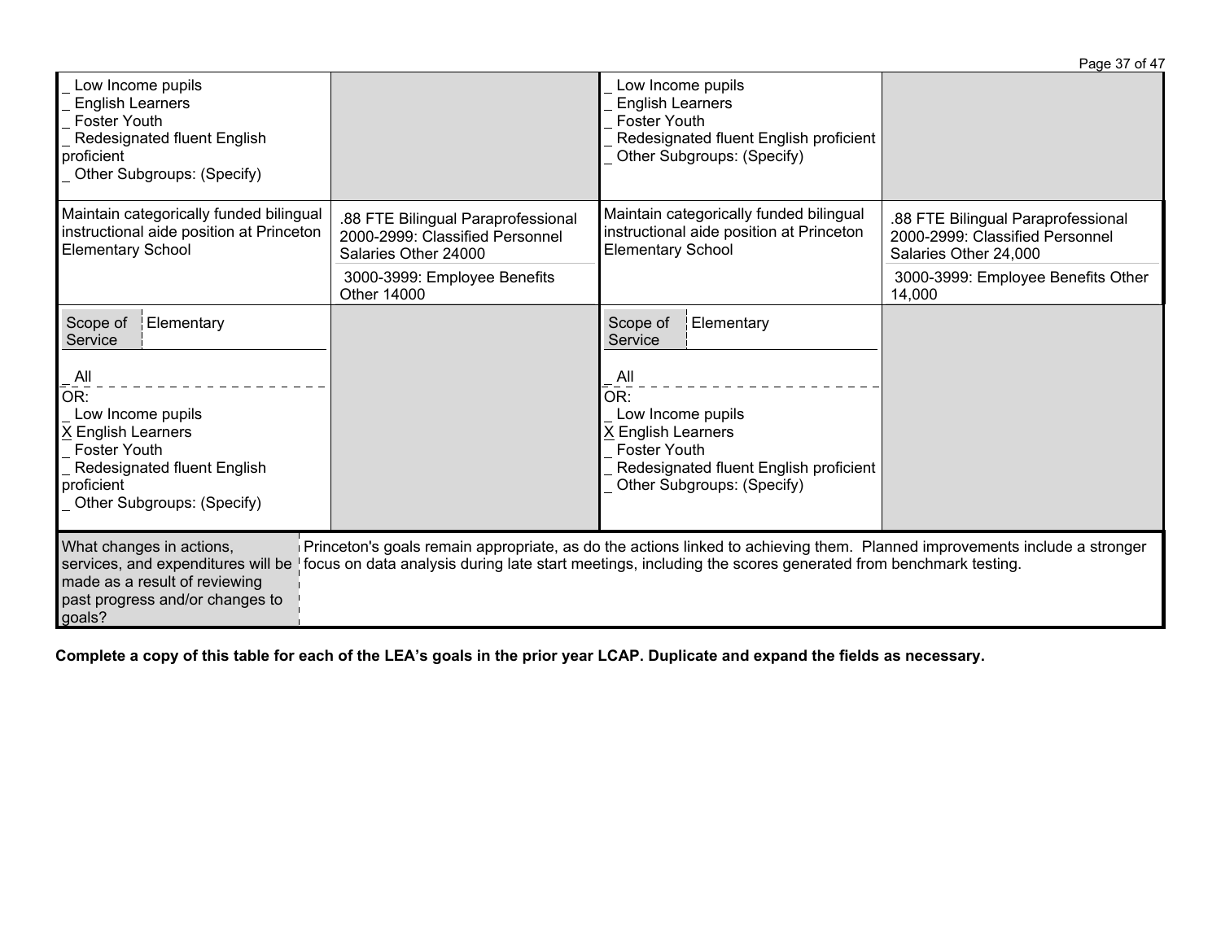| | | | |
|---|---|---|---|
| _ Low Income pupils<br>_ English Learners<br>_ Foster Youth<br>_ Redesignated fluent English proficient<br>_ Other Subgroups: (Specify) | | _ Low Income pupils<br>_ English Learners<br>_ Foster Youth<br>_ Redesignated fluent English proficient<br>_ Other Subgroups: (Specify) | |
| Maintain categorically funded bilingual instructional aide position at Princeton Elementary School | .88 FTE Bilingual Paraprofessional 2000-2999: Classified Personnel Salaries Other 24000<br>3000-3999: Employee Benefits Other 14000 | Maintain categorically funded bilingual instructional aide position at Princeton Elementary School | .88 FTE Bilingual Paraprofessional 2000-2999: Classified Personnel Salaries Other 24,000<br>3000-3999: Employee Benefits Other 14,000 |
| Scope of Service: Elementary<br>_ All<br>OR:<br>_ Low Income pupils<br>X English Learners<br>_ Foster Youth<br>_ Redesignated fluent English proficient<br>_ Other Subgroups: (Specify) | | Scope of Service: Elementary<br>_ All<br>OR:<br>_ Low Income pupils<br>X English Learners<br>_ Foster Youth<br>_ Redesignated fluent English proficient<br>_ Other Subgroups: (Specify) | |

| What changes in actions, services, and expenditures will be made as a result of reviewing past progress and/or changes to goals? | Princeton's goals remain appropriate, as do the actions linked to achieving them. Planned improvements include a stronger focus on data analysis during late start meetings, including the scores generated from benchmark testing. |
|---|---|

**Complete a copy of this table for each of the LEA's goals in the prior year LCAP. Duplicate and expand the fields as necessary.**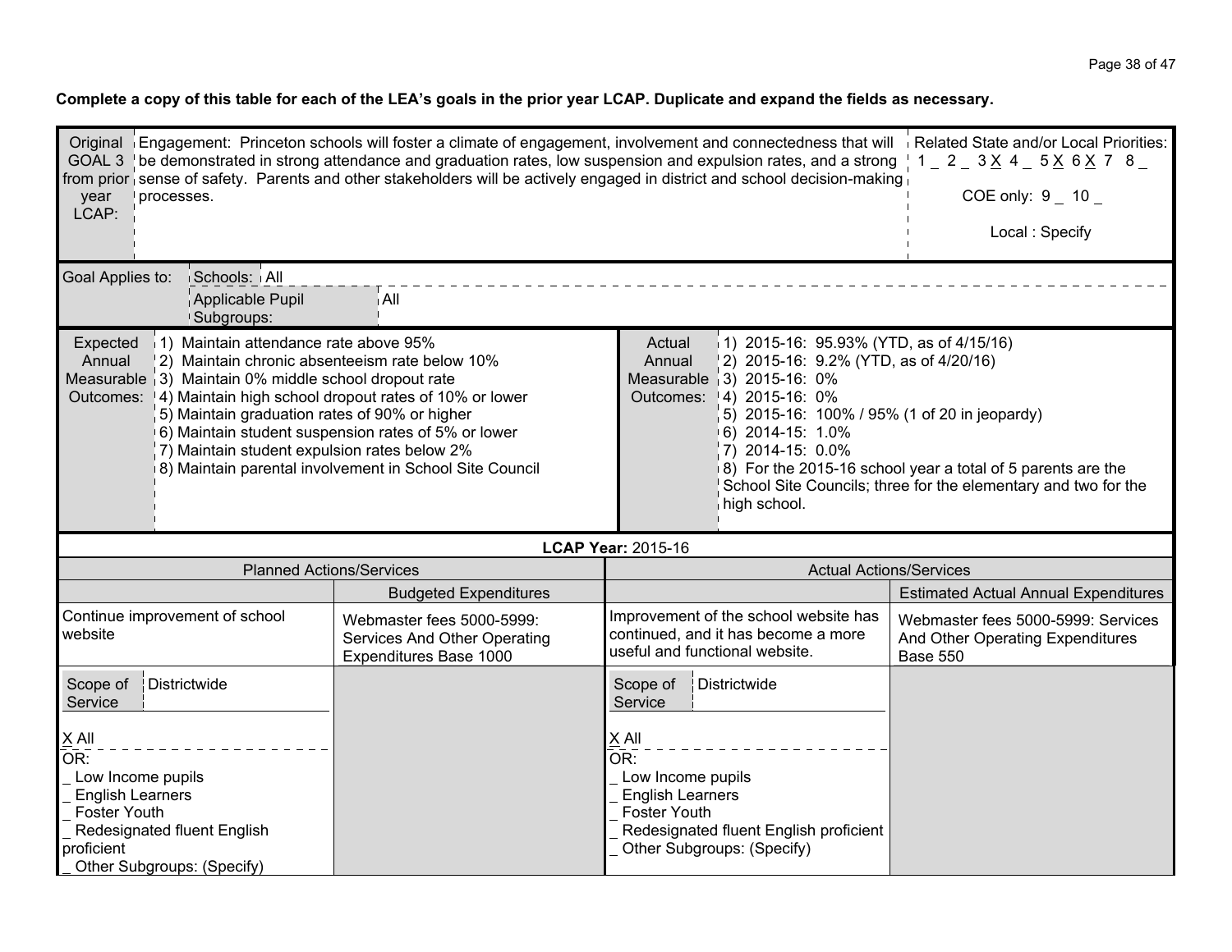**Complete a copy of this table for each of the LEA's goals in the prior year LCAP. Duplicate and expand the fields as necessary.**

| Original GOAL 3 from prior year LCAP: | Engagement: Princeton schools will foster a climate of engagement, involvement and connectedness that will be demonstrated in strong attendance and graduation rates, low suspension and expulsion rates, and a strong sense of safety. Parents and other stakeholders will be actively engaged in district and school decision-making processes. | Related State and/or Local Priorities: 1 _ 2 _ 3 X 4 _ 5 X 6 X 7 8 _<br>COE only: 9 _ 10 _<br>Local : Specify |
|---|---|---|
| Goal Applies to: | Schools: All<br>Applicable Pupil Subgroups: All | |

| Expected Annual Measurable Outcomes: | | Actual Annual Measurable Outcomes: | |
|---|---|---|---|
| | 1) Maintain attendance rate above 95%<br>2) Maintain chronic absenteeism rate below 10%<br>3) Maintain 0% middle school dropout rate<br>4) Maintain high school dropout rates of 10% or lower<br>5) Maintain graduation rates of 90% or higher<br>6) Maintain student suspension rates of 5% or lower<br>7) Maintain student expulsion rates below 2%<br>8) Maintain parental involvement in School Site Council | | 1) 2015-16: 95.93% (YTD, as of 4/15/16)<br>2) 2015-16: 9.2% (YTD, as of 4/20/16)<br>3) 2015-16: 0%<br>4) 2015-16: 0%<br>5) 2015-16: 100% / 95% (1 of 20 in jeopardy)<br>6) 2014-15: 1.0%<br>7) 2014-15: 0.0%<br>8) For the 2015-16 school year a total of 5 parents are the School Site Councils; three for the elementary and two for the high school. |

**LCAP Year:** 2015-16

| Planned Actions/Services | | Actual Actions/Services | |
|---|---|---|---|
| | Budgeted Expenditures | | Estimated Actual Annual Expenditures |
| Continue improvement of school website | Webmaster fees 5000-5999: Services And Other Operating Expenditures Base 1000 | Improvement of the school website has continued, and it has become a more useful and functional website. | Webmaster fees 5000-5999: Services And Other Operating Expenditures Base 550 |
| Scope of Service: Districtwide<br>X All<br>OR:<br>_ Low Income pupils<br>_ English Learners<br>_ Foster Youth<br>_ Redesignated fluent English proficient<br>_ Other Subgroups: (Specify) | | Scope of Service: Districtwide<br>X All<br>OR:<br>_ Low Income pupils<br>_ English Learners<br>_ Foster Youth<br>_ Redesignated fluent English proficient<br>_ Other Subgroups: (Specify) | |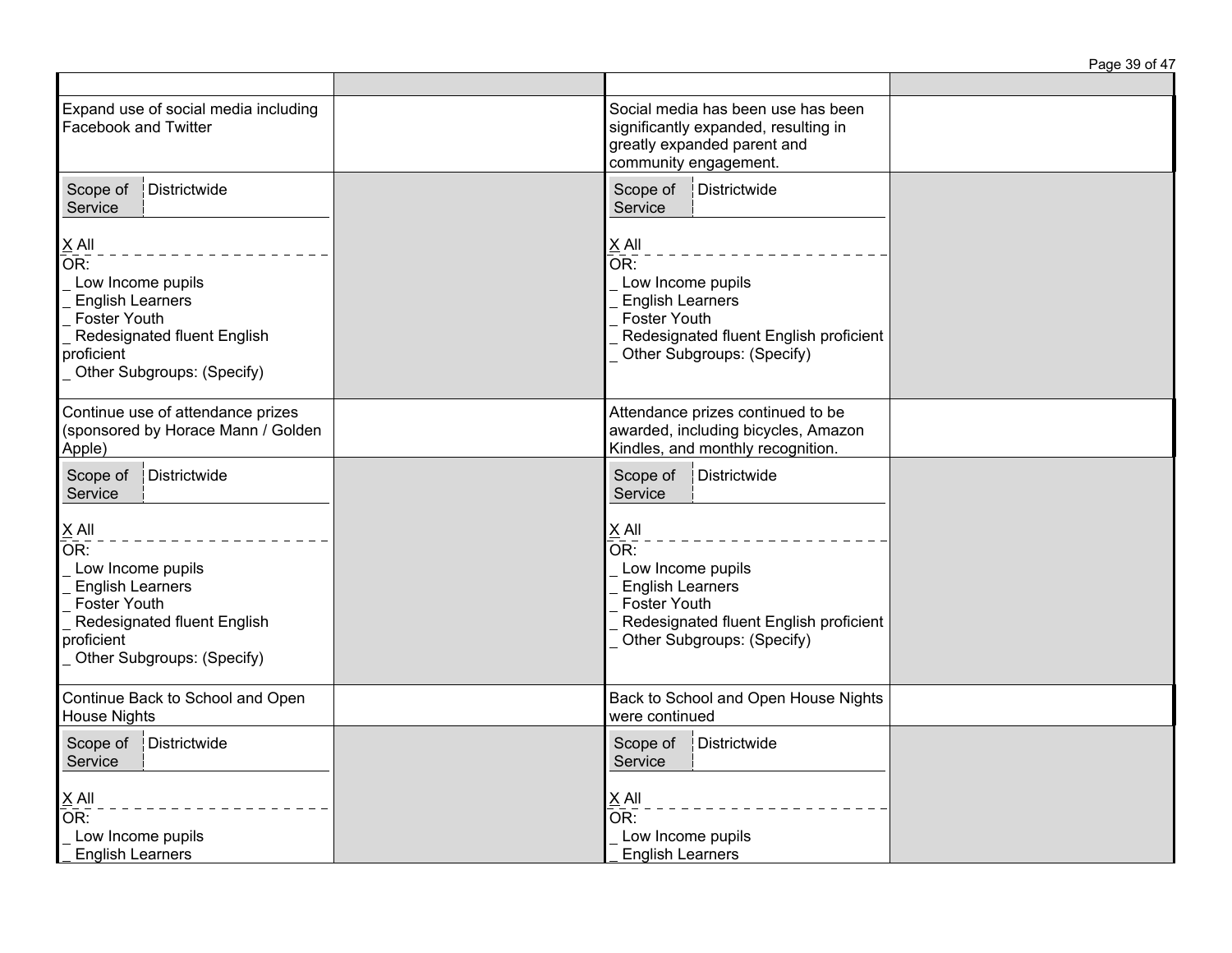| | | | |
|---|---|---|---|
| Expand use of social media including Facebook and Twitter | | Social media has been use has been significantly expanded, resulting in greatly expanded parent and community engagement. | |
| Scope of Service: Districtwide<br><br>X All<br>OR:<br>_ Low Income pupils<br>_ English Learners<br>_ Foster Youth<br>_ Redesignated fluent English proficient<br>_ Other Subgroups: (Specify) | | Scope of Service: Districtwide<br><br>X All<br>OR:<br>_ Low Income pupils<br>_ English Learners<br>_ Foster Youth<br>_ Redesignated fluent English proficient<br>_ Other Subgroups: (Specify) | |
| Continue use of attendance prizes (sponsored by Horace Mann / Golden Apple) | | Attendance prizes continued to be awarded, including bicycles, Amazon Kindles, and monthly recognition. | |
| Scope of Service: Districtwide<br><br>X All<br>OR:<br>_ Low Income pupils<br>_ English Learners<br>_ Foster Youth<br>_ Redesignated fluent English proficient<br>_ Other Subgroups: (Specify) | | Scope of Service: Districtwide<br><br>X All<br>OR:<br>_ Low Income pupils<br>_ English Learners<br>_ Foster Youth<br>_ Redesignated fluent English proficient<br>_ Other Subgroups: (Specify) | |
| Continue Back to School and Open House Nights | | Back to School and Open House Nights were continued | |
| Scope of Service: Districtwide<br><br>X All<br>OR:<br>_ Low Income pupils<br>_ English Learners | | Scope of Service: Districtwide<br><br>X All<br>OR:<br>_ Low Income pupils<br>_ English Learners | |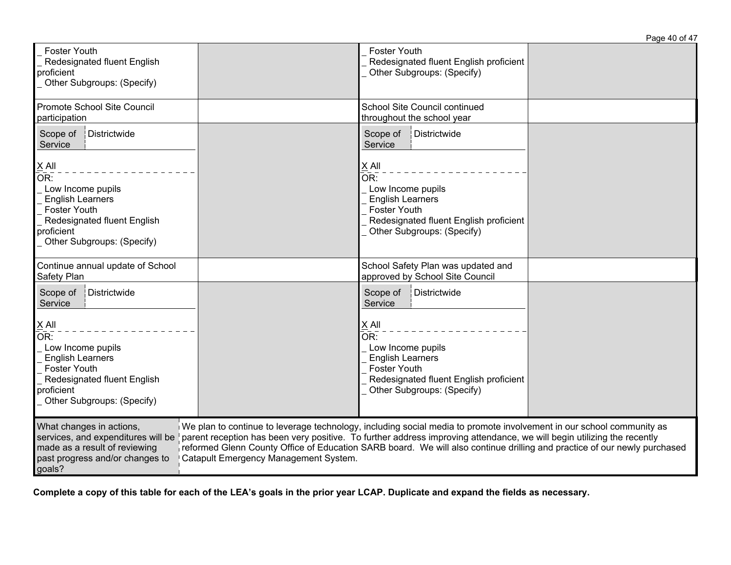| | | | |
|---|---|---|---|
| _ Foster Youth<br>_ Redesignated fluent English proficient<br>_ Other Subgroups: (Specify) | | _ Foster Youth<br>_ Redesignated fluent English proficient<br>_ Other Subgroups: (Specify) | |
| Promote School Site Council participation | | School Site Council continued throughout the school year | |
| Scope of Service: Districtwide<br><br>X All<br>OR:<br>_ Low Income pupils<br>_ English Learners<br>_ Foster Youth<br>_ Redesignated fluent English proficient<br>_ Other Subgroups: (Specify) | | Scope of Service: Districtwide<br><br>X All<br>OR:<br>_ Low Income pupils<br>_ English Learners<br>_ Foster Youth<br>_ Redesignated fluent English proficient<br>_ Other Subgroups: (Specify) | |
| Continue annual update of School Safety Plan | | School Safety Plan was updated and approved by School Site Council | |
| Scope of Service: Districtwide<br><br>X All<br>OR:<br>_ Low Income pupils<br>_ English Learners<br>_ Foster Youth<br>_ Redesignated fluent English proficient<br>_ Other Subgroups: (Specify) | | Scope of Service: Districtwide<br><br>X All<br>OR:<br>_ Low Income pupils<br>_ English Learners<br>_ Foster Youth<br>_ Redesignated fluent English proficient<br>_ Other Subgroups: (Specify) | |

| What changes in actions, services, and expenditures will be made as a result of reviewing past progress and/or changes to goals? | We plan to continue to leverage technology, including social media to promote involvement in our school community as parent reception has been very positive. To further address improving attendance, we will begin utilizing the recently reformed Glenn County Office of Education SARB board. We will also continue drilling and practice of our newly purchased Catapult Emergency Management System. |
|---|---|

**Complete a copy of this table for each of the LEA's goals in the prior year LCAP. Duplicate and expand the fields as necessary.**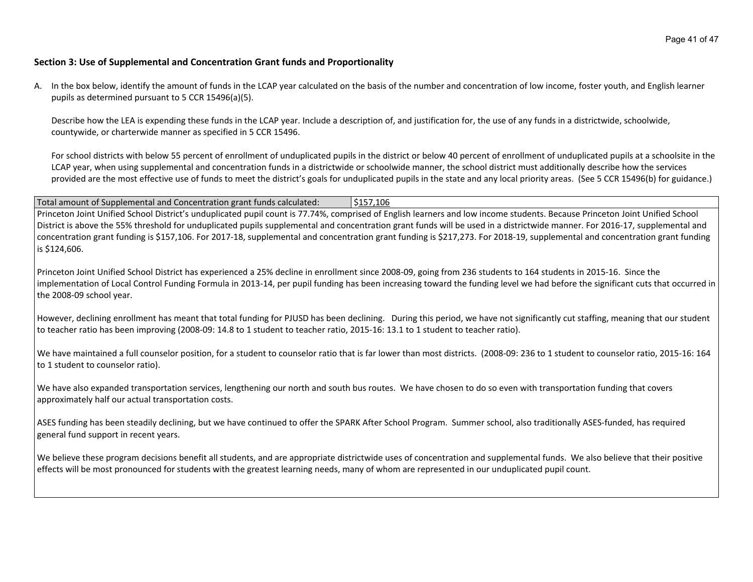## Section 3: Use of Supplemental and Concentration Grant funds and Proportionality

A. In the box below, identify the amount of funds in the LCAP year calculated on the basis of the number and concentration of low income, foster youth, and English learner pupils as determined pursuant to 5 CCR 15496(a)(5).

   Describe how the LEA is expending these funds in the LCAP year. Include a description of, and justification for, the use of any funds in a districtwide, schoolwide, countywide, or charterwide manner as specified in 5 CCR 15496.

   For school districts with below 55 percent of enrollment of unduplicated pupils in the district or below 40 percent of enrollment of unduplicated pupils at a schoolsite in the LCAP year, when using supplemental and concentration funds in a districtwide or schoolwide manner, the school district must additionally describe how the services provided are the most effective use of funds to meet the district's goals for unduplicated pupils in the state and any local priority areas. (See 5 CCR 15496(b) for guidance.)

| Total amount of Supplemental and Concentration grant funds calculated: | $157,106 |
|---|---|

Princeton Joint Unified School District's unduplicated pupil count is 77.74%, comprised of English learners and low income students. Because Princeton Joint Unified School District is above the 55% threshold for unduplicated pupils supplemental and concentration grant funds will be used in a districtwide manner. For 2016-17, supplemental and concentration grant funding is $157,106. For 2017-18, supplemental and concentration grant funding is $217,273. For 2018-19, supplemental and concentration grant funding is $124,606.

Princeton Joint Unified School District has experienced a 25% decline in enrollment since 2008-09, going from 236 students to 164 students in 2015-16. Since the implementation of Local Control Funding Formula in 2013-14, per pupil funding has been increasing toward the funding level we had before the significant cuts that occurred in the 2008-09 school year.

However, declining enrollment has meant that total funding for PJUSD has been declining. During this period, we have not significantly cut staffing, meaning that our student to teacher ratio has been improving (2008-09: 14.8 to 1 student to teacher ratio, 2015-16: 13.1 to 1 student to teacher ratio).

We have maintained a full counselor position, for a student to counselor ratio that is far lower than most districts. (2008-09: 236 to 1 student to counselor ratio, 2015-16: 164 to 1 student to counselor ratio).

We have also expanded transportation services, lengthening our north and south bus routes. We have chosen to do so even with transportation funding that covers approximately half our actual transportation costs.

ASES funding has been steadily declining, but we have continued to offer the SPARK After School Program. Summer school, also traditionally ASES-funded, has required general fund support in recent years.

We believe these program decisions benefit all students, and are appropriate districtwide uses of concentration and supplemental funds. We also believe that their positive effects will be most pronounced for students with the greatest learning needs, many of whom are represented in our unduplicated pupil count.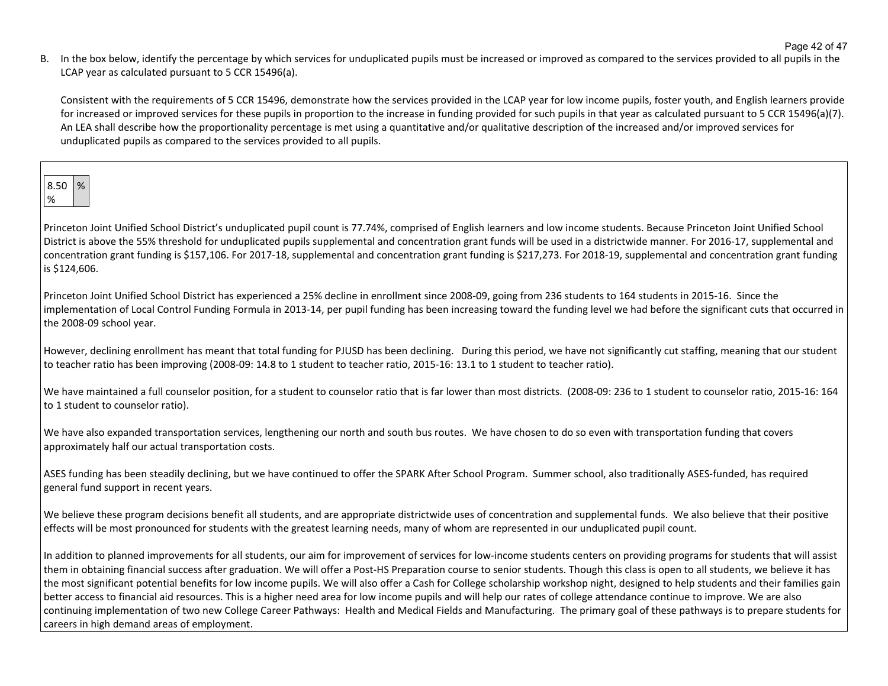B. In the box below, identify the percentage by which services for unduplicated pupils must be increased or improved as compared to the services provided to all pupils in the LCAP year as calculated pursuant to 5 CCR 15496(a).

Consistent with the requirements of 5 CCR 15496, demonstrate how the services provided in the LCAP year for low income pupils, foster youth, and English learners provide for increased or improved services for these pupils in proportion to the increase in funding provided for such pupils in that year as calculated pursuant to 5 CCR 15496(a)(7). An LEA shall describe how the proportionality percentage is met using a quantitative and/or qualitative description of the increased and/or improved services for unduplicated pupils as compared to the services provided to all pupils.

| 8.50 % | % |
|---|---|

Princeton Joint Unified School District's unduplicated pupil count is 77.74%, comprised of English learners and low income students. Because Princeton Joint Unified School District is above the 55% threshold for unduplicated pupils supplemental and concentration grant funds will be used in a districtwide manner. For 2016-17, supplemental and concentration grant funding is $157,106. For 2017-18, supplemental and concentration grant funding is $217,273. For 2018-19, supplemental and concentration grant funding is $124,606.

Princeton Joint Unified School District has experienced a 25% decline in enrollment since 2008-09, going from 236 students to 164 students in 2015-16. Since the implementation of Local Control Funding Formula in 2013-14, per pupil funding has been increasing toward the funding level we had before the significant cuts that occurred in the 2008-09 school year.

However, declining enrollment has meant that total funding for PJUSD has been declining. During this period, we have not significantly cut staffing, meaning that our student to teacher ratio has been improving (2008-09: 14.8 to 1 student to teacher ratio, 2015-16: 13.1 to 1 student to teacher ratio).

We have maintained a full counselor position, for a student to counselor ratio that is far lower than most districts. (2008-09: 236 to 1 student to counselor ratio, 2015-16: 164 to 1 student to counselor ratio).

We have also expanded transportation services, lengthening our north and south bus routes. We have chosen to do so even with transportation funding that covers approximately half our actual transportation costs.

ASES funding has been steadily declining, but we have continued to offer the SPARK After School Program. Summer school, also traditionally ASES-funded, has required general fund support in recent years.

We believe these program decisions benefit all students, and are appropriate districtwide uses of concentration and supplemental funds. We also believe that their positive effects will be most pronounced for students with the greatest learning needs, many of whom are represented in our unduplicated pupil count.

In addition to planned improvements for all students, our aim for improvement of services for low-income students centers on providing programs for students that will assist them in obtaining financial success after graduation. We will offer a Post-HS Preparation course to senior students. Though this class is open to all students, we believe it has the most significant potential benefits for low income pupils. We will also offer a Cash for College scholarship workshop night, designed to help students and their families gain better access to financial aid resources. This is a higher need area for low income pupils and will help our rates of college attendance continue to improve. We are also continuing implementation of two new College Career Pathways: Health and Medical Fields and Manufacturing. The primary goal of these pathways is to prepare students for careers in high demand areas of employment.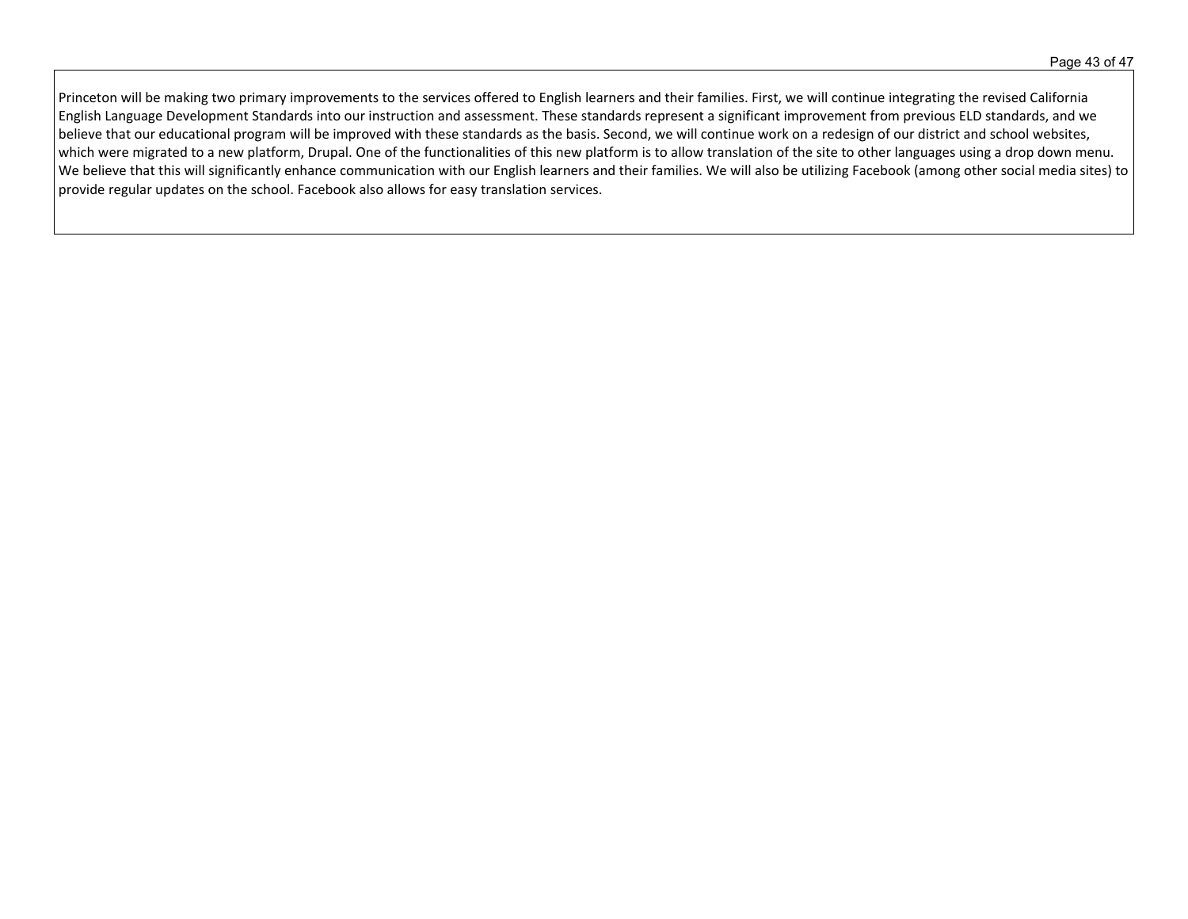Princeton will be making two primary improvements to the services offered to English learners and their families. First, we will continue integrating the revised California English Language Development Standards into our instruction and assessment. These standards represent a significant improvement from previous ELD standards, and we believe that our educational program will be improved with these standards as the basis. Second, we will continue work on a redesign of our district and school websites, which were migrated to a new platform, Drupal. One of the functionalities of this new platform is to allow translation of the site to other languages using a drop down menu. We believe that this will significantly enhance communication with our English learners and their families. We will also be utilizing Facebook (among other social media sites) to provide regular updates on the school. Facebook also allows for easy translation services.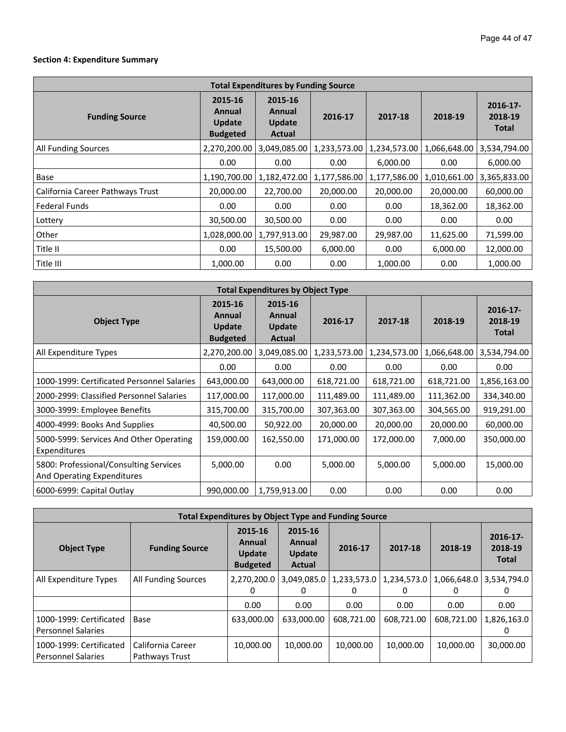**Section 4: Expenditure Summary**

| Total Expenditures by Funding Source | | | | | | |
|---|---|---|---|---|---|---|
| Funding Source | 2015-16 Annual Update Budgeted | 2015-16 Annual Update Actual | 2016-17 | 2017-18 | 2018-19 | 2016-17-2018-19 Total |
| All Funding Sources | 2,270,200.00 | 3,049,085.00 | 1,233,573.00 | 1,234,573.00 | 1,066,648.00 | 3,534,794.00 |
| | 0.00 | 0.00 | 0.00 | 6,000.00 | 0.00 | 6,000.00 |
| Base | 1,190,700.00 | 1,182,472.00 | 1,177,586.00 | 1,177,586.00 | 1,010,661.00 | 3,365,833.00 |
| California Career Pathways Trust | 20,000.00 | 22,700.00 | 20,000.00 | 20,000.00 | 20,000.00 | 60,000.00 |
| Federal Funds | 0.00 | 0.00 | 0.00 | 0.00 | 18,362.00 | 18,362.00 |
| Lottery | 30,500.00 | 30,500.00 | 0.00 | 0.00 | 0.00 | 0.00 |
| Other | 1,028,000.00 | 1,797,913.00 | 29,987.00 | 29,987.00 | 11,625.00 | 71,599.00 |
| Title II | 0.00 | 15,500.00 | 6,000.00 | 0.00 | 6,000.00 | 12,000.00 |
| Title III | 1,000.00 | 0.00 | 0.00 | 1,000.00 | 0.00 | 1,000.00 |

| Total Expenditures by Object Type | | | | | | |
|---|---|---|---|---|---|---|
| Object Type | 2015-16 Annual Update Budgeted | 2015-16 Annual Update Actual | 2016-17 | 2017-18 | 2018-19 | 2016-17-2018-19 Total |
| All Expenditure Types | 2,270,200.00 | 3,049,085.00 | 1,233,573.00 | 1,234,573.00 | 1,066,648.00 | 3,534,794.00 |
| | 0.00 | 0.00 | 0.00 | 0.00 | 0.00 | 0.00 |
| 1000-1999: Certificated Personnel Salaries | 643,000.00 | 643,000.00 | 618,721.00 | 618,721.00 | 618,721.00 | 1,856,163.00 |
| 2000-2999: Classified Personnel Salaries | 117,000.00 | 117,000.00 | 111,489.00 | 111,489.00 | 111,362.00 | 334,340.00 |
| 3000-3999: Employee Benefits | 315,700.00 | 315,700.00 | 307,363.00 | 307,363.00 | 304,565.00 | 919,291.00 |
| 4000-4999: Books And Supplies | 40,500.00 | 50,922.00 | 20,000.00 | 20,000.00 | 20,000.00 | 60,000.00 |
| 5000-5999: Services And Other Operating Expenditures | 159,000.00 | 162,550.00 | 171,000.00 | 172,000.00 | 7,000.00 | 350,000.00 |
| 5800: Professional/Consulting Services And Operating Expenditures | 5,000.00 | 0.00 | 5,000.00 | 5,000.00 | 5,000.00 | 15,000.00 |
| 6000-6999: Capital Outlay | 990,000.00 | 1,759,913.00 | 0.00 | 0.00 | 0.00 | 0.00 |

| Total Expenditures by Object Type and Funding Source | | | | | | | |
|---|---|---|---|---|---|---|---|
| Object Type | Funding Source | 2015-16 Annual Update Budgeted | 2015-16 Annual Update Actual | 2016-17 | 2017-18 | 2018-19 | 2016-17-2018-19 Total |
| All Expenditure Types | All Funding Sources | 2,270,200.00 | 3,049,085.00 | 1,233,573.00 | 1,234,573.00 | 1,066,648.00 | 3,534,794.00 |
| | | 0.00 | 0.00 | 0.00 | 0.00 | 0.00 | 0.00 |
| 1000-1999: Certificated Personnel Salaries | Base | 633,000.00 | 633,000.00 | 608,721.00 | 608,721.00 | 608,721.00 | 1,826,163.00 |
| 1000-1999: Certificated Personnel Salaries | California Career Pathways Trust | 10,000.00 | 10,000.00 | 10,000.00 | 10,000.00 | 10,000.00 | 30,000.00 |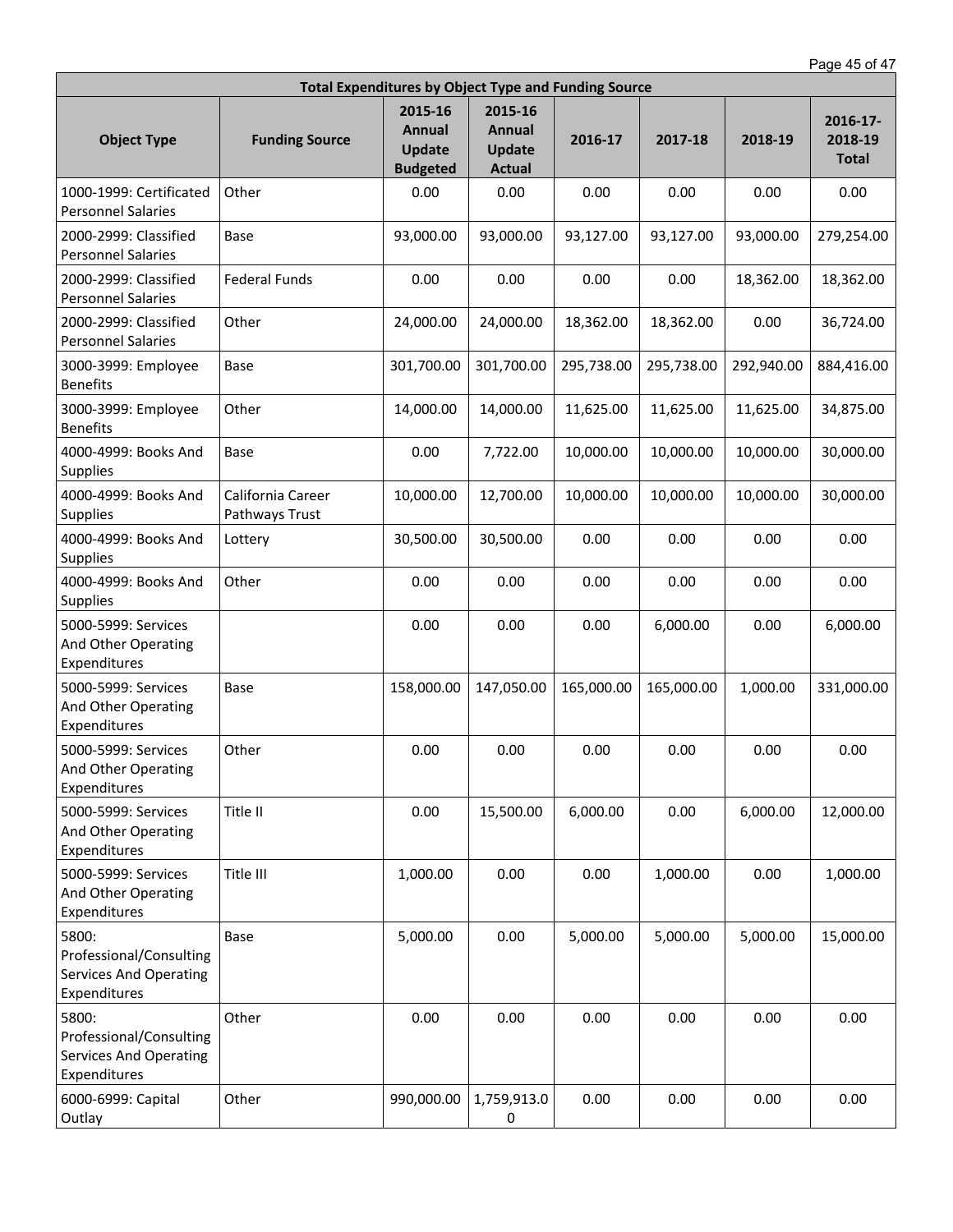| Total Expenditures by Object Type and Funding Source | | | | | | | |
|---|---|---|---|---|---|---|---|
| **Object Type** | **Funding Source** | **2015-16 Annual Update Budgeted** | **2015-16 Annual Update Actual** | **2016-17** | **2017-18** | **2018-19** | **2016-17-2018-19 Total** |
| 1000-1999: Certificated Personnel Salaries | Other | 0.00 | 0.00 | 0.00 | 0.00 | 0.00 | 0.00 |
| 2000-2999: Classified Personnel Salaries | Base | 93,000.00 | 93,000.00 | 93,127.00 | 93,127.00 | 93,000.00 | 279,254.00 |
| 2000-2999: Classified Personnel Salaries | Federal Funds | 0.00 | 0.00 | 0.00 | 0.00 | 18,362.00 | 18,362.00 |
| 2000-2999: Classified Personnel Salaries | Other | 24,000.00 | 24,000.00 | 18,362.00 | 18,362.00 | 0.00 | 36,724.00 |
| 3000-3999: Employee Benefits | Base | 301,700.00 | 301,700.00 | 295,738.00 | 295,738.00 | 292,940.00 | 884,416.00 |
| 3000-3999: Employee Benefits | Other | 14,000.00 | 14,000.00 | 11,625.00 | 11,625.00 | 11,625.00 | 34,875.00 |
| 4000-4999: Books And Supplies | Base | 0.00 | 7,722.00 | 10,000.00 | 10,000.00 | 10,000.00 | 30,000.00 |
| 4000-4999: Books And Supplies | California Career Pathways Trust | 10,000.00 | 12,700.00 | 10,000.00 | 10,000.00 | 10,000.00 | 30,000.00 |
| 4000-4999: Books And Supplies | Lottery | 30,500.00 | 30,500.00 | 0.00 | 0.00 | 0.00 | 0.00 |
| 4000-4999: Books And Supplies | Other | 0.00 | 0.00 | 0.00 | 0.00 | 0.00 | 0.00 |
| 5000-5999: Services And Other Operating Expenditures | | 0.00 | 0.00 | 0.00 | 6,000.00 | 0.00 | 6,000.00 |
| 5000-5999: Services And Other Operating Expenditures | Base | 158,000.00 | 147,050.00 | 165,000.00 | 165,000.00 | 1,000.00 | 331,000.00 |
| 5000-5999: Services And Other Operating Expenditures | Other | 0.00 | 0.00 | 0.00 | 0.00 | 0.00 | 0.00 |
| 5000-5999: Services And Other Operating Expenditures | Title II | 0.00 | 15,500.00 | 6,000.00 | 0.00 | 6,000.00 | 12,000.00 |
| 5000-5999: Services And Other Operating Expenditures | Title III | 1,000.00 | 0.00 | 0.00 | 1,000.00 | 0.00 | 1,000.00 |
| 5800: Professional/Consulting Services And Operating Expenditures | Base | 5,000.00 | 0.00 | 5,000.00 | 5,000.00 | 5,000.00 | 15,000.00 |
| 5800: Professional/Consulting Services And Operating Expenditures | Other | 0.00 | 0.00 | 0.00 | 0.00 | 0.00 | 0.00 |
| 6000-6999: Capital Outlay | Other | 990,000.00 | 1,759,913.00 | 0.00 | 0.00 | 0.00 | 0.00 |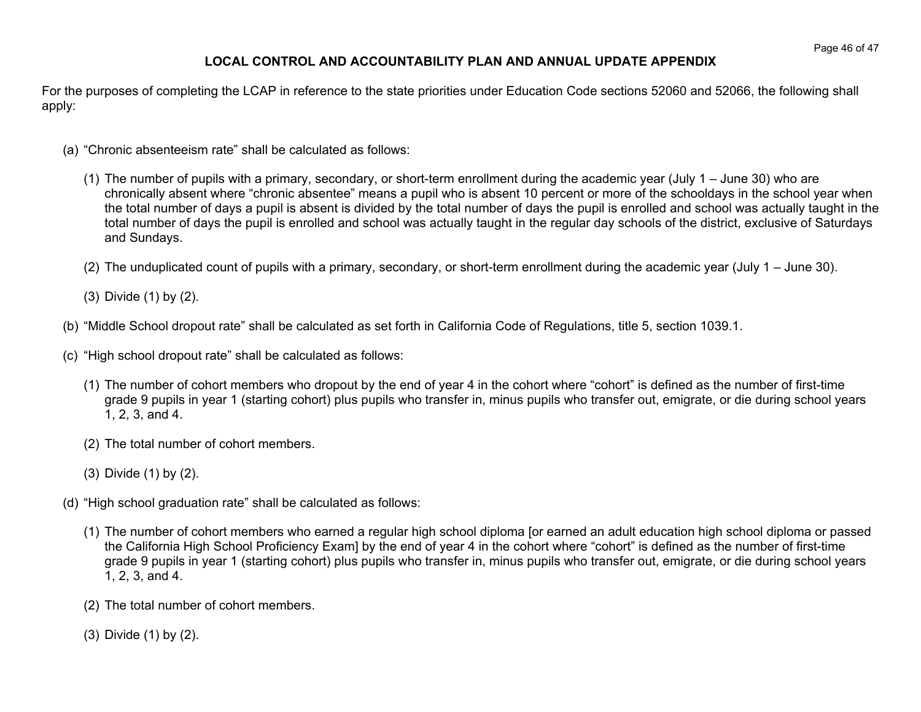## LOCAL CONTROL AND ACCOUNTABILITY PLAN AND ANNUAL UPDATE APPENDIX

For the purposes of completing the LCAP in reference to the state priorities under Education Code sections 52060 and 52066, the following shall apply:

(a) "Chronic absenteeism rate" shall be calculated as follows:

  (1) The number of pupils with a primary, secondary, or short-term enrollment during the academic year (July 1 – June 30) who are chronically absent where "chronic absentee" means a pupil who is absent 10 percent or more of the schooldays in the school year when the total number of days a pupil is absent is divided by the total number of days the pupil is enrolled and school was actually taught in the total number of days the pupil is enrolled and school was actually taught in the regular day schools of the district, exclusive of Saturdays and Sundays.

  (2) The unduplicated count of pupils with a primary, secondary, or short-term enrollment during the academic year (July 1 – June 30).

  (3) Divide (1) by (2).

(b) "Middle School dropout rate" shall be calculated as set forth in California Code of Regulations, title 5, section 1039.1.

(c) "High school dropout rate" shall be calculated as follows:

  (1) The number of cohort members who dropout by the end of year 4 in the cohort where "cohort" is defined as the number of first-time grade 9 pupils in year 1 (starting cohort) plus pupils who transfer in, minus pupils who transfer out, emigrate, or die during school years 1, 2, 3, and 4.

  (2) The total number of cohort members.

  (3) Divide (1) by (2).

(d) "High school graduation rate" shall be calculated as follows:

  (1) The number of cohort members who earned a regular high school diploma [or earned an adult education high school diploma or passed the California High School Proficiency Exam] by the end of year 4 in the cohort where "cohort" is defined as the number of first-time grade 9 pupils in year 1 (starting cohort) plus pupils who transfer in, minus pupils who transfer out, emigrate, or die during school years 1, 2, 3, and 4.

  (2) The total number of cohort members.

  (3) Divide (1) by (2).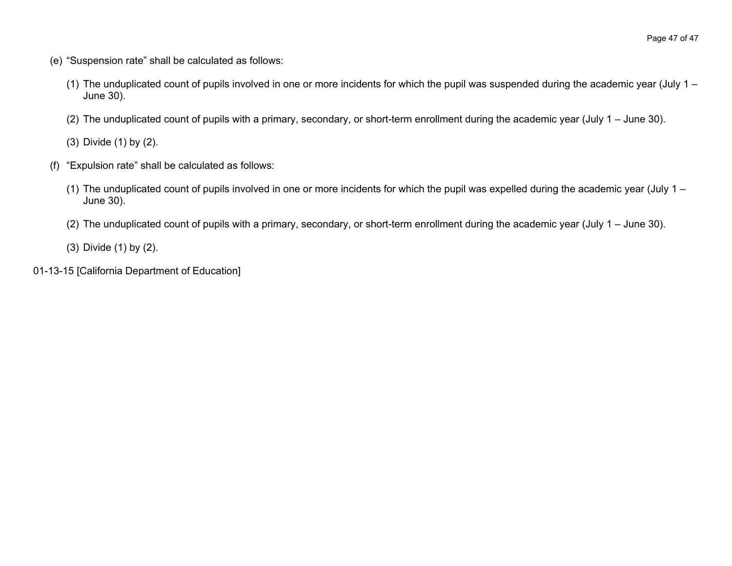(e) “Suspension rate” shall be calculated as follows:

   (1) The unduplicated count of pupils involved in one or more incidents for which the pupil was suspended during the academic year (July 1 – June 30).

   (2) The unduplicated count of pupils with a primary, secondary, or short-term enrollment during the academic year (July 1 – June 30).

   (3) Divide (1) by (2).

(f) “Expulsion rate” shall be calculated as follows:

   (1) The unduplicated count of pupils involved in one or more incidents for which the pupil was expelled during the academic year (July 1 – June 30).

   (2) The unduplicated count of pupils with a primary, secondary, or short-term enrollment during the academic year (July 1 – June 30).

   (3) Divide (1) by (2).

01-13-15 [California Department of Education]